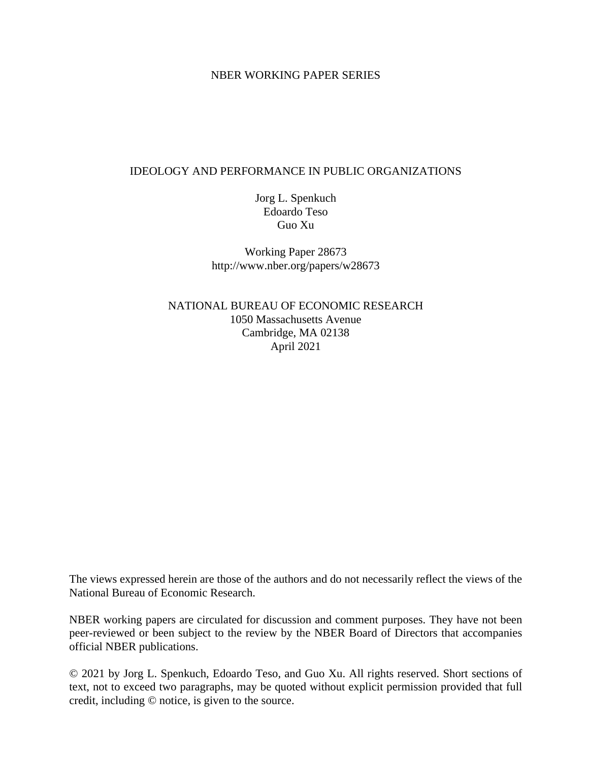NBER WORKING PAPER SERIES

# IDEOLOGY AND PERFORMANCE IN PUBLIC ORGANIZATIONS

Jorg L. Spenkuch
Edoardo Teso
Guo Xu

Working Paper 28673
http://www.nber.org/papers/w28673

NATIONAL BUREAU OF ECONOMIC RESEARCH
1050 Massachusetts Avenue
Cambridge, MA 02138
April 2021

The views expressed herein are those of the authors and do not necessarily reflect the views of the National Bureau of Economic Research.

NBER working papers are circulated for discussion and comment purposes. They have not been peer-reviewed or been subject to the review by the NBER Board of Directors that accompanies official NBER publications.

© 2021 by Jorg L. Spenkuch, Edoardo Teso, and Guo Xu. All rights reserved. Short sections of text, not to exceed two paragraphs, may be quoted without explicit permission provided that full credit, including © notice, is given to the source.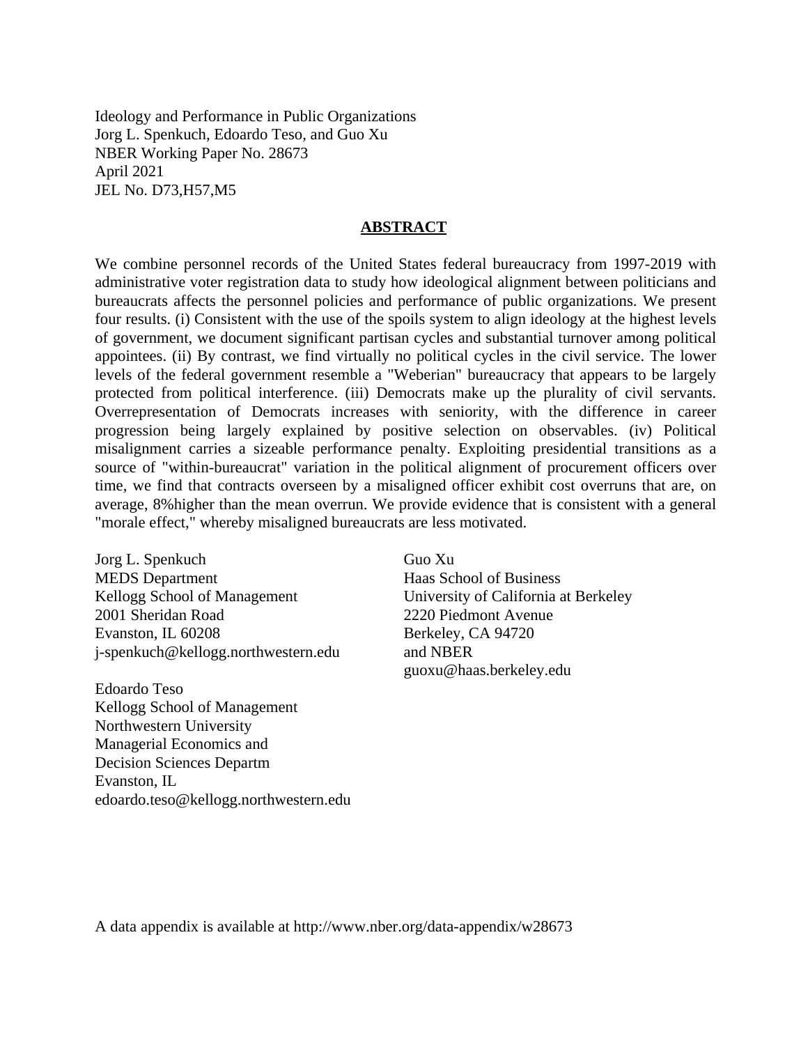Ideology and Performance in Public Organizations
Jorg L. Spenkuch, Edoardo Teso, and Guo Xu
NBER Working Paper No. 28673
April 2021
JEL No. D73,H57,M5

## ABSTRACT

We combine personnel records of the United States federal bureaucracy from 1997-2019 with administrative voter registration data to study how ideological alignment between politicians and bureaucrats affects the personnel policies and performance of public organizations. We present four results. (i) Consistent with the use of the spoils system to align ideology at the highest levels of government, we document significant partisan cycles and substantial turnover among political appointees. (ii) By contrast, we find virtually no political cycles in the civil service. The lower levels of the federal government resemble a "Weberian" bureaucracy that appears to be largely protected from political interference. (iii) Democrats make up the plurality of civil servants. Overrepresentation of Democrats increases with seniority, with the difference in career progression being largely explained by positive selection on observables. (iv) Political misalignment carries a sizeable performance penalty. Exploiting presidential transitions as a source of "within-bureaucrat" variation in the political alignment of procurement officers over time, we find that contracts overseen by a misaligned officer exhibit cost overruns that are, on average, 8%higher than the mean overrun. We provide evidence that is consistent with a general "morale effect," whereby misaligned bureaucrats are less motivated.

Jorg L. Spenkuch
MEDS Department
Kellogg School of Management
2001 Sheridan Road
Evanston, IL 60208
j-spenkuch@kellogg.northwestern.edu

Edoardo Teso
Kellogg School of Management
Northwestern University
Managerial Economics and
Decision Sciences Departm
Evanston, IL
edoardo.teso@kellogg.northwestern.edu

Guo Xu
Haas School of Business
University of California at Berkeley
2220 Piedmont Avenue
Berkeley, CA 94720
and NBER
guoxu@haas.berkeley.edu

A data appendix is available at http://www.nber.org/data-appendix/w28673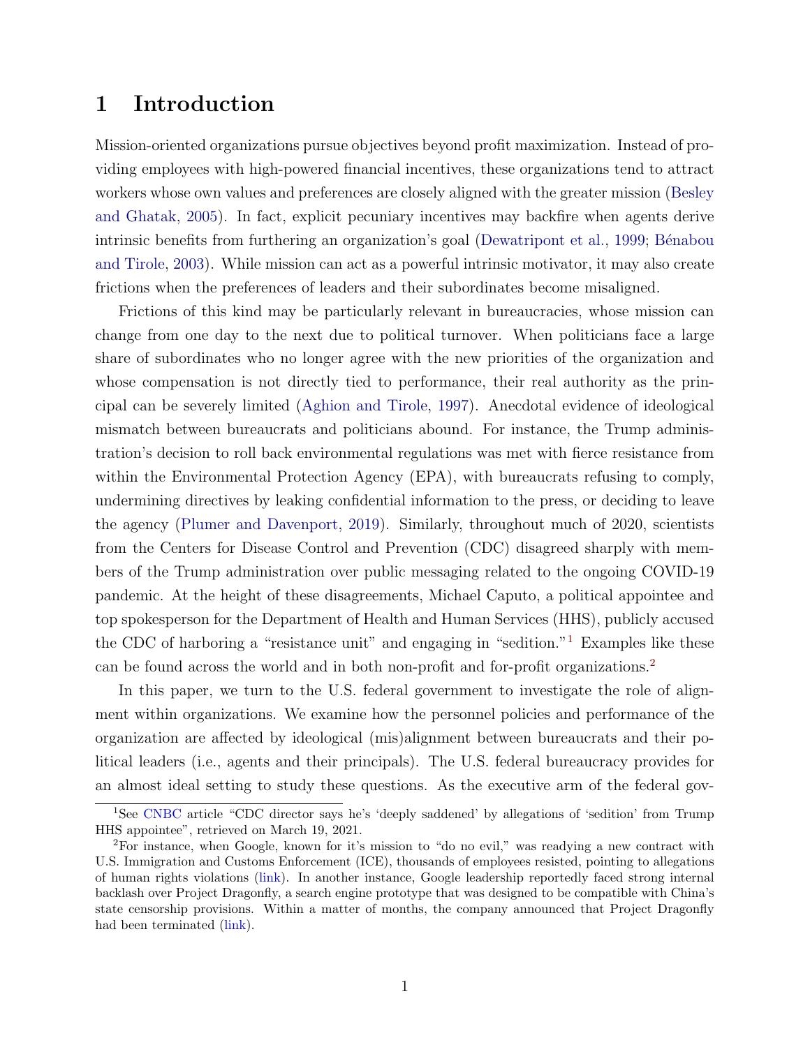# 1 Introduction

Mission-oriented organizations pursue objectives beyond profit maximization. Instead of providing employees with high-powered financial incentives, these organizations tend to attract workers whose own values and preferences are closely aligned with the greater mission (Besley and Ghatak, 2005). In fact, explicit pecuniary incentives may backfire when agents derive intrinsic benefits from furthering an organization's goal (Dewatripont et al., 1999; Bénabou and Tirole, 2003). While mission can act as a powerful intrinsic motivator, it may also create frictions when the preferences of leaders and their subordinates become misaligned.

Frictions of this kind may be particularly relevant in bureaucracies, whose mission can change from one day to the next due to political turnover. When politicians face a large share of subordinates who no longer agree with the new priorities of the organization and whose compensation is not directly tied to performance, their real authority as the principal can be severely limited (Aghion and Tirole, 1997). Anecdotal evidence of ideological mismatch between bureaucrats and politicians abound. For instance, the Trump administration's decision to roll back environmental regulations was met with fierce resistance from within the Environmental Protection Agency (EPA), with bureaucrats refusing to comply, undermining directives by leaking confidential information to the press, or deciding to leave the agency (Plumer and Davenport, 2019). Similarly, throughout much of 2020, scientists from the Centers for Disease Control and Prevention (CDC) disagreed sharply with members of the Trump administration over public messaging related to the ongoing COVID-19 pandemic. At the height of these disagreements, Michael Caputo, a political appointee and top spokesperson for the Department of Health and Human Services (HHS), publicly accused the CDC of harboring a "resistance unit" and engaging in "sedition."[1] Examples like these can be found across the world and in both non-profit and for-profit organizations.[2]

In this paper, we turn to the U.S. federal government to investigate the role of alignment within organizations. We examine how the personnel policies and performance of the organization are affected by ideological (mis)alignment between bureaucrats and their political leaders (i.e., agents and their principals). The U.S. federal bureaucracy provides for an almost ideal setting to study these questions. As the executive arm of the federal gov-

[1] See CNBC article "CDC director says he's 'deeply saddened' by allegations of 'sedition' from Trump HHS appointee", retrieved on March 19, 2021.

[2] For instance, when Google, known for it's mission to "do no evil," was readying a new contract with U.S. Immigration and Customs Enforcement (ICE), thousands of employees resisted, pointing to allegations of human rights violations (link). In another instance, Google leadership reportedly faced strong internal backlash over Project Dragonfly, a search engine prototype that was designed to be compatible with China's state censorship provisions. Within a matter of months, the company announced that Project Dragonfly had been terminated (link).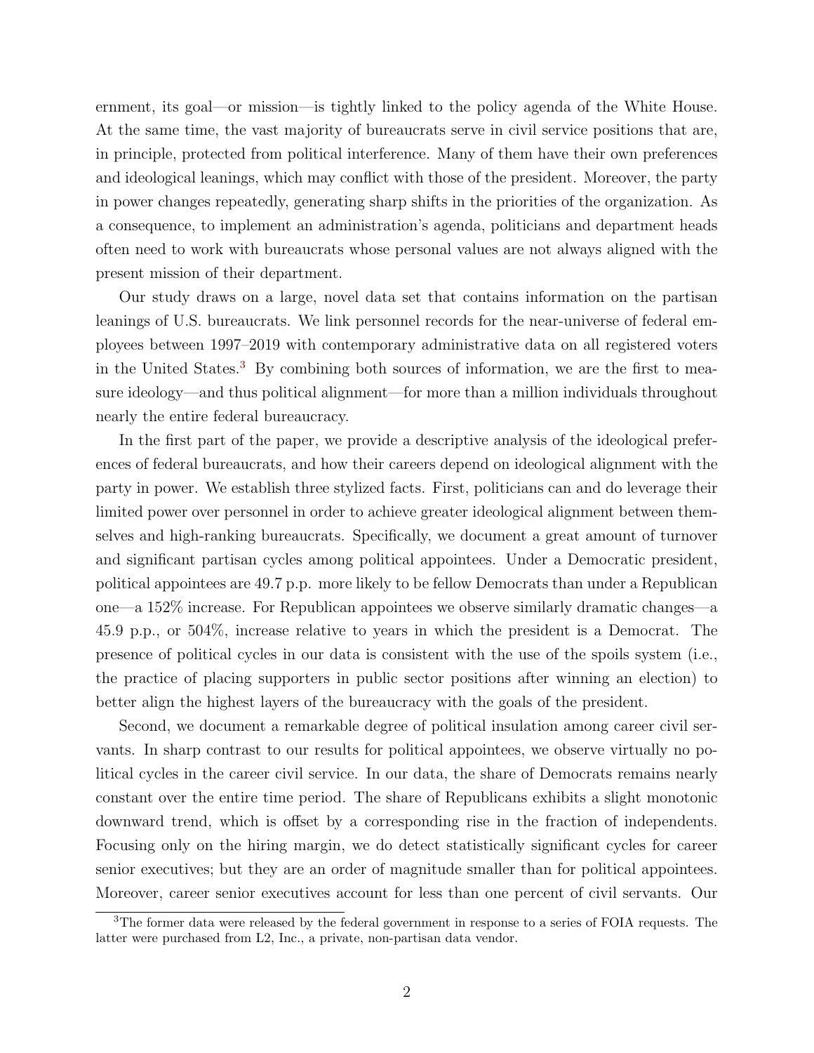ernment, its goal—or mission—is tightly linked to the policy agenda of the White House. At the same time, the vast majority of bureaucrats serve in civil service positions that are, in principle, protected from political interference. Many of them have their own preferences and ideological leanings, which may conflict with those of the president. Moreover, the party in power changes repeatedly, generating sharp shifts in the priorities of the organization. As a consequence, to implement an administration's agenda, politicians and department heads often need to work with bureaucrats whose personal values are not always aligned with the present mission of their department.

Our study draws on a large, novel data set that contains information on the partisan leanings of U.S. bureaucrats. We link personnel records for the near-universe of federal employees between 1997–2019 with contemporary administrative data on all registered voters in the United States.[3] By combining both sources of information, we are the first to measure ideology—and thus political alignment—for more than a million individuals throughout nearly the entire federal bureaucracy.

In the first part of the paper, we provide a descriptive analysis of the ideological preferences of federal bureaucrats, and how their careers depend on ideological alignment with the party in power. We establish three stylized facts. First, politicians can and do leverage their limited power over personnel in order to achieve greater ideological alignment between themselves and high-ranking bureaucrats. Specifically, we document a great amount of turnover and significant partisan cycles among political appointees. Under a Democratic president, political appointees are 49.7 p.p. more likely to be fellow Democrats than under a Republican one—a 152% increase. For Republican appointees we observe similarly dramatic changes—a 45.9 p.p., or 504%, increase relative to years in which the president is a Democrat. The presence of political cycles in our data is consistent with the use of the spoils system (i.e., the practice of placing supporters in public sector positions after winning an election) to better align the highest layers of the bureaucracy with the goals of the president.

Second, we document a remarkable degree of political insulation among career civil servants. In sharp contrast to our results for political appointees, we observe virtually no political cycles in the career civil service. In our data, the share of Democrats remains nearly constant over the entire time period. The share of Republicans exhibits a slight monotonic downward trend, which is offset by a corresponding rise in the fraction of independents. Focusing only on the hiring margin, we do detect statistically significant cycles for career senior executives; but they are an order of magnitude smaller than for political appointees. Moreover, career senior executives account for less than one percent of civil servants. Our

[3]The former data were released by the federal government in response to a series of FOIA requests. The latter were purchased from L2, Inc., a private, non-partisan data vendor.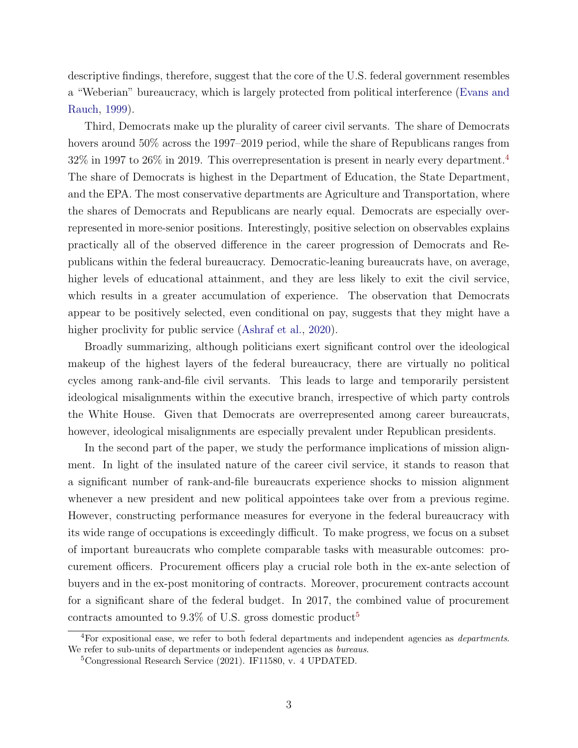descriptive findings, therefore, suggest that the core of the U.S. federal government resembles a "Weberian" bureaucracy, which is largely protected from political interference (Evans and Rauch, 1999).

Third, Democrats make up the plurality of career civil servants. The share of Democrats hovers around 50% across the 1997–2019 period, while the share of Republicans ranges from 32% in 1997 to 26% in 2019. This overrepresentation is present in nearly every department.[4] The share of Democrats is highest in the Department of Education, the State Department, and the EPA. The most conservative departments are Agriculture and Transportation, where the shares of Democrats and Republicans are nearly equal. Democrats are especially overrepresented in more-senior positions. Interestingly, positive selection on observables explains practically all of the observed difference in the career progression of Democrats and Republicans within the federal bureaucracy. Democratic-leaning bureaucrats have, on average, higher levels of educational attainment, and they are less likely to exit the civil service, which results in a greater accumulation of experience. The observation that Democrats appear to be positively selected, even conditional on pay, suggests that they might have a higher proclivity for public service (Ashraf et al., 2020).

Broadly summarizing, although politicians exert significant control over the ideological makeup of the highest layers of the federal bureaucracy, there are virtually no political cycles among rank-and-file civil servants. This leads to large and temporarily persistent ideological misalignments within the executive branch, irrespective of which party controls the White House. Given that Democrats are overrepresented among career bureaucrats, however, ideological misalignments are especially prevalent under Republican presidents.

In the second part of the paper, we study the performance implications of mission alignment. In light of the insulated nature of the career civil service, it stands to reason that a significant number of rank-and-file bureaucrats experience shocks to mission alignment whenever a new president and new political appointees take over from a previous regime. However, constructing performance measures for everyone in the federal bureaucracy with its wide range of occupations is exceedingly difficult. To make progress, we focus on a subset of important bureaucrats who complete comparable tasks with measurable outcomes: procurement officers. Procurement officers play a crucial role both in the ex-ante selection of buyers and in the ex-post monitoring of contracts. Moreover, procurement contracts account for a significant share of the federal budget. In 2017, the combined value of procurement contracts amounted to 9.3% of U.S. gross domestic product[5]

[4] For expositional ease, we refer to both federal departments and independent agencies as *departments*. We refer to sub-units of departments or independent agencies as *bureaus*.

[5] Congressional Research Service (2021). IF11580, v. 4 UPDATED.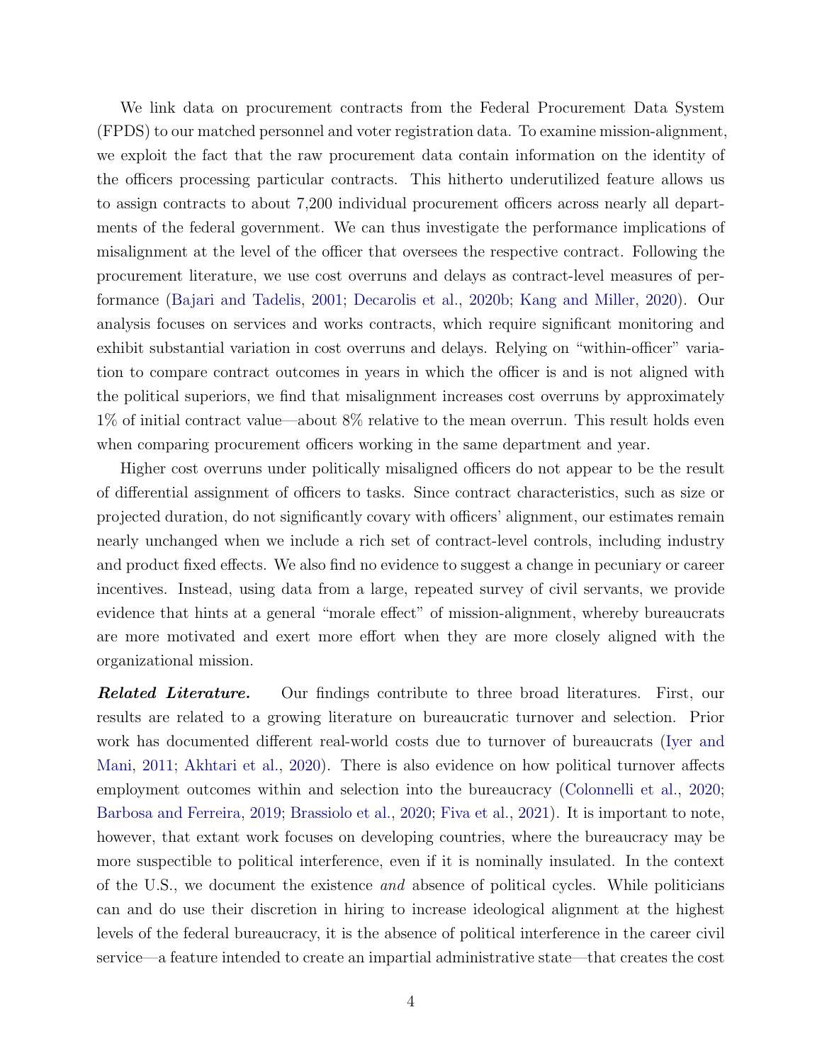We link data on procurement contracts from the Federal Procurement Data System (FPDS) to our matched personnel and voter registration data. To examine mission-alignment, we exploit the fact that the raw procurement data contain information on the identity of the officers processing particular contracts. This hitherto underutilized feature allows us to assign contracts to about 7,200 individual procurement officers across nearly all departments of the federal government. We can thus investigate the performance implications of misalignment at the level of the officer that oversees the respective contract. Following the procurement literature, we use cost overruns and delays as contract-level measures of performance (Bajari and Tadelis, 2001; Decarolis et al., 2020b; Kang and Miller, 2020). Our analysis focuses on services and works contracts, which require significant monitoring and exhibit substantial variation in cost overruns and delays. Relying on "within-officer" variation to compare contract outcomes in years in which the officer is and is not aligned with the political superiors, we find that misalignment increases cost overruns by approximately 1% of initial contract value—about 8% relative to the mean overrun. This result holds even when comparing procurement officers working in the same department and year.

Higher cost overruns under politically misaligned officers do not appear to be the result of differential assignment of officers to tasks. Since contract characteristics, such as size or projected duration, do not significantly covary with officers' alignment, our estimates remain nearly unchanged when we include a rich set of contract-level controls, including industry and product fixed effects. We also find no evidence to suggest a change in pecuniary or career incentives. Instead, using data from a large, repeated survey of civil servants, we provide evidence that hints at a general "morale effect" of mission-alignment, whereby bureaucrats are more motivated and exert more effort when they are more closely aligned with the organizational mission.

***Related Literature.*** Our findings contribute to three broad literatures. First, our results are related to a growing literature on bureaucratic turnover and selection. Prior work has documented different real-world costs due to turnover of bureaucrats (Iyer and Mani, 2011; Akhtari et al., 2020). There is also evidence on how political turnover affects employment outcomes within and selection into the bureaucracy (Colonnelli et al., 2020; Barbosa and Ferreira, 2019; Brassiolo et al., 2020; Fiva et al., 2021). It is important to note, however, that extant work focuses on developing countries, where the bureaucracy may be more suspectible to political interference, even if it is nominally insulated. In the context of the U.S., we document the existence *and* absence of political cycles. While politicians can and do use their discretion in hiring to increase ideological alignment at the highest levels of the federal bureaucracy, it is the absence of political interference in the career civil service—a feature intended to create an impartial administrative state—that creates the cost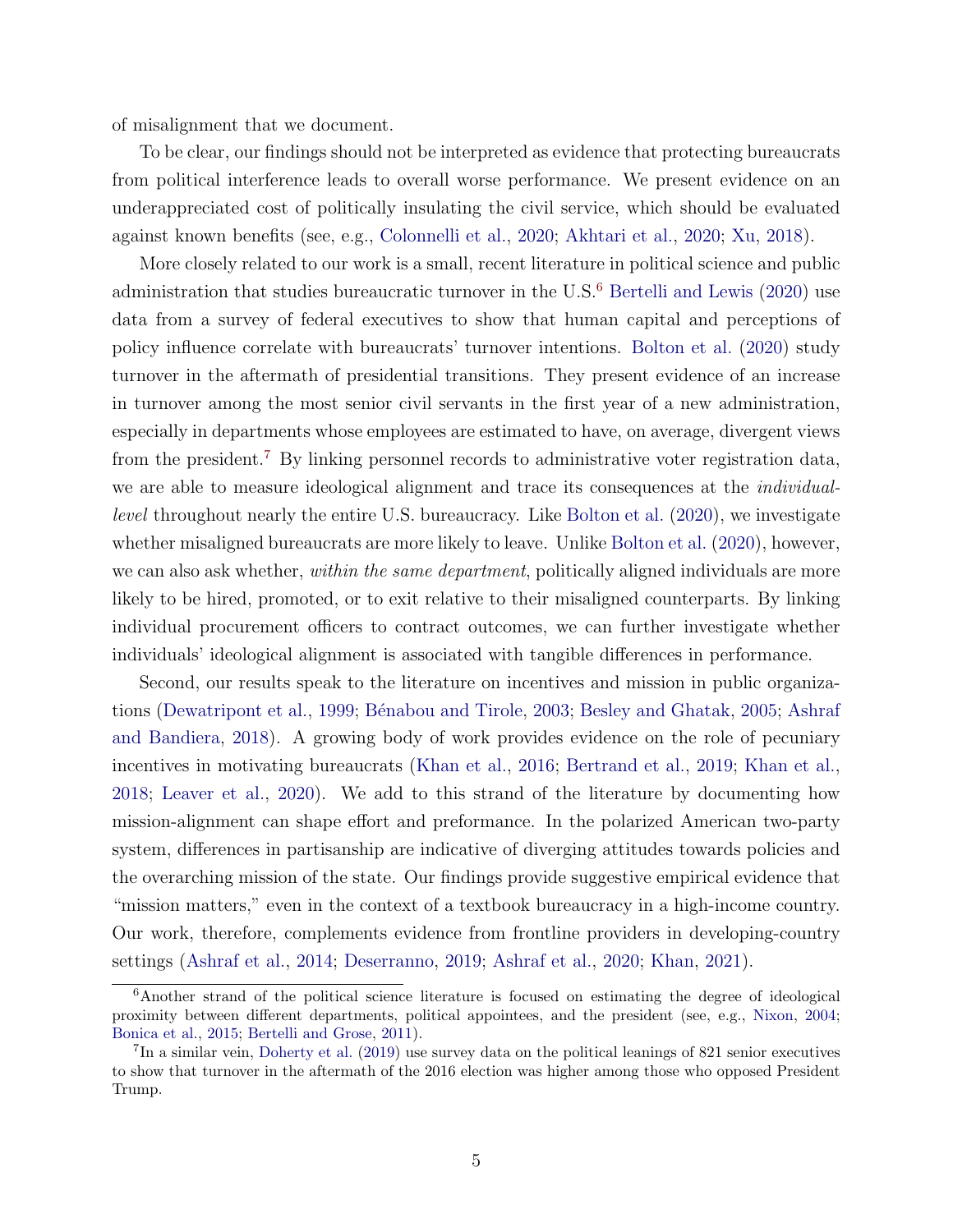of misalignment that we document.

To be clear, our findings should not be interpreted as evidence that protecting bureaucrats from political interference leads to overall worse performance. We present evidence on an underappreciated cost of politically insulating the civil service, which should be evaluated against known benefits (see, e.g., Colonnelli et al., 2020; Akhtari et al., 2020; Xu, 2018).

More closely related to our work is a small, recent literature in political science and public administration that studies bureaucratic turnover in the U.S.[6] Bertelli and Lewis (2020) use data from a survey of federal executives to show that human capital and perceptions of policy influence correlate with bureaucrats' turnover intentions. Bolton et al. (2020) study turnover in the aftermath of presidential transitions. They present evidence of an increase in turnover among the most senior civil servants in the first year of a new administration, especially in departments whose employees are estimated to have, on average, divergent views from the president.[7] By linking personnel records to administrative voter registration data, we are able to measure ideological alignment and trace its consequences at the *individual-level* throughout nearly the entire U.S. bureaucracy. Like Bolton et al. (2020), we investigate whether misaligned bureaucrats are more likely to leave. Unlike Bolton et al. (2020), however, we can also ask whether, *within the same department*, politically aligned individuals are more likely to be hired, promoted, or to exit relative to their misaligned counterparts. By linking individual procurement officers to contract outcomes, we can further investigate whether individuals' ideological alignment is associated with tangible differences in performance.

Second, our results speak to the literature on incentives and mission in public organizations (Dewatripont et al., 1999; Bénabou and Tirole, 2003; Besley and Ghatak, 2005; Ashraf and Bandiera, 2018). A growing body of work provides evidence on the role of pecuniary incentives in motivating bureaucrats (Khan et al., 2016; Bertrand et al., 2019; Khan et al., 2018; Leaver et al., 2020). We add to this strand of the literature by documenting how mission-alignment can shape effort and preformance. In the polarized American two-party system, differences in partisanship are indicative of diverging attitudes towards policies and the overarching mission of the state. Our findings provide suggestive empirical evidence that "mission matters," even in the context of a textbook bureaucracy in a high-income country. Our work, therefore, complements evidence from frontline providers in developing-country settings (Ashraf et al., 2014; Deserranno, 2019; Ashraf et al., 2020; Khan, 2021).

[6] Another strand of the political science literature is focused on estimating the degree of ideological proximity between different departments, political appointees, and the president (see, e.g., Nixon, 2004; Bonica et al., 2015; Bertelli and Grose, 2011).

[7] In a similar vein, Doherty et al. (2019) use survey data on the political leanings of 821 senior executives to show that turnover in the aftermath of the 2016 election was higher among those who opposed President Trump.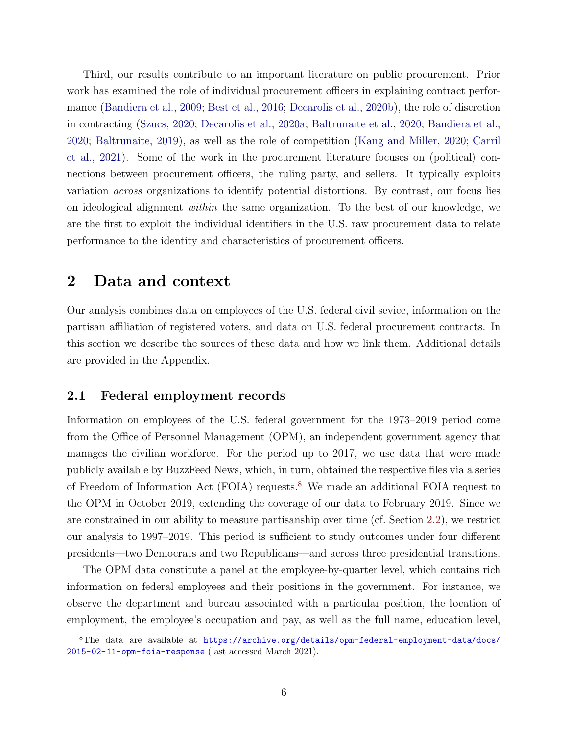Third, our results contribute to an important literature on public procurement. Prior work has examined the role of individual procurement officers in explaining contract performance (Bandiera et al., 2009; Best et al., 2016; Decarolis et al., 2020b), the role of discretion in contracting (Szucs, 2020; Decarolis et al., 2020a; Baltrunaite et al., 2020; Bandiera et al., 2020; Baltrunaite, 2019), as well as the role of competition (Kang and Miller, 2020; Carril et al., 2021). Some of the work in the procurement literature focuses on (political) connections between procurement officers, the ruling party, and sellers. It typically exploits variation *across* organizations to identify potential distortions. By contrast, our focus lies on ideological alignment *within* the same organization. To the best of our knowledge, we are the first to exploit the individual identifiers in the U.S. raw procurement data to relate performance to the identity and characteristics of procurement officers.

# 2 Data and context

Our analysis combines data on employees of the U.S. federal civil sevice, information on the partisan affiliation of registered voters, and data on U.S. federal procurement contracts. In this section we describe the sources of these data and how we link them. Additional details are provided in the Appendix.

## 2.1 Federal employment records

Information on employees of the U.S. federal government for the 1973–2019 period come from the Office of Personnel Management (OPM), an independent government agency that manages the civilian workforce. For the period up to 2017, we use data that were made publicly available by BuzzFeed News, which, in turn, obtained the respective files via a series of Freedom of Information Act (FOIA) requests.[8] We made an additional FOIA request to the OPM in October 2019, extending the coverage of our data to February 2019. Since we are constrained in our ability to measure partisanship over time (cf. Section 2.2), we restrict our analysis to 1997–2019. This period is sufficient to study outcomes under four different presidents—two Democrats and two Republicans—and across three presidential transitions.

The OPM data constitute a panel at the employee-by-quarter level, which contains rich information on federal employees and their positions in the government. For instance, we observe the department and bureau associated with a particular position, the location of employment, the employee's occupation and pay, as well as the full name, education level,

[8] The data are available at https://archive.org/details/opm-federal-employment-data/docs/2015-02-11-opm-foia-response (last accessed March 2021).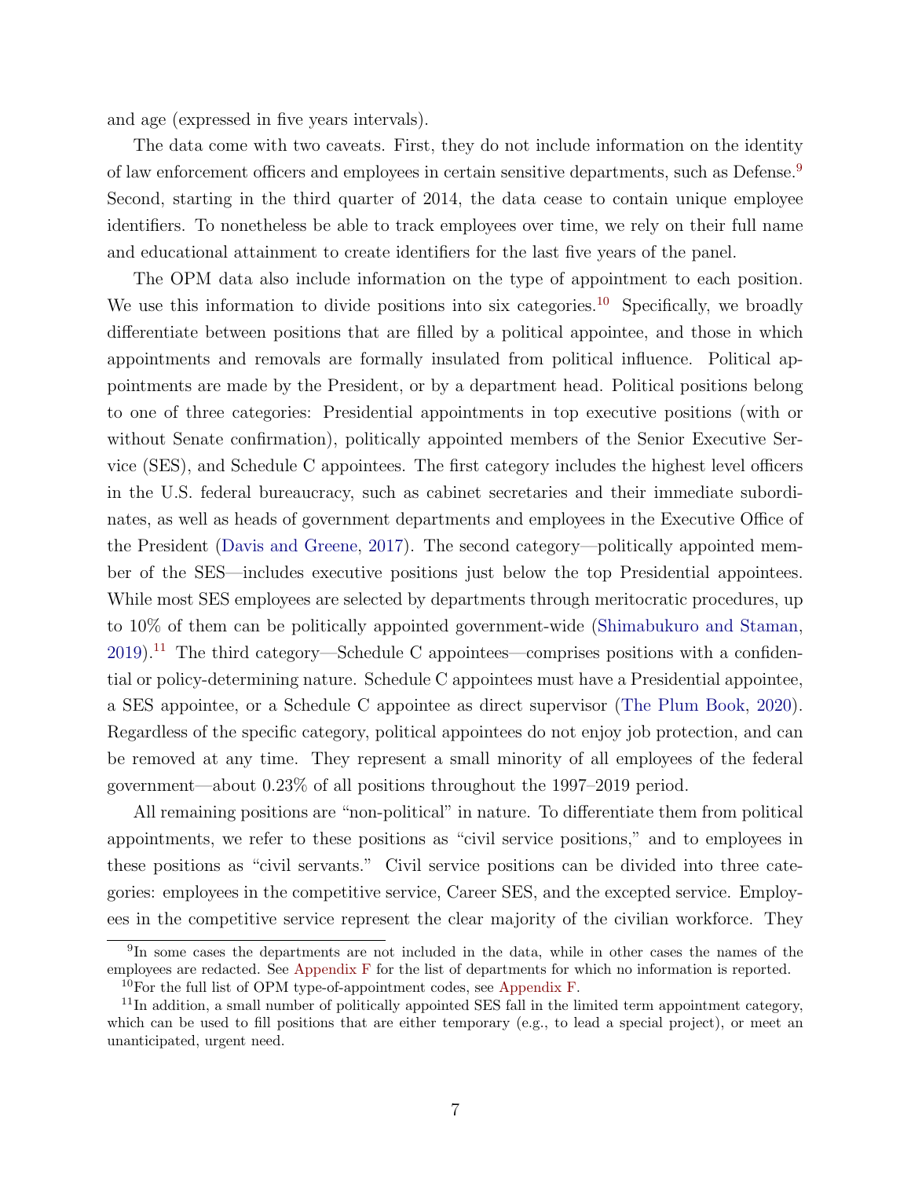and age (expressed in five years intervals).

The data come with two caveats. First, they do not include information on the identity of law enforcement officers and employees in certain sensitive departments, such as Defense.[9] Second, starting in the third quarter of 2014, the data cease to contain unique employee identifiers. To nonetheless be able to track employees over time, we rely on their full name and educational attainment to create identifiers for the last five years of the panel.

The OPM data also include information on the type of appointment to each position. We use this information to divide positions into six categories.[10] Specifically, we broadly differentiate between positions that are filled by a political appointee, and those in which appointments and removals are formally insulated from political influence. Political appointments are made by the President, or by a department head. Political positions belong to one of three categories: Presidential appointments in top executive positions (with or without Senate confirmation), politically appointed members of the Senior Executive Service (SES), and Schedule C appointees. The first category includes the highest level officers in the U.S. federal bureaucracy, such as cabinet secretaries and their immediate subordinates, as well as heads of government departments and employees in the Executive Office of the President (Davis and Greene, 2017). The second category—politically appointed member of the SES—includes executive positions just below the top Presidential appointees. While most SES employees are selected by departments through meritocratic procedures, up to 10% of them can be politically appointed government-wide (Shimabukuro and Staman, 2019).[11] The third category—Schedule C appointees—comprises positions with a confidential or policy-determining nature. Schedule C appointees must have a Presidential appointee, a SES appointee, or a Schedule C appointee as direct supervisor (The Plum Book, 2020). Regardless of the specific category, political appointees do not enjoy job protection, and can be removed at any time. They represent a small minority of all employees of the federal government—about 0.23% of all positions throughout the 1997–2019 period.

All remaining positions are "non-political" in nature. To differentiate them from political appointments, we refer to these positions as "civil service positions," and to employees in these positions as "civil servants." Civil service positions can be divided into three categories: employees in the competitive service, Career SES, and the excepted service. Employees in the competitive service represent the clear majority of the civilian workforce. They

[9] In some cases the departments are not included in the data, while in other cases the names of the employees are redacted. See Appendix F for the list of departments for which no information is reported.

[10] For the full list of OPM type-of-appointment codes, see Appendix F.

[11] In addition, a small number of politically appointed SES fall in the limited term appointment category, which can be used to fill positions that are either temporary (e.g., to lead a special project), or meet an unanticipated, urgent need.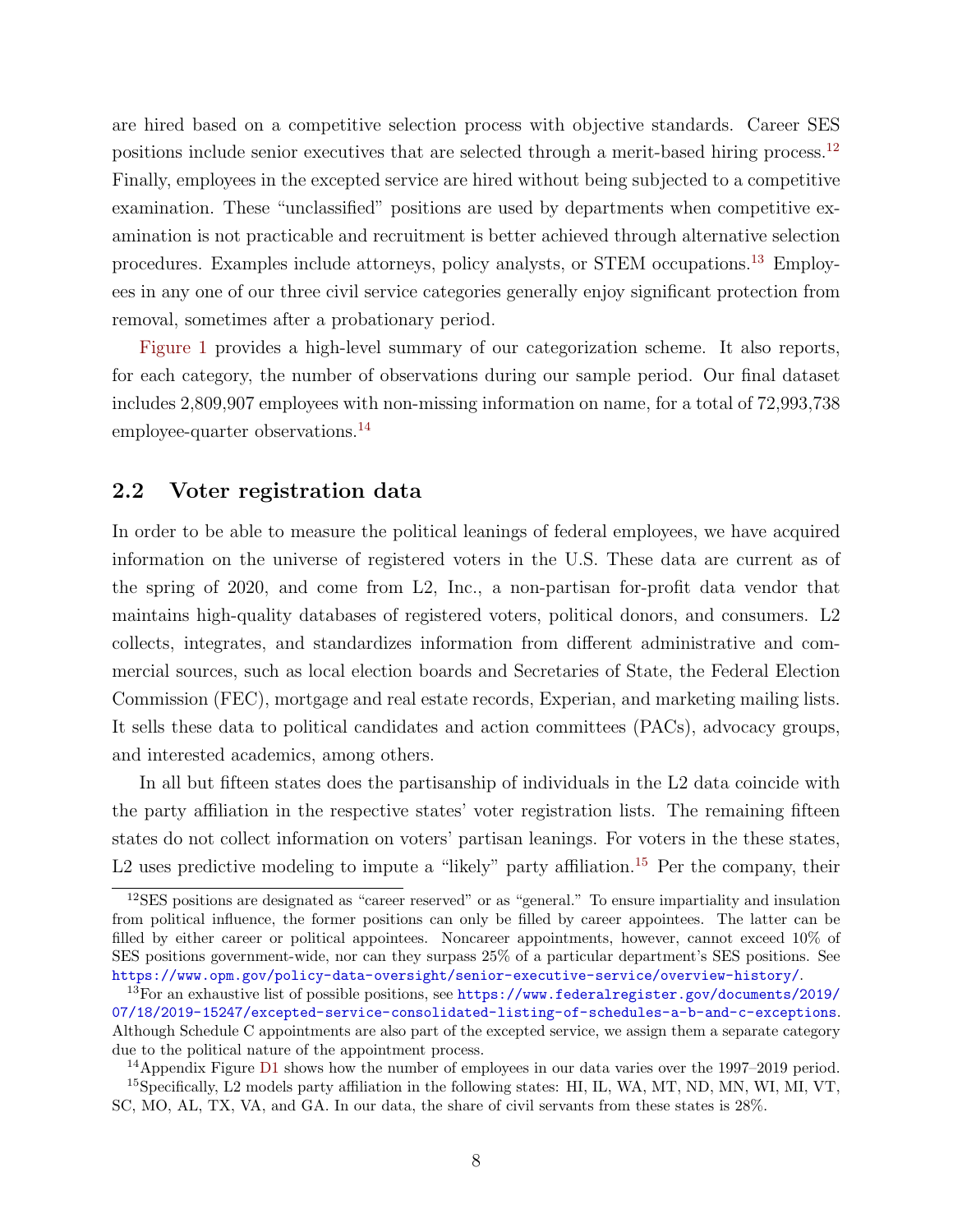are hired based on a competitive selection process with objective standards. Career SES positions include senior executives that are selected through a merit-based hiring process.[12] Finally, employees in the excepted service are hired without being subjected to a competitive examination. These "unclassified" positions are used by departments when competitive examination is not practicable and recruitment is better achieved through alternative selection procedures. Examples include attorneys, policy analysts, or STEM occupations.[13] Employees in any one of our three civil service categories generally enjoy significant protection from removal, sometimes after a probationary period.

Figure 1 provides a high-level summary of our categorization scheme. It also reports, for each category, the number of observations during our sample period. Our final dataset includes 2,809,907 employees with non-missing information on name, for a total of 72,993,738 employee-quarter observations.[14]

## 2.2 Voter registration data

In order to be able to measure the political leanings of federal employees, we have acquired information on the universe of registered voters in the U.S. These data are current as of the spring of 2020, and come from L2, Inc., a non-partisan for-profit data vendor that maintains high-quality databases of registered voters, political donors, and consumers. L2 collects, integrates, and standardizes information from different administrative and commercial sources, such as local election boards and Secretaries of State, the Federal Election Commission (FEC), mortgage and real estate records, Experian, and marketing mailing lists. It sells these data to political candidates and action committees (PACs), advocacy groups, and interested academics, among others.

In all but fifteen states does the partisanship of individuals in the L2 data coincide with the party affiliation in the respective states' voter registration lists. The remaining fifteen states do not collect information on voters' partisan leanings. For voters in the these states, L2 uses predictive modeling to impute a "likely" party affiliation.[15] Per the company, their

---

[12] SES positions are designated as "career reserved" or as "general." To ensure impartiality and insulation from political influence, the former positions can only be filled by career appointees. The latter can be filled by either career or political appointees. Noncareer appointments, however, cannot exceed 10% of SES positions government-wide, nor can they surpass 25% of a particular department's SES positions. See https://www.opm.gov/policy-data-oversight/senior-executive-service/overview-history/.

[13] For an exhaustive list of possible positions, see https://www.federalregister.gov/documents/2019/07/18/2019-15247/excepted-service-consolidated-listing-of-schedules-a-b-and-c-exceptions. Although Schedule C appointments are also part of the excepted service, we assign them a separate category due to the political nature of the appointment process.

[14] Appendix Figure D1 shows how the number of employees in our data varies over the 1997–2019 period.

[15] Specifically, L2 models party affiliation in the following states: HI, IL, WA, MT, ND, MN, WI, MI, VT, SC, MO, AL, TX, VA, and GA. In our data, the share of civil servants from these states is 28%.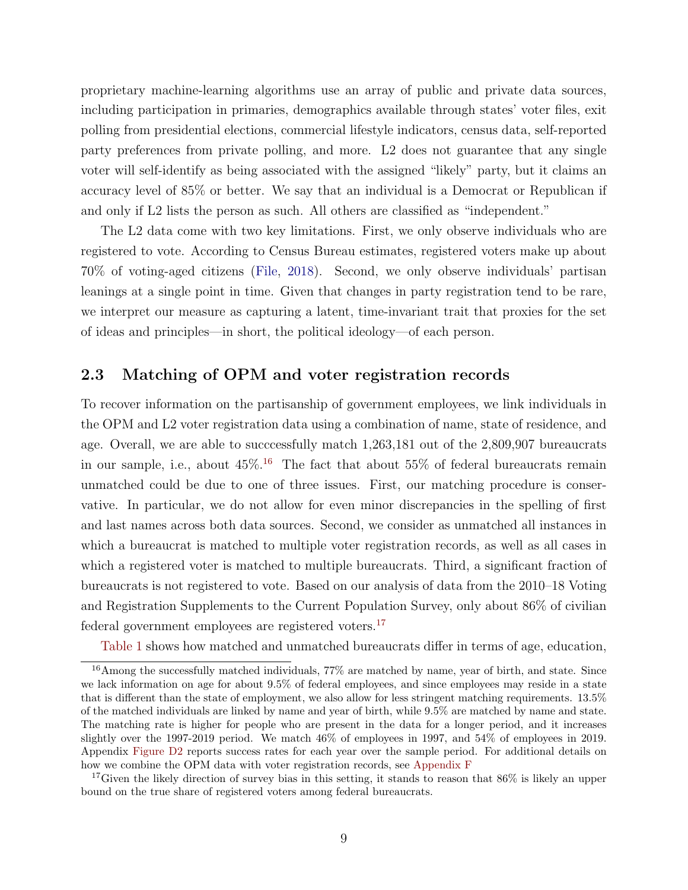proprietary machine-learning algorithms use an array of public and private data sources, including participation in primaries, demographics available through states' voter files, exit polling from presidential elections, commercial lifestyle indicators, census data, self-reported party preferences from private polling, and more. L2 does not guarantee that any single voter will self-identify as being associated with the assigned "likely" party, but it claims an accuracy level of 85% or better. We say that an individual is a Democrat or Republican if and only if L2 lists the person as such. All others are classified as "independent."

The L2 data come with two key limitations. First, we only observe individuals who are registered to vote. According to Census Bureau estimates, registered voters make up about 70% of voting-aged citizens (File, 2018). Second, we only observe individuals' partisan leanings at a single point in time. Given that changes in party registration tend to be rare, we interpret our measure as capturing a latent, time-invariant trait that proxies for the set of ideas and principles—in short, the political ideology—of each person.

## 2.3 Matching of OPM and voter registration records

To recover information on the partisanship of government employees, we link individuals in the OPM and L2 voter registration data using a combination of name, state of residence, and age. Overall, we are able to succcessfully match 1,263,181 out of the 2,809,907 bureaucrats in our sample, i.e., about 45%.[16] The fact that about 55% of federal bureaucrats remain unmatched could be due to one of three issues. First, our matching procedure is conservative. In particular, we do not allow for even minor discrepancies in the spelling of first and last names across both data sources. Second, we consider as unmatched all instances in which a bureaucrat is matched to multiple voter registration records, as well as all cases in which a registered voter is matched to multiple bureaucrats. Third, a significant fraction of bureaucrats is not registered to vote. Based on our analysis of data from the 2010–18 Voting and Registration Supplements to the Current Population Survey, only about 86% of civilian federal government employees are registered voters.[17]

Table 1 shows how matched and unmatched bureaucrats differ in terms of age, education,

[16] Among the successfully matched individuals, 77% are matched by name, year of birth, and state. Since we lack information on age for about 9.5% of federal employees, and since employees may reside in a state that is different than the state of employment, we also allow for less stringent matching requirements. 13.5% of the matched individuals are linked by name and year of birth, while 9.5% are matched by name and state. The matching rate is higher for people who are present in the data for a longer period, and it increases slightly over the 1997-2019 period. We match 46% of employees in 1997, and 54% of employees in 2019. Appendix Figure D2 reports success rates for each year over the sample period. For additional details on how we combine the OPM data with voter registration records, see Appendix F

[17] Given the likely direction of survey bias in this setting, it stands to reason that 86% is likely an upper bound on the true share of registered voters among federal bureaucrats.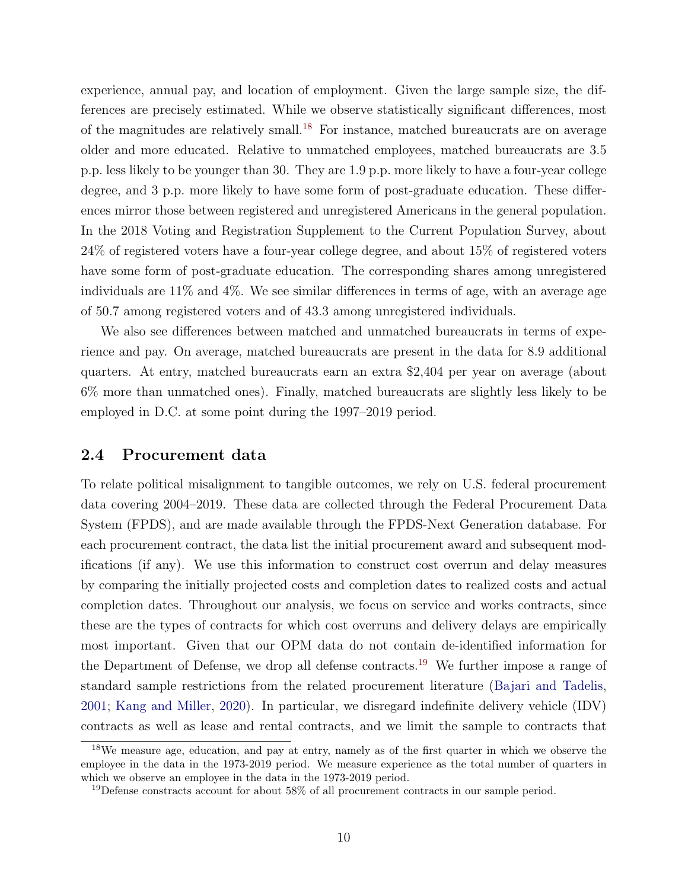experience, annual pay, and location of employment. Given the large sample size, the differences are precisely estimated. While we observe statistically significant differences, most of the magnitudes are relatively small.[18] For instance, matched bureaucrats are on average older and more educated. Relative to unmatched employees, matched bureaucrats are 3.5 p.p. less likely to be younger than 30. They are 1.9 p.p. more likely to have a four-year college degree, and 3 p.p. more likely to have some form of post-graduate education. These differences mirror those between registered and unregistered Americans in the general population. In the 2018 Voting and Registration Supplement to the Current Population Survey, about 24% of registered voters have a four-year college degree, and about 15% of registered voters have some form of post-graduate education. The corresponding shares among unregistered individuals are 11% and 4%. We see similar differences in terms of age, with an average age of 50.7 among registered voters and of 43.3 among unregistered individuals.

We also see differences between matched and unmatched bureaucrats in terms of experience and pay. On average, matched bureaucrats are present in the data for 8.9 additional quarters. At entry, matched bureaucrats earn an extra $2,404 per year on average (about 6% more than unmatched ones). Finally, matched bureaucrats are slightly less likely to be employed in D.C. at some point during the 1997–2019 period.

## 2.4 Procurement data

To relate political misalignment to tangible outcomes, we rely on U.S. federal procurement data covering 2004–2019. These data are collected through the Federal Procurement Data System (FPDS), and are made available through the FPDS-Next Generation database. For each procurement contract, the data list the initial procurement award and subsequent modifications (if any). We use this information to construct cost overrun and delay measures by comparing the initially projected costs and completion dates to realized costs and actual completion dates. Throughout our analysis, we focus on service and works contracts, since these are the types of contracts for which cost overruns and delivery delays are empirically most important. Given that our OPM data do not contain de-identified information for the Department of Defense, we drop all defense contracts.[19] We further impose a range of standard sample restrictions from the related procurement literature (Bajari and Tadelis, 2001; Kang and Miller, 2020). In particular, we disregard indefinite delivery vehicle (IDV) contracts as well as lease and rental contracts, and we limit the sample to contracts that

[18] We measure age, education, and pay at entry, namely as of the first quarter in which we observe the employee in the data in the 1973-2019 period. We measure experience as the total number of quarters in which we observe an employee in the data in the 1973-2019 period.

[19] Defense constracts account for about 58% of all procurement contracts in our sample period.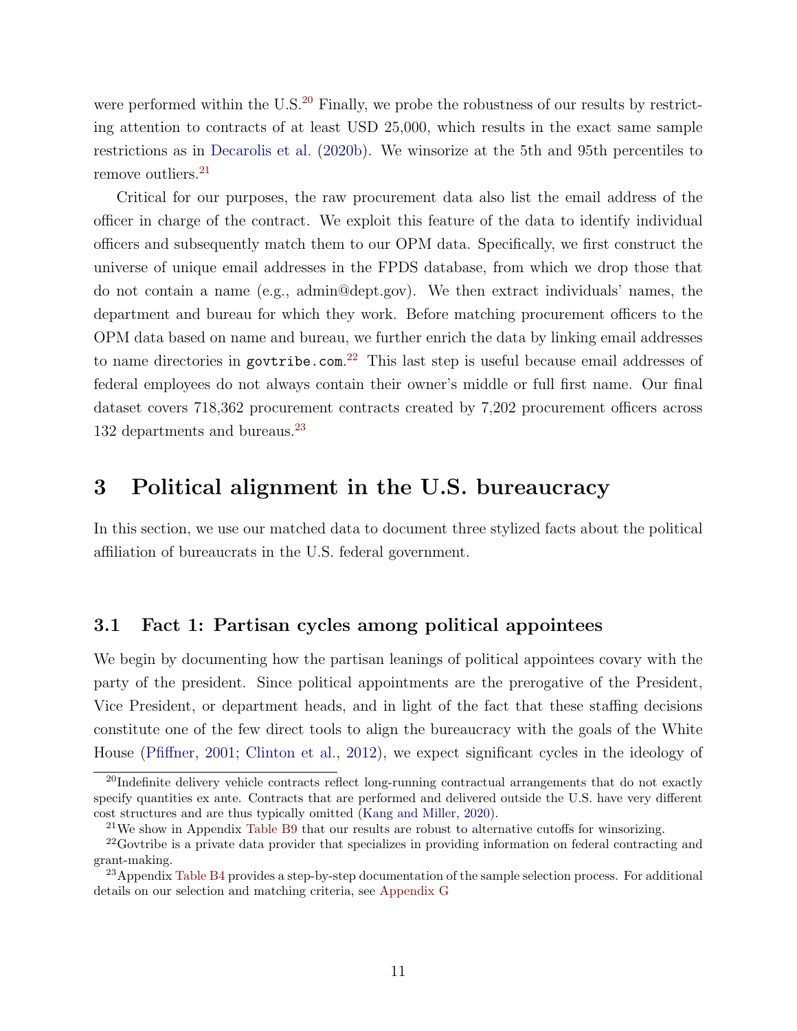were performed within the U.S.[20] Finally, we probe the robustness of our results by restricting attention to contracts of at least USD 25,000, which results in the exact same sample restrictions as in Decarolis et al. (2020b). We winsorize at the 5th and 95th percentiles to remove outliers.[21]

Critical for our purposes, the raw procurement data also list the email address of the officer in charge of the contract. We exploit this feature of the data to identify individual officers and subsequently match them to our OPM data. Specifically, we first construct the universe of unique email addresses in the FPDS database, from which we drop those that do not contain a name (e.g., admin@dept.gov). We then extract individuals' names, the department and bureau for which they work. Before matching procurement officers to the OPM data based on name and bureau, we further enrich the data by linking email addresses to name directories in `govtribe.com`.[22] This last step is useful because email addresses of federal employees do not always contain their owner's middle or full first name. Our final dataset covers 718,362 procurement contracts created by 7,202 procurement officers across 132 departments and bureaus.[23]

# 3 Political alignment in the U.S. bureaucracy

In this section, we use our matched data to document three stylized facts about the political affiliation of bureaucrats in the U.S. federal government.

## 3.1 Fact 1: Partisan cycles among political appointees

We begin by documenting how the partisan leanings of political appointees covary with the party of the president. Since political appointments are the prerogative of the President, Vice President, or department heads, and in light of the fact that these staffing decisions constitute one of the few direct tools to align the bureaucracy with the goals of the White House (Pfiffner, 2001; Clinton et al., 2012), we expect significant cycles in the ideology of

[20] Indefinite delivery vehicle contracts reflect long-running contractual arrangements that do not exactly specify quantities ex ante. Contracts that are performed and delivered outside the U.S. have very different cost structures and are thus typically omitted (Kang and Miller, 2020).

[21] We show in Appendix Table B9 that our results are robust to alternative cutoffs for winsorizing.

[22] Govtribe is a private data provider that specializes in providing information on federal contracting and grant-making.

[23] Appendix Table B4 provides a step-by-step documentation of the sample selection process. For additional details on our selection and matching criteria, see Appendix G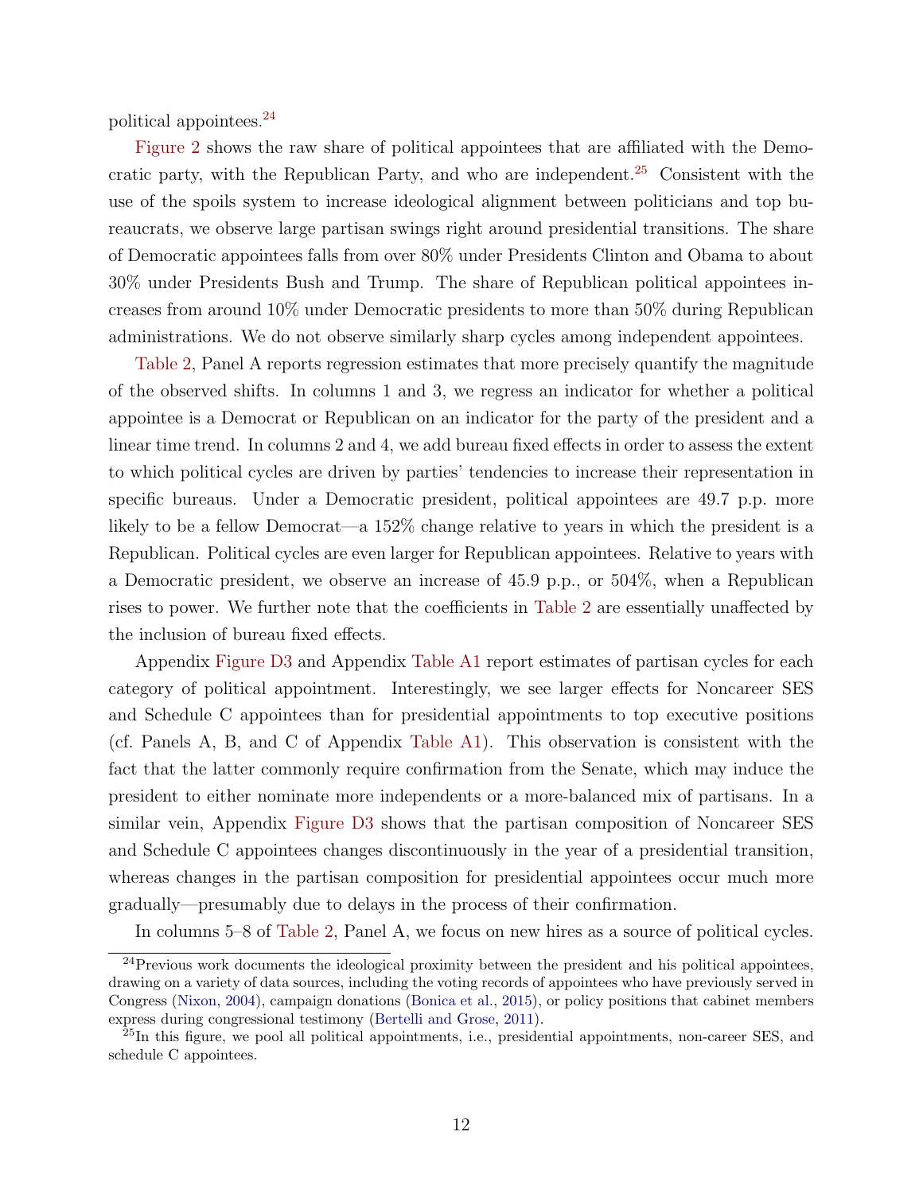political appointees.[24]

Figure 2 shows the raw share of political appointees that are affiliated with the Democratic party, with the Republican Party, and who are independent.[25] Consistent with the use of the spoils system to increase ideological alignment between politicians and top bureaucrats, we observe large partisan swings right around presidential transitions. The share of Democratic appointees falls from over 80% under Presidents Clinton and Obama to about 30% under Presidents Bush and Trump. The share of Republican political appointees increases from around 10% under Democratic presidents to more than 50% during Republican administrations. We do not observe similarly sharp cycles among independent appointees.

Table 2, Panel A reports regression estimates that more precisely quantify the magnitude of the observed shifts. In columns 1 and 3, we regress an indicator for whether a political appointee is a Democrat or Republican on an indicator for the party of the president and a linear time trend. In columns 2 and 4, we add bureau fixed effects in order to assess the extent to which political cycles are driven by parties' tendencies to increase their representation in specific bureaus. Under a Democratic president, political appointees are 49.7 p.p. more likely to be a fellow Democrat—a 152% change relative to years in which the president is a Republican. Political cycles are even larger for Republican appointees. Relative to years with a Democratic president, we observe an increase of 45.9 p.p., or 504%, when a Republican rises to power. We further note that the coefficients in Table 2 are essentially unaffected by the inclusion of bureau fixed effects.

Appendix Figure D3 and Appendix Table A1 report estimates of partisan cycles for each category of political appointment. Interestingly, we see larger effects for Noncareer SES and Schedule C appointees than for presidential appointments to top executive positions (cf. Panels A, B, and C of Appendix Table A1). This observation is consistent with the fact that the latter commonly require confirmation from the Senate, which may induce the president to either nominate more independents or a more-balanced mix of partisans. In a similar vein, Appendix Figure D3 shows that the partisan composition of Noncareer SES and Schedule C appointees changes discontinuously in the year of a presidential transition, whereas changes in the partisan composition for presidential appointees occur much more gradually—presumably due to delays in the process of their confirmation.

In columns 5–8 of Table 2, Panel A, we focus on new hires as a source of political cycles.

---

[24] Previous work documents the ideological proximity between the president and his political appointees, drawing on a variety of data sources, including the voting records of appointees who have previously served in Congress (Nixon, 2004), campaign donations (Bonica et al., 2015), or policy positions that cabinet members express during congressional testimony (Bertelli and Grose, 2011).

[25] In this figure, we pool all political appointments, i.e., presidential appointments, non-career SES, and schedule C appointees.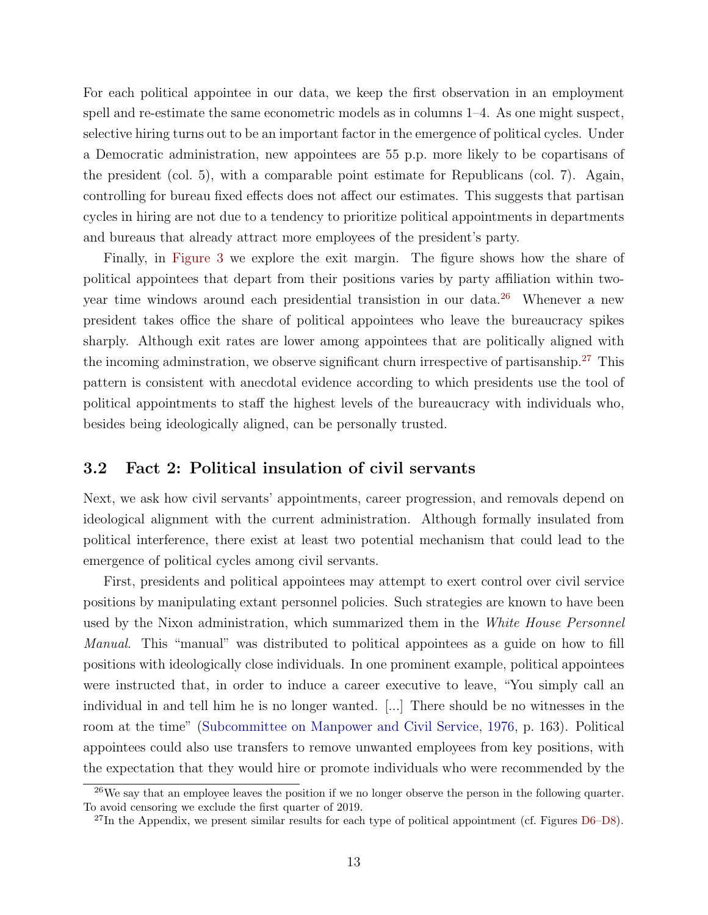For each political appointee in our data, we keep the first observation in an employment spell and re-estimate the same econometric models as in columns 1–4. As one might suspect, selective hiring turns out to be an important factor in the emergence of political cycles. Under a Democratic administration, new appointees are 55 p.p. more likely to be copartisans of the president (col. 5), with a comparable point estimate for Republicans (col. 7). Again, controlling for bureau fixed effects does not affect our estimates. This suggests that partisan cycles in hiring are not due to a tendency to prioritize political appointments in departments and bureaus that already attract more employees of the president's party.

Finally, in Figure 3 we explore the exit margin. The figure shows how the share of political appointees that depart from their positions varies by party affiliation within two-year time windows around each presidential transistion in our data.[26] Whenever a new president takes office the share of political appointees who leave the bureaucracy spikes sharply. Although exit rates are lower among appointees that are politically aligned with the incoming adminstration, we observe significant churn irrespective of partisanship.[27] This pattern is consistent with anecdotal evidence according to which presidents use the tool of political appointments to staff the highest levels of the bureaucracy with individuals who, besides being ideologically aligned, can be personally trusted.

## 3.2 Fact 2: Political insulation of civil servants

Next, we ask how civil servants' appointments, career progression, and removals depend on ideological alignment with the current administration. Although formally insulated from political interference, there exist at least two potential mechanism that could lead to the emergence of political cycles among civil servants.

First, presidents and political appointees may attempt to exert control over civil service positions by manipulating extant personnel policies. Such strategies are known to have been used by the Nixon administration, which summarized them in the *White House Personnel Manual*. This "manual" was distributed to political appointees as a guide on how to fill positions with ideologically close individuals. In one prominent example, political appointees were instructed that, in order to induce a career executive to leave, "You simply call an individual in and tell him he is no longer wanted. [...] There should be no witnesses in the room at the time" (Subcommittee on Manpower and Civil Service, 1976, p. 163). Political appointees could also use transfers to remove unwanted employees from key positions, with the expectation that they would hire or promote individuals who were recommended by the

[26] We say that an employee leaves the position if we no longer observe the person in the following quarter. To avoid censoring we exclude the first quarter of 2019.

[27] In the Appendix, we present similar results for each type of political appointment (cf. Figures D6–D8).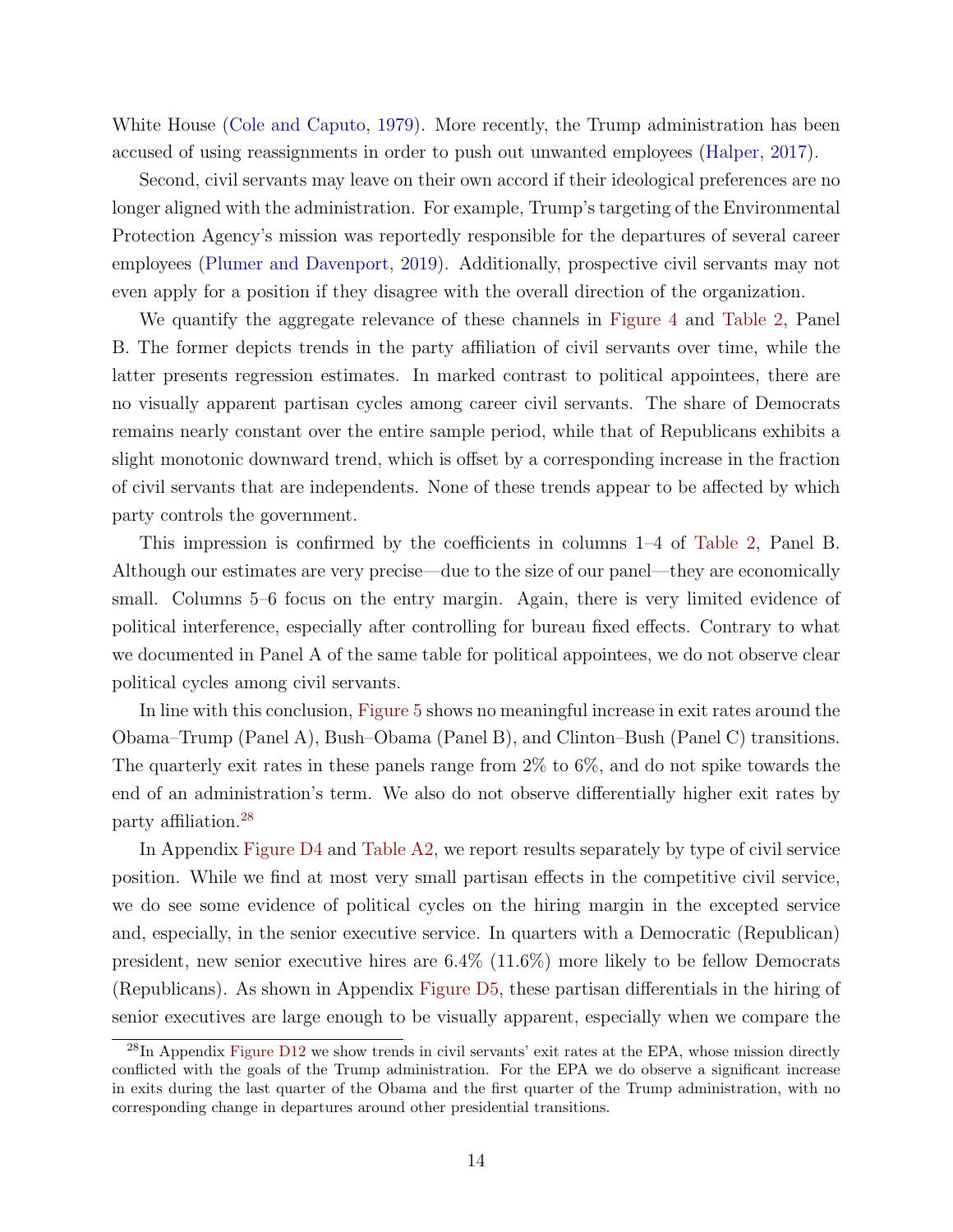White House (Cole and Caputo, 1979). More recently, the Trump administration has been accused of using reassignments in order to push out unwanted employees (Halper, 2017).

Second, civil servants may leave on their own accord if their ideological preferences are no longer aligned with the administration. For example, Trump's targeting of the Environmental Protection Agency's mission was reportedly responsible for the departures of several career employees (Plumer and Davenport, 2019). Additionally, prospective civil servants may not even apply for a position if they disagree with the overall direction of the organization.

We quantify the aggregate relevance of these channels in Figure 4 and Table 2, Panel B. The former depicts trends in the party affiliation of civil servants over time, while the latter presents regression estimates. In marked contrast to political appointees, there are no visually apparent partisan cycles among career civil servants. The share of Democrats remains nearly constant over the entire sample period, while that of Republicans exhibits a slight monotonic downward trend, which is offset by a corresponding increase in the fraction of civil servants that are independents. None of these trends appear to be affected by which party controls the government.

This impression is confirmed by the coefficients in columns 1–4 of Table 2, Panel B. Although our estimates are very precise—due to the size of our panel—they are economically small. Columns 5–6 focus on the entry margin. Again, there is very limited evidence of political interference, especially after controlling for bureau fixed effects. Contrary to what we documented in Panel A of the same table for political appointees, we do not observe clear political cycles among civil servants.

In line with this conclusion, Figure 5 shows no meaningful increase in exit rates around the Obama–Trump (Panel A), Bush–Obama (Panel B), and Clinton–Bush (Panel C) transitions. The quarterly exit rates in these panels range from 2% to 6%, and do not spike towards the end of an administration's term. We also do not observe differentially higher exit rates by party affiliation.[28]

In Appendix Figure D4 and Table A2, we report results separately by type of civil service position. While we find at most very small partisan effects in the competitive civil service, we do see some evidence of political cycles on the hiring margin in the excepted service and, especially, in the senior executive service. In quarters with a Democratic (Republican) president, new senior executive hires are 6.4% (11.6%) more likely to be fellow Democrats (Republicans). As shown in Appendix Figure D5, these partisan differentials in the hiring of senior executives are large enough to be visually apparent, especially when we compare the

[28] In Appendix Figure D12 we show trends in civil servants' exit rates at the EPA, whose mission directly conflicted with the goals of the Trump administration. For the EPA we do observe a significant increase in exits during the last quarter of the Obama and the first quarter of the Trump administration, with no corresponding change in departures around other presidential transitions.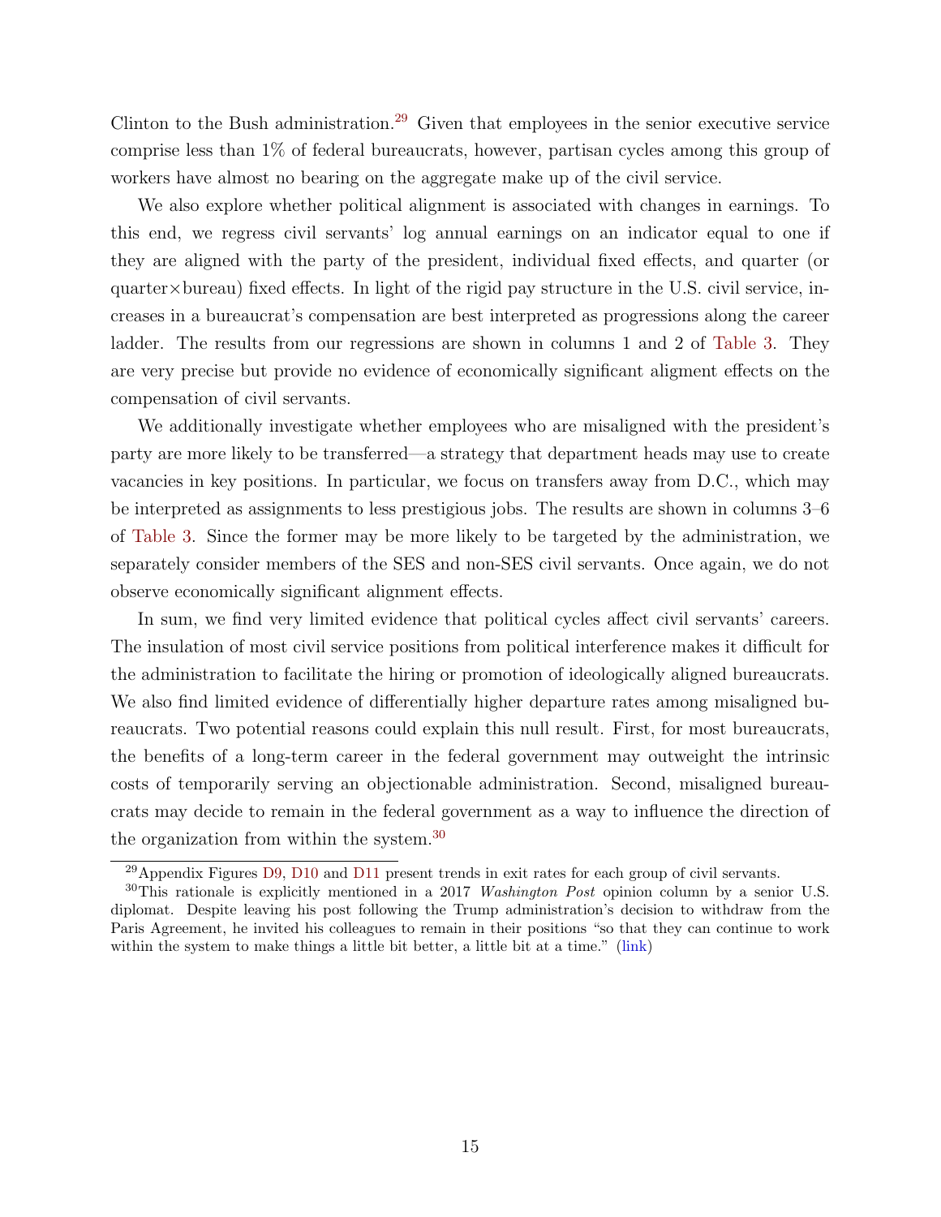Clinton to the Bush administration.[29] Given that employees in the senior executive service comprise less than 1% of federal bureaucrats, however, partisan cycles among this group of workers have almost no bearing on the aggregate make up of the civil service.

We also explore whether political alignment is associated with changes in earnings. To this end, we regress civil servants' log annual earnings on an indicator equal to one if they are aligned with the party of the president, individual fixed effects, and quarter (or quarter×bureau) fixed effects. In light of the rigid pay structure in the U.S. civil service, increases in a bureaucrat's compensation are best interpreted as progressions along the career ladder. The results from our regressions are shown in columns 1 and 2 of Table 3. They are very precise but provide no evidence of economically significant aligment effects on the compensation of civil servants.

We additionally investigate whether employees who are misaligned with the president's party are more likely to be transferred—a strategy that department heads may use to create vacancies in key positions. In particular, we focus on transfers away from D.C., which may be interpreted as assignments to less prestigious jobs. The results are shown in columns 3–6 of Table 3. Since the former may be more likely to be targeted by the administration, we separately consider members of the SES and non-SES civil servants. Once again, we do not observe economically significant alignment effects.

In sum, we find very limited evidence that political cycles affect civil servants' careers. The insulation of most civil service positions from political interference makes it difficult for the administration to facilitate the hiring or promotion of ideologically aligned bureaucrats. We also find limited evidence of differentially higher departure rates among misaligned bureaucrats. Two potential reasons could explain this null result. First, for most bureaucrats, the benefits of a long-term career in the federal government may outweight the intrinsic costs of temporarily serving an objectionable administration. Second, misaligned bureaucrats may decide to remain in the federal government as a way to influence the direction of the organization from within the system.[30]

[29] Appendix Figures D9, D10 and D11 present trends in exit rates for each group of civil servants.

[30] This rationale is explicitly mentioned in a 2017 *Washington Post* opinion column by a senior U.S. diplomat. Despite leaving his post following the Trump administration's decision to withdraw from the Paris Agreement, he invited his colleagues to remain in their positions "so that they can continue to work within the system to make things a little bit better, a little bit at a time." (link)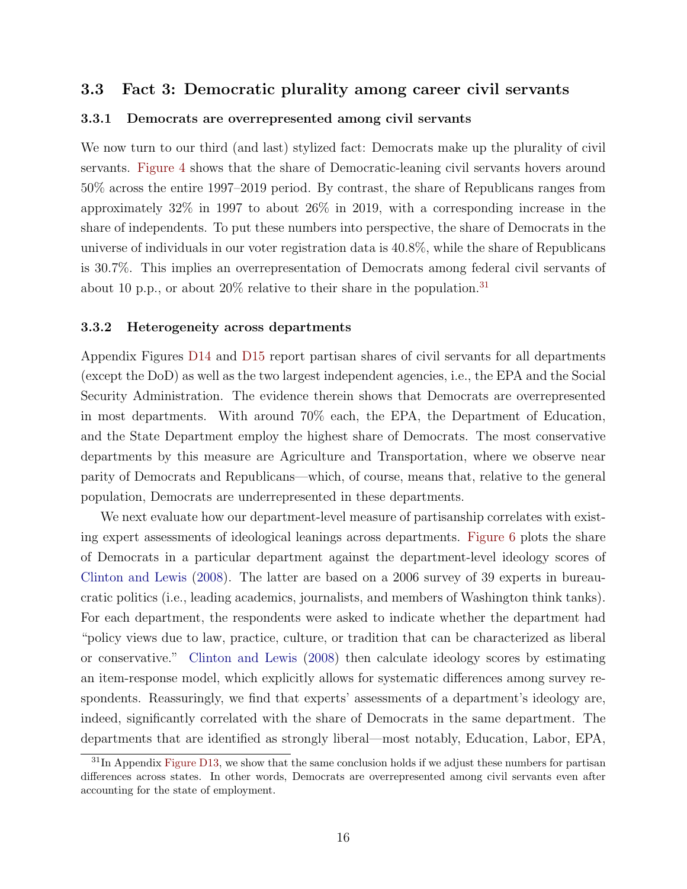## 3.3 Fact 3: Democratic plurality among career civil servants

### 3.3.1 Democrats are overrepresented among civil servants

We now turn to our third (and last) stylized fact: Democrats make up the plurality of civil servants. Figure 4 shows that the share of Democratic-leaning civil servants hovers around 50% across the entire 1997–2019 period. By contrast, the share of Republicans ranges from approximately 32% in 1997 to about 26% in 2019, with a corresponding increase in the share of independents. To put these numbers into perspective, the share of Democrats in the universe of individuals in our voter registration data is 40.8%, while the share of Republicans is 30.7%. This implies an overrepresentation of Democrats among federal civil servants of about 10 p.p., or about 20% relative to their share in the population.[31]

### 3.3.2 Heterogeneity across departments

Appendix Figures D14 and D15 report partisan shares of civil servants for all departments (except the DoD) as well as the two largest independent agencies, i.e., the EPA and the Social Security Administration. The evidence therein shows that Democrats are overrepresented in most departments. With around 70% each, the EPA, the Department of Education, and the State Department employ the highest share of Democrats. The most conservative departments by this measure are Agriculture and Transportation, where we observe near parity of Democrats and Republicans—which, of course, means that, relative to the general population, Democrats are underrepresented in these departments.

We next evaluate how our department-level measure of partisanship correlates with existing expert assessments of ideological leanings across departments. Figure 6 plots the share of Democrats in a particular department against the department-level ideology scores of Clinton and Lewis (2008). The latter are based on a 2006 survey of 39 experts in bureaucratic politics (i.e., leading academics, journalists, and members of Washington think tanks). For each department, the respondents were asked to indicate whether the department had "policy views due to law, practice, culture, or tradition that can be characterized as liberal or conservative." Clinton and Lewis (2008) then calculate ideology scores by estimating an item-response model, which explicitly allows for systematic differences among survey respondents. Reassuringly, we find that experts' assessments of a department's ideology are, indeed, significantly correlated with the share of Democrats in the same department. The departments that are identified as strongly liberal—most notably, Education, Labor, EPA,

[31] In Appendix Figure D13, we show that the same conclusion holds if we adjust these numbers for partisan differences across states. In other words, Democrats are overrepresented among civil servants even after accounting for the state of employment.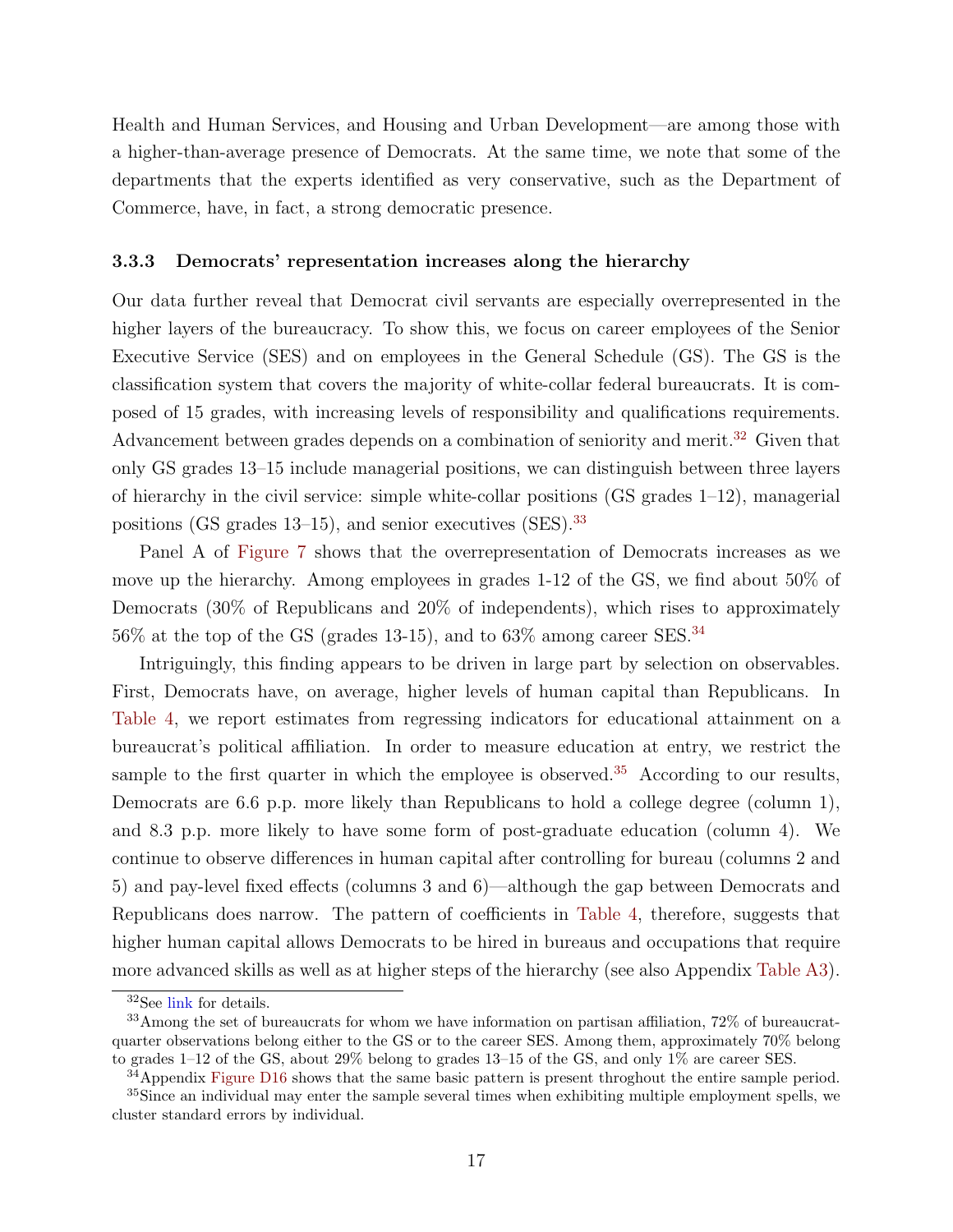Health and Human Services, and Housing and Urban Development—are among those with a higher-than-average presence of Democrats. At the same time, we note that some of the departments that the experts identified as very conservative, such as the Department of Commerce, have, in fact, a strong democratic presence.

### 3.3.3 Democrats' representation increases along the hierarchy

Our data further reveal that Democrat civil servants are especially overrepresented in the higher layers of the bureaucracy. To show this, we focus on career employees of the Senior Executive Service (SES) and on employees in the General Schedule (GS). The GS is the classification system that covers the majority of white-collar federal bureaucrats. It is composed of 15 grades, with increasing levels of responsibility and qualifications requirements. Advancement between grades depends on a combination of seniority and merit.[32] Given that only GS grades 13–15 include managerial positions, we can distinguish between three layers of hierarchy in the civil service: simple white-collar positions (GS grades 1–12), managerial positions (GS grades 13–15), and senior executives (SES).[33]

Panel A of Figure 7 shows that the overrepresentation of Democrats increases as we move up the hierarchy. Among employees in grades 1-12 of the GS, we find about 50% of Democrats (30% of Republicans and 20% of independents), which rises to approximately 56% at the top of the GS (grades 13-15), and to 63% among career SES.[34]

Intriguingly, this finding appears to be driven in large part by selection on observables. First, Democrats have, on average, higher levels of human capital than Republicans. In Table 4, we report estimates from regressing indicators for educational attainment on a bureaucrat's political affiliation. In order to measure education at entry, we restrict the sample to the first quarter in which the employee is observed.[35] According to our results, Democrats are 6.6 p.p. more likely than Republicans to hold a college degree (column 1), and 8.3 p.p. more likely to have some form of post-graduate education (column 4). We continue to observe differences in human capital after controlling for bureau (columns 2 and 5) and pay-level fixed effects (columns 3 and 6)—although the gap between Democrats and Republicans does narrow. The pattern of coefficients in Table 4, therefore, suggests that higher human capital allows Democrats to be hired in bureaus and occupations that require more advanced skills as well as at higher steps of the hierarchy (see also Appendix Table A3).

---

[32] See link for details.

[33] Among the set of bureaucrats for whom we have information on partisan affiliation, 72% of bureaucrat-quarter observations belong either to the GS or to the career SES. Among them, approximately 70% belong to grades 1–12 of the GS, about 29% belong to grades 13–15 of the GS, and only 1% are career SES.

[34] Appendix Figure D16 shows that the same basic pattern is present throghout the entire sample period.

[35] Since an individual may enter the sample several times when exhibiting multiple employment spells, we cluster standard errors by individual.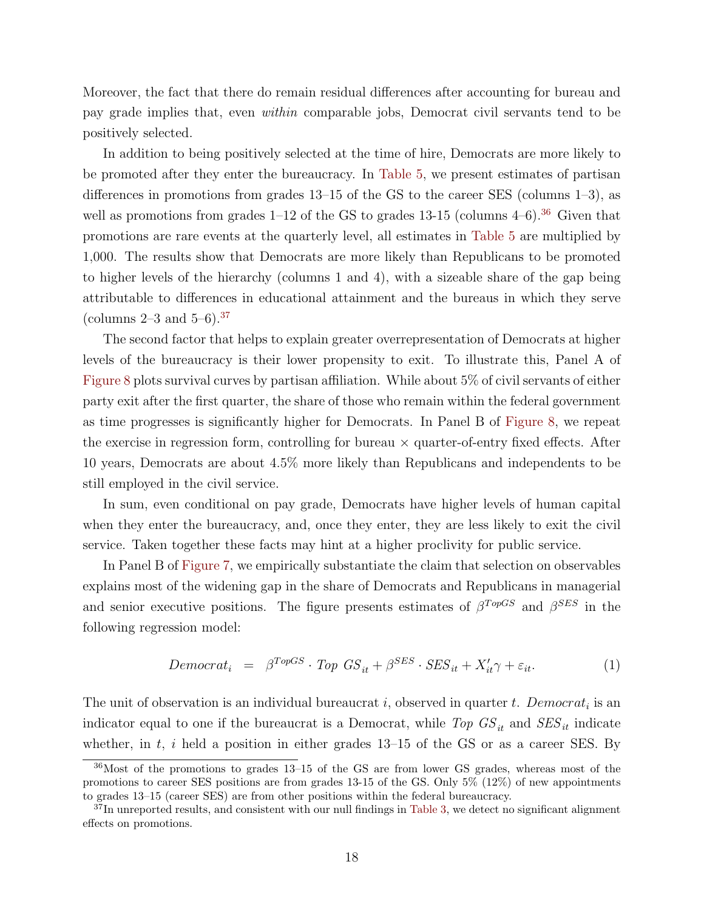Moreover, the fact that there do remain residual differences after accounting for bureau and pay grade implies that, even *within* comparable jobs, Democrat civil servants tend to be positively selected.

In addition to being positively selected at the time of hire, Democrats are more likely to be promoted after they enter the bureaucracy. In Table 5, we present estimates of partisan differences in promotions from grades 13–15 of the GS to the career SES (columns 1–3), as well as promotions from grades 1–12 of the GS to grades 13-15 (columns 4–6).[36] Given that promotions are rare events at the quarterly level, all estimates in Table 5 are multiplied by 1,000. The results show that Democrats are more likely than Republicans to be promoted to higher levels of the hierarchy (columns 1 and 4), with a sizeable share of the gap being attributable to differences in educational attainment and the bureaus in which they serve (columns 2–3 and 5–6).[37]

The second factor that helps to explain greater overrepresentation of Democrats at higher levels of the bureaucracy is their lower propensity to exit. To illustrate this, Panel A of Figure 8 plots survival curves by partisan affiliation. While about 5% of civil servants of either party exit after the first quarter, the share of those who remain within the federal government as time progresses is significantly higher for Democrats. In Panel B of Figure 8, we repeat the exercise in regression form, controlling for bureau × quarter-of-entry fixed effects. After 10 years, Democrats are about 4.5% more likely than Republicans and independents to be still employed in the civil service.

In sum, even conditional on pay grade, Democrats have higher levels of human capital when they enter the bureaucracy, and, once they enter, they are less likely to exit the civil service. Taken together these facts may hint at a higher proclivity for public service.

In Panel B of Figure 7, we empirically substantiate the claim that selection on observables explains most of the widening gap in the share of Democrats and Republicans in managerial and senior executive positions. The figure presents estimates of $\beta^{TopGS}$ and $\beta^{SES}$ in the following regression model:

$$Democrat_i \;\; = \;\; \beta^{TopGS} \cdot Top\ GS_{it} + \beta^{SES} \cdot SES_{it} + X_{it}'\gamma + \varepsilon_{it}. \qquad (1)$$

The unit of observation is an individual bureaucrat $i$, observed in quarter $t$. $Democrat_i$ is an indicator equal to one if the bureaucrat is a Democrat, while $Top\ GS_{it}$ and $SES_{it}$ indicate whether, in $t$, $i$ held a position in either grades 13–15 of the GS or as a career SES. By

[36] Most of the promotions to grades 13–15 of the GS are from lower GS grades, whereas most of the promotions to career SES positions are from grades 13-15 of the GS. Only 5% (12%) of new appointments to grades 13–15 (career SES) are from other positions within the federal bureaucracy.

[37] In unreported results, and consistent with our null findings in Table 3, we detect no significant alignment effects on promotions.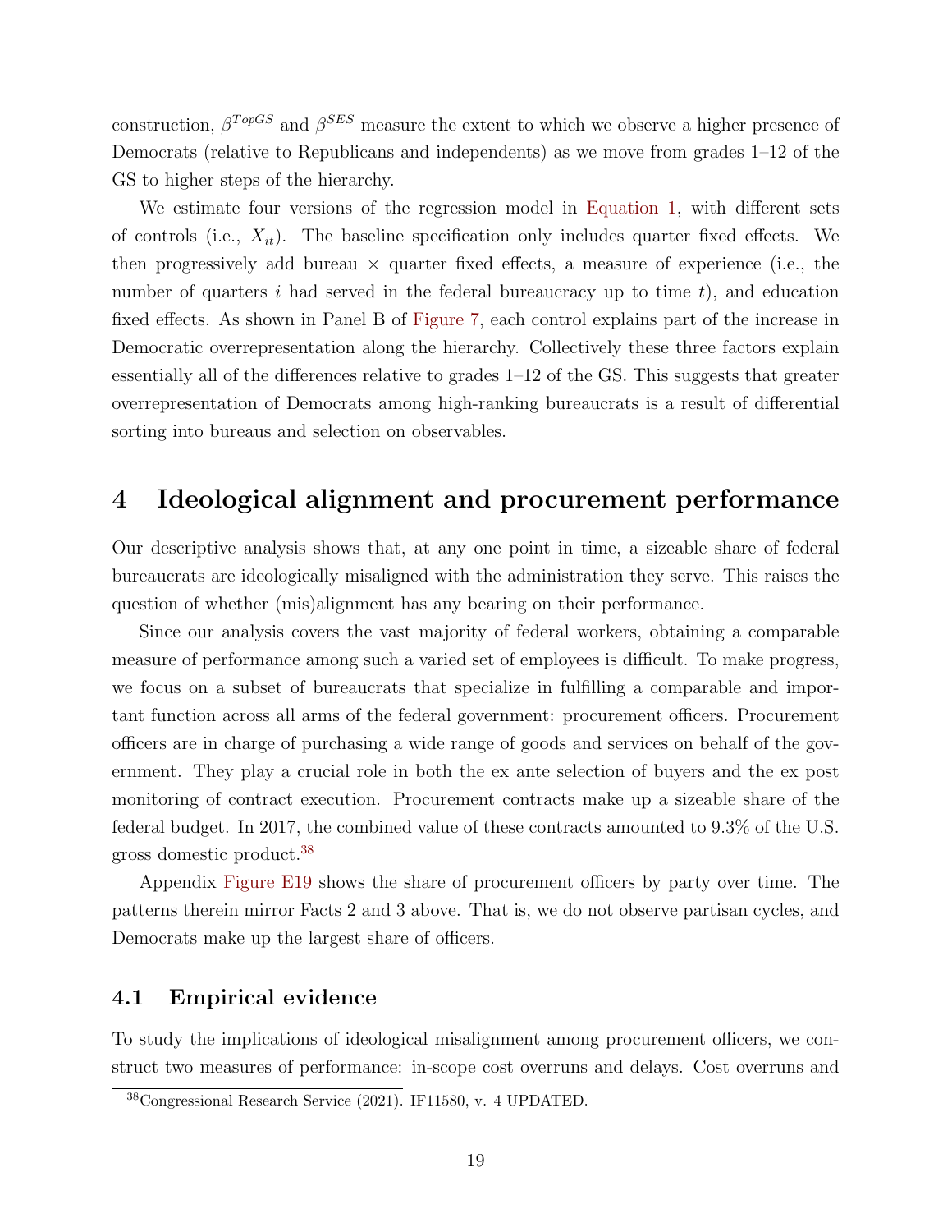construction, $\beta^{TopGS}$ and $\beta^{SES}$ measure the extent to which we observe a higher presence of Democrats (relative to Republicans and independents) as we move from grades 1–12 of the GS to higher steps of the hierarchy.

We estimate four versions of the regression model in Equation 1, with different sets of controls (i.e., $X_{it}$). The baseline specification only includes quarter fixed effects. We then progressively add bureau × quarter fixed effects, a measure of experience (i.e., the number of quarters $i$ had served in the federal bureaucracy up to time $t$), and education fixed effects. As shown in Panel B of Figure 7, each control explains part of the increase in Democratic overrepresentation along the hierarchy. Collectively these three factors explain essentially all of the differences relative to grades 1–12 of the GS. This suggests that greater overrepresentation of Democrats among high-ranking bureaucrats is a result of differential sorting into bureaus and selection on observables.

# 4 Ideological alignment and procurement performance

Our descriptive analysis shows that, at any one point in time, a sizeable share of federal bureaucrats are ideologically misaligned with the administration they serve. This raises the question of whether (mis)alignment has any bearing on their performance.

Since our analysis covers the vast majority of federal workers, obtaining a comparable measure of performance among such a varied set of employees is difficult. To make progress, we focus on a subset of bureaucrats that specialize in fulfilling a comparable and important function across all arms of the federal government: procurement officers. Procurement officers are in charge of purchasing a wide range of goods and services on behalf of the government. They play a crucial role in both the ex ante selection of buyers and the ex post monitoring of contract execution. Procurement contracts make up a sizeable share of the federal budget. In 2017, the combined value of these contracts amounted to 9.3% of the U.S. gross domestic product.[38]

Appendix Figure E19 shows the share of procurement officers by party over time. The patterns therein mirror Facts 2 and 3 above. That is, we do not observe partisan cycles, and Democrats make up the largest share of officers.

## 4.1 Empirical evidence

To study the implications of ideological misalignment among procurement officers, we construct two measures of performance: in-scope cost overruns and delays. Cost overruns and

[38] Congressional Research Service (2021). IF11580, v. 4 UPDATED.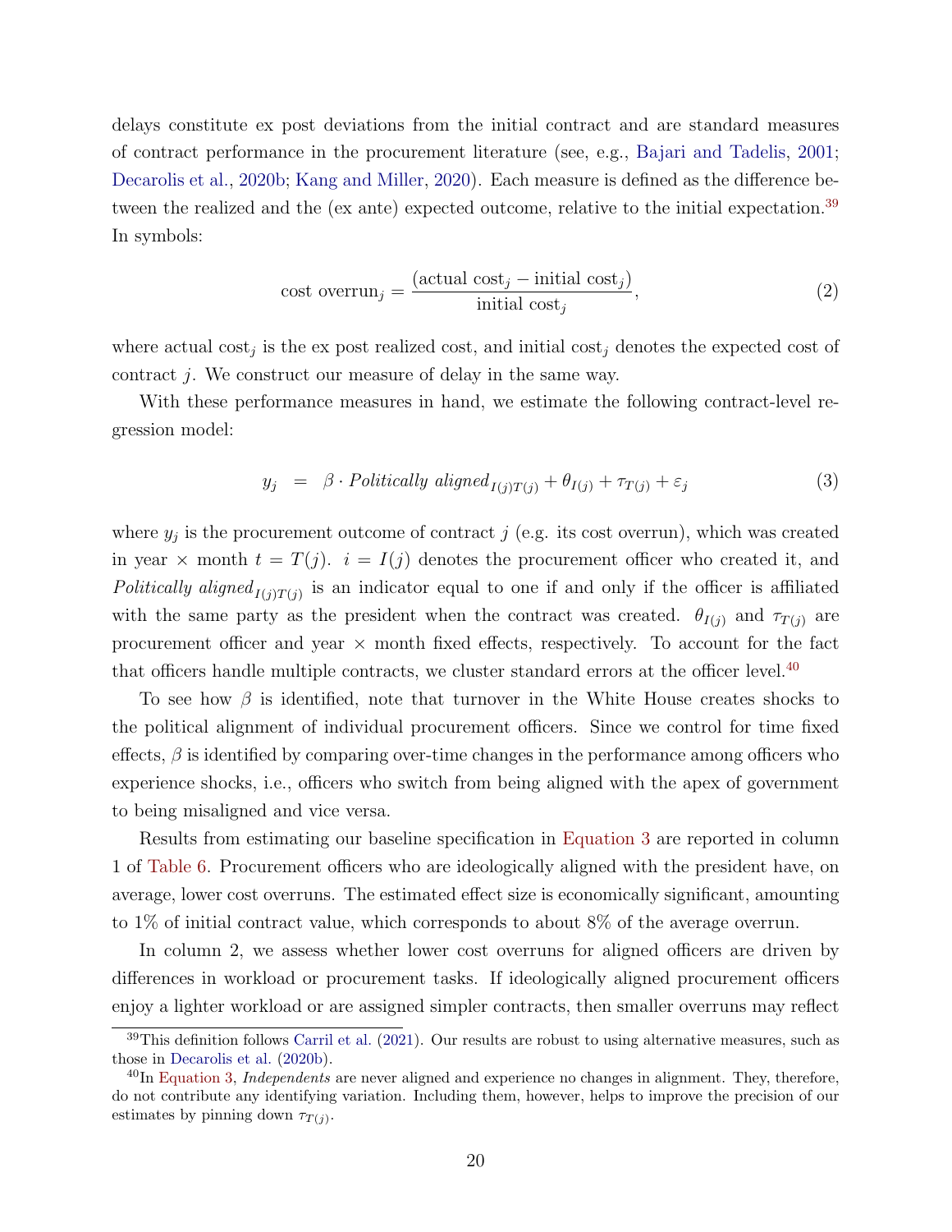delays constitute ex post deviations from the initial contract and are standard measures of contract performance in the procurement literature (see, e.g., Bajari and Tadelis, 2001; Decarolis et al., 2020b; Kang and Miller, 2020). Each measure is defined as the difference between the realized and the (ex ante) expected outcome, relative to the initial expectation.[39] In symbols:

$$\text{cost overrun}_j = \frac{(\text{actual cost}_j - \text{initial cost}_j)}{\text{initial cost}_j}, \tag{2}$$

where actual $\text{cost}_j$ is the ex post realized cost, and initial $\text{cost}_j$ denotes the expected cost of contract $j$. We construct our measure of delay in the same way.

With these performance measures in hand, we estimate the following contract-level regression model:

$$y_j \;\; = \;\; \beta \cdot \textit{Politically aligned}_{I(j)T(j)} + \theta_{I(j)} + \tau_{T(j)} + \varepsilon_j \tag{3}$$

where $y_j$ is the procurement outcome of contract $j$ (e.g. its cost overrun), which was created in year × month $t = T(j)$. $i = I(j)$ denotes the procurement officer who created it, and $\textit{Politically aligned}_{I(j)T(j)}$ is an indicator equal to one if and only if the officer is affiliated with the same party as the president when the contract was created. $\theta_{I(j)}$ and $\tau_{T(j)}$ are procurement officer and year × month fixed effects, respectively. To account for the fact that officers handle multiple contracts, we cluster standard errors at the officer level.[40]

To see how $\beta$ is identified, note that turnover in the White House creates shocks to the political alignment of individual procurement officers. Since we control for time fixed effects, $\beta$ is identified by comparing over-time changes in the performance among officers who experience shocks, i.e., officers who switch from being aligned with the apex of government to being misaligned and vice versa.

Results from estimating our baseline specification in Equation 3 are reported in column 1 of Table 6. Procurement officers who are ideologically aligned with the president have, on average, lower cost overruns. The estimated effect size is economically significant, amounting to 1% of initial contract value, which corresponds to about 8% of the average overrun.

In column 2, we assess whether lower cost overruns for aligned officers are driven by differences in workload or procurement tasks. If ideologically aligned procurement officers enjoy a lighter workload or are assigned simpler contracts, then smaller overruns may reflect

[39] This definition follows Carril et al. (2021). Our results are robust to using alternative measures, such as those in Decarolis et al. (2020b).

[40] In Equation 3, *Independents* are never aligned and experience no changes in alignment. They, therefore, do not contribute any identifying variation. Including them, however, helps to improve the precision of our estimates by pinning down $\tau_{T(j)}$.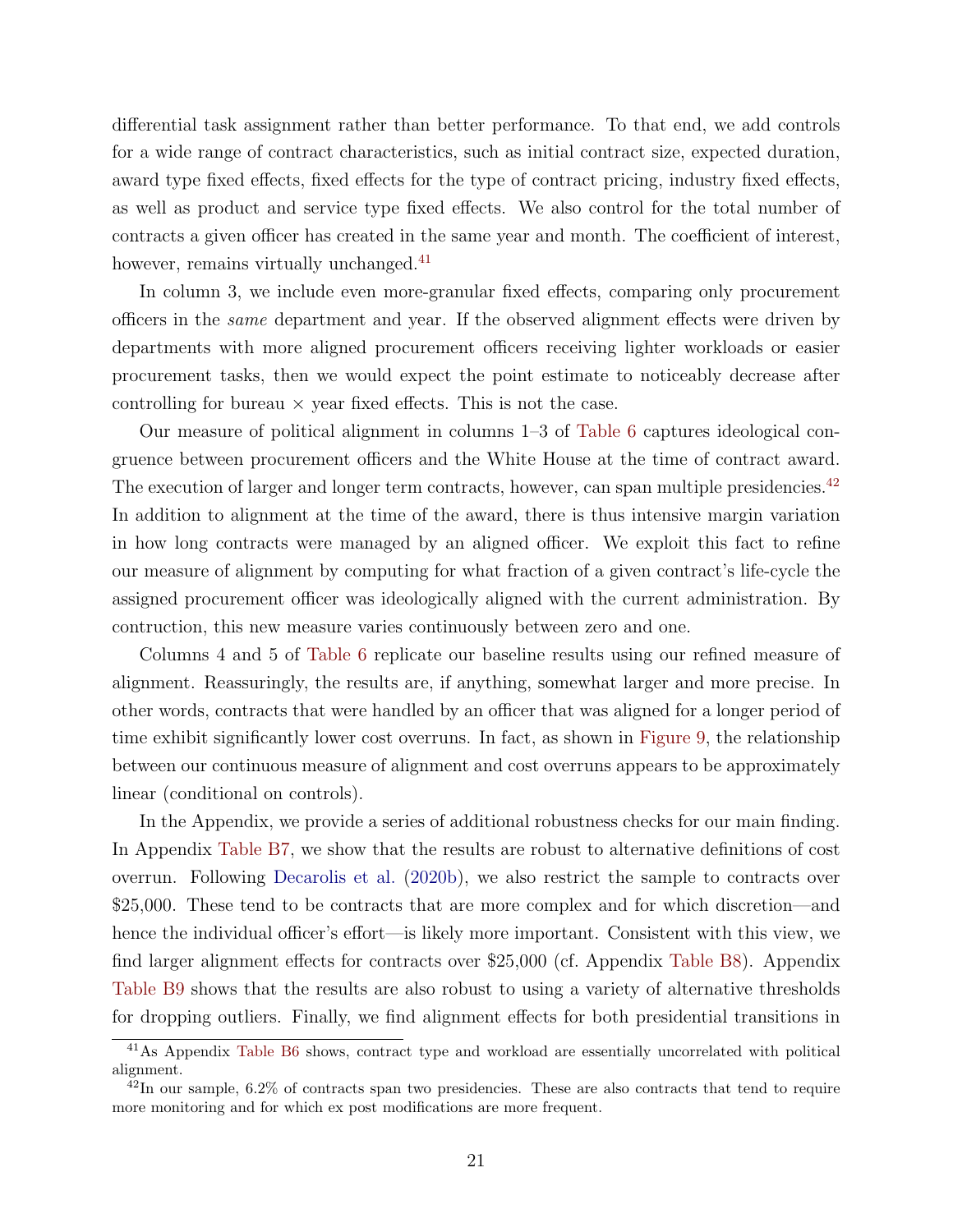differential task assignment rather than better performance. To that end, we add controls for a wide range of contract characteristics, such as initial contract size, expected duration, award type fixed effects, fixed effects for the type of contract pricing, industry fixed effects, as well as product and service type fixed effects. We also control for the total number of contracts a given officer has created in the same year and month. The coefficient of interest, however, remains virtually unchanged.[41]

In column 3, we include even more-granular fixed effects, comparing only procurement officers in the *same* department and year. If the observed alignment effects were driven by departments with more aligned procurement officers receiving lighter workloads or easier procurement tasks, then we would expect the point estimate to noticeably decrease after controlling for bureau × year fixed effects. This is not the case.

Our measure of political alignment in columns 1–3 of Table 6 captures ideological congruence between procurement officers and the White House at the time of contract award. The execution of larger and longer term contracts, however, can span multiple presidencies.[42] In addition to alignment at the time of the award, there is thus intensive margin variation in how long contracts were managed by an aligned officer. We exploit this fact to refine our measure of alignment by computing for what fraction of a given contract's life-cycle the assigned procurement officer was ideologically aligned with the current administration. By contruction, this new measure varies continuously between zero and one.

Columns 4 and 5 of Table 6 replicate our baseline results using our refined measure of alignment. Reassuringly, the results are, if anything, somewhat larger and more precise. In other words, contracts that were handled by an officer that was aligned for a longer period of time exhibit significantly lower cost overruns. In fact, as shown in Figure 9, the relationship between our continuous measure of alignment and cost overruns appears to be approximately linear (conditional on controls).

In the Appendix, we provide a series of additional robustness checks for our main finding. In Appendix Table B7, we show that the results are robust to alternative definitions of cost overrun. Following Decarolis et al. (2020b), we also restrict the sample to contracts over \$25,000. These tend to be contracts that are more complex and for which discretion—and hence the individual officer's effort—is likely more important. Consistent with this view, we find larger alignment effects for contracts over \$25,000 (cf. Appendix Table B8). Appendix Table B9 shows that the results are also robust to using a variety of alternative thresholds for dropping outliers. Finally, we find alignment effects for both presidential transitions in

[41] As Appendix Table B6 shows, contract type and workload are essentially uncorrelated with political alignment.

[42] In our sample, 6.2% of contracts span two presidencies. These are also contracts that tend to require more monitoring and for which ex post modifications are more frequent.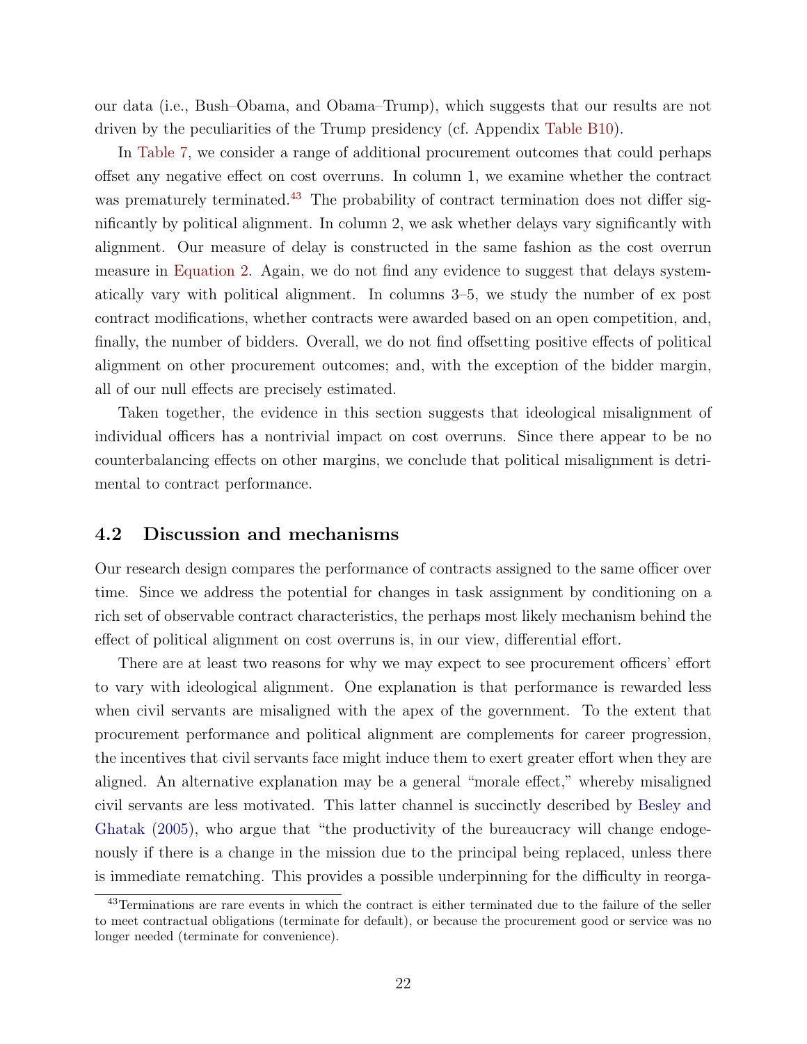our data (i.e., Bush–Obama, and Obama–Trump), which suggests that our results are not driven by the peculiarities of the Trump presidency (cf. Appendix Table B10).

In Table 7, we consider a range of additional procurement outcomes that could perhaps offset any negative effect on cost overruns. In column 1, we examine whether the contract was prematurely terminated.[43] The probability of contract termination does not differ significantly by political alignment. In column 2, we ask whether delays vary significantly with alignment. Our measure of delay is constructed in the same fashion as the cost overrun measure in Equation 2. Again, we do not find any evidence to suggest that delays systematically vary with political alignment. In columns 3–5, we study the number of ex post contract modifications, whether contracts were awarded based on an open competition, and, finally, the number of bidders. Overall, we do not find offsetting positive effects of political alignment on other procurement outcomes; and, with the exception of the bidder margin, all of our null effects are precisely estimated.

Taken together, the evidence in this section suggests that ideological misalignment of individual officers has a nontrivial impact on cost overruns. Since there appear to be no counterbalancing effects on other margins, we conclude that political misalignment is detrimental to contract performance.

## 4.2 Discussion and mechanisms

Our research design compares the performance of contracts assigned to the same officer over time. Since we address the potential for changes in task assignment by conditioning on a rich set of observable contract characteristics, the perhaps most likely mechanism behind the effect of political alignment on cost overruns is, in our view, differential effort.

There are at least two reasons for why we may expect to see procurement officers' effort to vary with ideological alignment. One explanation is that performance is rewarded less when civil servants are misaligned with the apex of the government. To the extent that procurement performance and political alignment are complements for career progression, the incentives that civil servants face might induce them to exert greater effort when they are aligned. An alternative explanation may be a general "morale effect," whereby misaligned civil servants are less motivated. This latter channel is succinctly described by Besley and Ghatak (2005), who argue that "the productivity of the bureaucracy will change endogenously if there is a change in the mission due to the principal being replaced, unless there is immediate rematching. This provides a possible underpinning for the difficulty in reorga-

[43] Terminations are rare events in which the contract is either terminated due to the failure of the seller to meet contractual obligations (terminate for default), or because the procurement good or service was no longer needed (terminate for convenience).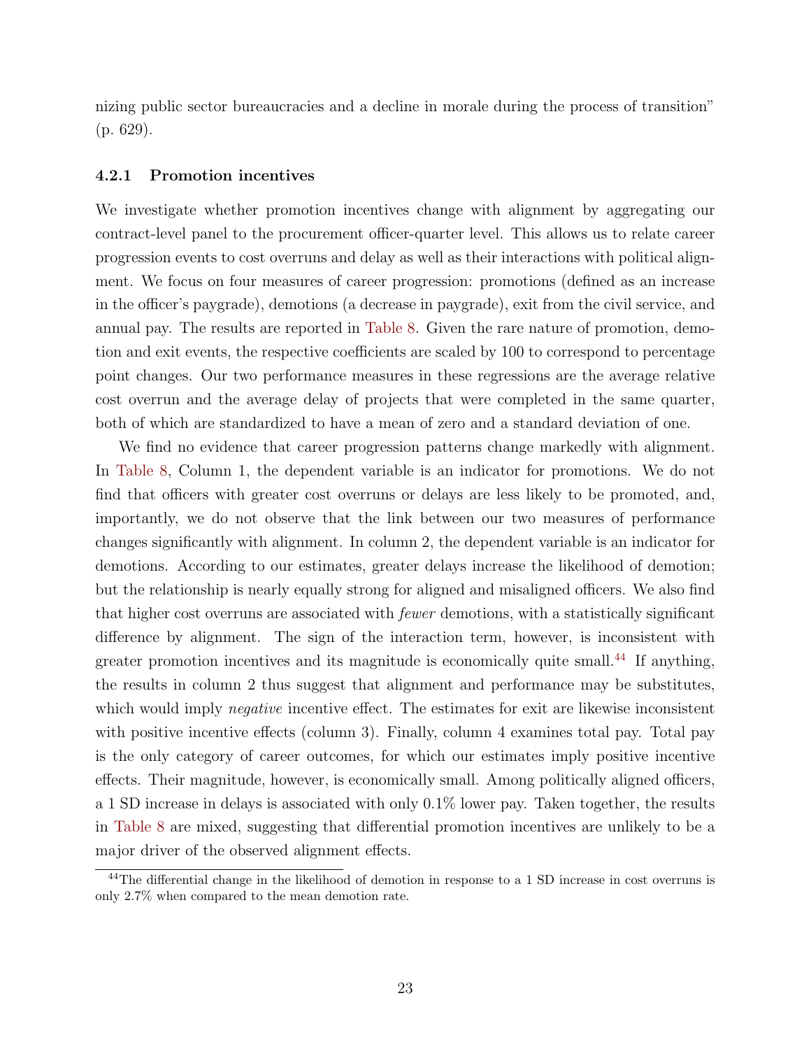nizing public sector bureaucracies and a decline in morale during the process of transition" (p. 629).

#### 4.2.1 Promotion incentives

We investigate whether promotion incentives change with alignment by aggregating our contract-level panel to the procurement officer-quarter level. This allows us to relate career progression events to cost overruns and delay as well as their interactions with political alignment. We focus on four measures of career progression: promotions (defined as an increase in the officer's paygrade), demotions (a decrease in paygrade), exit from the civil service, and annual pay. The results are reported in Table 8. Given the rare nature of promotion, demotion and exit events, the respective coefficients are scaled by 100 to correspond to percentage point changes. Our two performance measures in these regressions are the average relative cost overrun and the average delay of projects that were completed in the same quarter, both of which are standardized to have a mean of zero and a standard deviation of one.

We find no evidence that career progression patterns change markedly with alignment. In Table 8, Column 1, the dependent variable is an indicator for promotions. We do not find that officers with greater cost overruns or delays are less likely to be promoted, and, importantly, we do not observe that the link between our two measures of performance changes significantly with alignment. In column 2, the dependent variable is an indicator for demotions. According to our estimates, greater delays increase the likelihood of demotion; but the relationship is nearly equally strong for aligned and misaligned officers. We also find that higher cost overruns are associated with *fewer* demotions, with a statistically significant difference by alignment. The sign of the interaction term, however, is inconsistent with greater promotion incentives and its magnitude is economically quite small.[44] If anything, the results in column 2 thus suggest that alignment and performance may be substitutes, which would imply *negative* incentive effect. The estimates for exit are likewise inconsistent with positive incentive effects (column 3). Finally, column 4 examines total pay. Total pay is the only category of career outcomes, for which our estimates imply positive incentive effects. Their magnitude, however, is economically small. Among politically aligned officers, a 1 SD increase in delays is associated with only 0.1% lower pay. Taken together, the results in Table 8 are mixed, suggesting that differential promotion incentives are unlikely to be a major driver of the observed alignment effects.

[44] The differential change in the likelihood of demotion in response to a 1 SD increase in cost overruns is only 2.7% when compared to the mean demotion rate.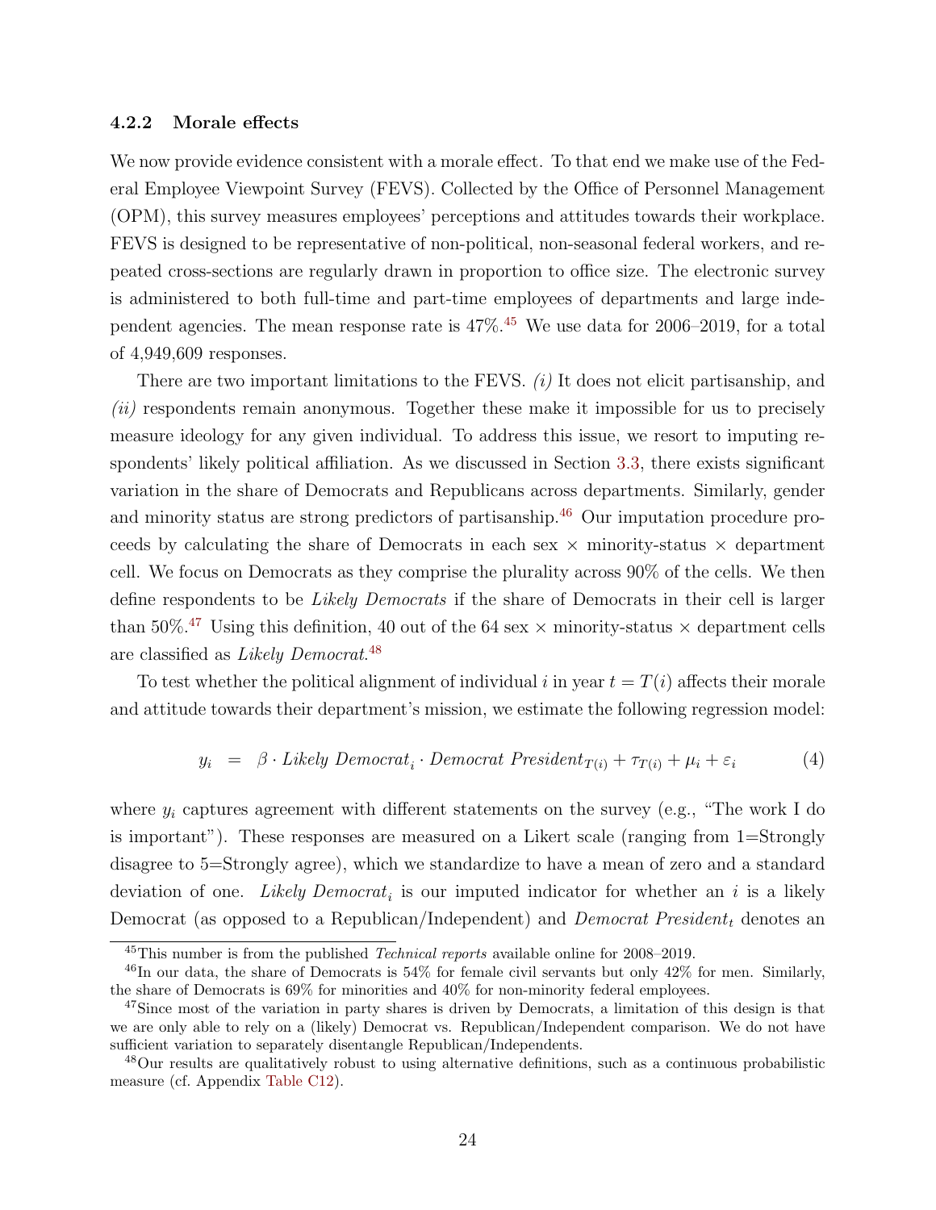### 4.2.2 Morale effects

We now provide evidence consistent with a morale effect. To that end we make use of the Federal Employee Viewpoint Survey (FEVS). Collected by the Office of Personnel Management (OPM), this survey measures employees' perceptions and attitudes towards their workplace. FEVS is designed to be representative of non-political, non-seasonal federal workers, and repeated cross-sections are regularly drawn in proportion to office size. The electronic survey is administered to both full-time and part-time employees of departments and large independent agencies. The mean response rate is 47%.[45] We use data for 2006–2019, for a total of 4,949,609 responses.

There are two important limitations to the FEVS. *(i)* It does not elicit partisanship, and *(ii)* respondents remain anonymous. Together these make it impossible for us to precisely measure ideology for any given individual. To address this issue, we resort to imputing respondents' likely political affiliation. As we discussed in Section 3.3, there exists significant variation in the share of Democrats and Republicans across departments. Similarly, gender and minority status are strong predictors of partisanship.[46] Our imputation procedure proceeds by calculating the share of Democrats in each sex × minority-status × department cell. We focus on Democrats as they comprise the plurality across 90% of the cells. We then define respondents to be *Likely Democrats* if the share of Democrats in their cell is larger than 50%.[47] Using this definition, 40 out of the 64 sex × minority-status × department cells are classified as *Likely Democrat*.[48]

To test whether the political alignment of individual $i$ in year $t = T(i)$ affects their morale and attitude towards their department's mission, we estimate the following regression model:

$$y_i \;\; = \;\; \beta \cdot \textit{Likely Democrat}_i \cdot \textit{Democrat President}_{T(i)} + \tau_{T(i)} + \mu_i + \varepsilon_i \qquad (4)$$

where $y_i$ captures agreement with different statements on the survey (e.g., "The work I do is important"). These responses are measured on a Likert scale (ranging from 1=Strongly disagree to 5=Strongly agree), which we standardize to have a mean of zero and a standard deviation of one. *Likely Democrat*$_i$ is our imputed indicator for whether an $i$ is a likely Democrat (as opposed to a Republican/Independent) and *Democrat President*$_t$ denotes an

[45] This number is from the published *Technical reports* available online for 2008–2019.

[46] In our data, the share of Democrats is 54% for female civil servants but only 42% for men. Similarly, the share of Democrats is 69% for minorities and 40% for non-minority federal employees.

[47] Since most of the variation in party shares is driven by Democrats, a limitation of this design is that we are only able to rely on a (likely) Democrat vs. Republican/Independent comparison. We do not have sufficient variation to separately disentangle Republican/Independents.

[48] Our results are qualitatively robust to using alternative definitions, such as a continuous probabilistic measure (cf. Appendix Table C12).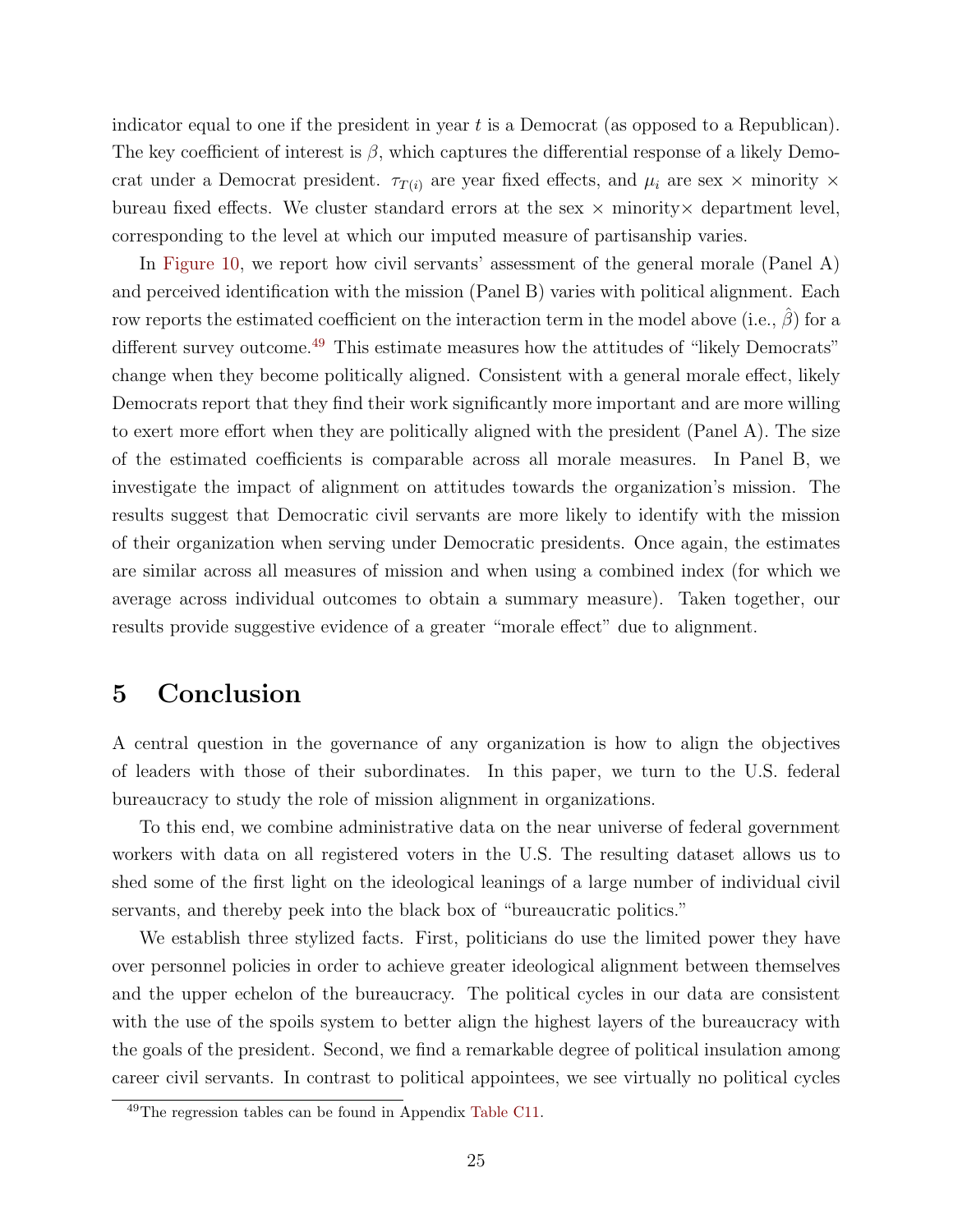indicator equal to one if the president in year $t$ is a Democrat (as opposed to a Republican). The key coefficient of interest is $\beta$, which captures the differential response of a likely Democrat under a Democrat president. $\tau_{T(i)}$ are year fixed effects, and $\mu_i$ are sex $\times$ minority $\times$ bureau fixed effects. We cluster standard errors at the sex $\times$ minority$\times$ department level, corresponding to the level at which our imputed measure of partisanship varies.

In Figure 10, we report how civil servants' assessment of the general morale (Panel A) and perceived identification with the mission (Panel B) varies with political alignment. Each row reports the estimated coefficient on the interaction term in the model above (i.e., $\hat{\beta}$) for a different survey outcome.[49] This estimate measures how the attitudes of "likely Democrats" change when they become politically aligned. Consistent with a general morale effect, likely Democrats report that they find their work significantly more important and are more willing to exert more effort when they are politically aligned with the president (Panel A). The size of the estimated coefficients is comparable across all morale measures. In Panel B, we investigate the impact of alignment on attitudes towards the organization's mission. The results suggest that Democratic civil servants are more likely to identify with the mission of their organization when serving under Democratic presidents. Once again, the estimates are similar across all measures of mission and when using a combined index (for which we average across individual outcomes to obtain a summary measure). Taken together, our results provide suggestive evidence of a greater "morale effect" due to alignment.

# 5 Conclusion

A central question in the governance of any organization is how to align the objectives of leaders with those of their subordinates. In this paper, we turn to the U.S. federal bureaucracy to study the role of mission alignment in organizations.

To this end, we combine administrative data on the near universe of federal government workers with data on all registered voters in the U.S. The resulting dataset allows us to shed some of the first light on the ideological leanings of a large number of individual civil servants, and thereby peek into the black box of "bureaucratic politics."

We establish three stylized facts. First, politicians do use the limited power they have over personnel policies in order to achieve greater ideological alignment between themselves and the upper echelon of the bureaucracy. The political cycles in our data are consistent with the use of the spoils system to better align the highest layers of the bureaucracy with the goals of the president. Second, we find a remarkable degree of political insulation among career civil servants. In contrast to political appointees, we see virtually no political cycles

[49] The regression tables can be found in Appendix Table C11.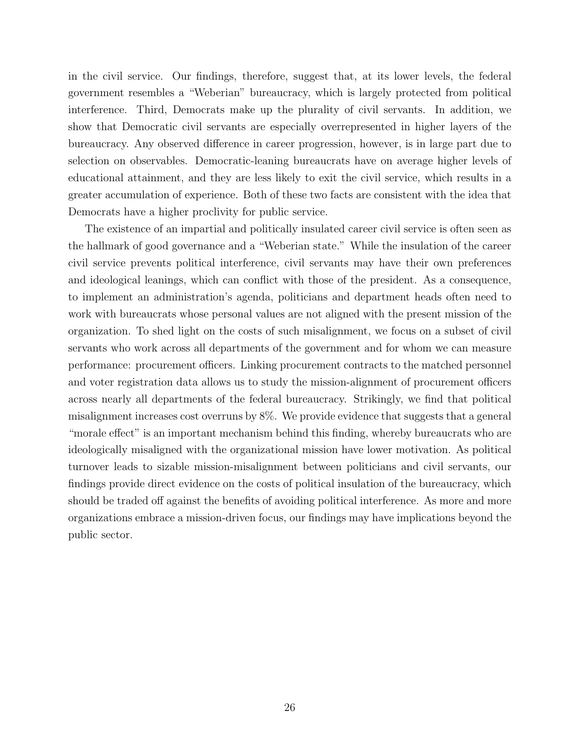in the civil service. Our findings, therefore, suggest that, at its lower levels, the federal government resembles a "Weberian" bureaucracy, which is largely protected from political interference. Third, Democrats make up the plurality of civil servants. In addition, we show that Democratic civil servants are especially overrepresented in higher layers of the bureaucracy. Any observed difference in career progression, however, is in large part due to selection on observables. Democratic-leaning bureaucrats have on average higher levels of educational attainment, and they are less likely to exit the civil service, which results in a greater accumulation of experience. Both of these two facts are consistent with the idea that Democrats have a higher proclivity for public service.

The existence of an impartial and politically insulated career civil service is often seen as the hallmark of good governance and a "Weberian state." While the insulation of the career civil service prevents political interference, civil servants may have their own preferences and ideological leanings, which can conflict with those of the president. As a consequence, to implement an administration's agenda, politicians and department heads often need to work with bureaucrats whose personal values are not aligned with the present mission of the organization. To shed light on the costs of such misalignment, we focus on a subset of civil servants who work across all departments of the government and for whom we can measure performance: procurement officers. Linking procurement contracts to the matched personnel and voter registration data allows us to study the mission-alignment of procurement officers across nearly all departments of the federal bureaucracy. Strikingly, we find that political misalignment increases cost overruns by 8%. We provide evidence that suggests that a general "morale effect" is an important mechanism behind this finding, whereby bureaucrats who are ideologically misaligned with the organizational mission have lower motivation. As political turnover leads to sizable mission-misalignment between politicians and civil servants, our findings provide direct evidence on the costs of political insulation of the bureaucracy, which should be traded off against the benefits of avoiding political interference. As more and more organizations embrace a mission-driven focus, our findings may have implications beyond the public sector.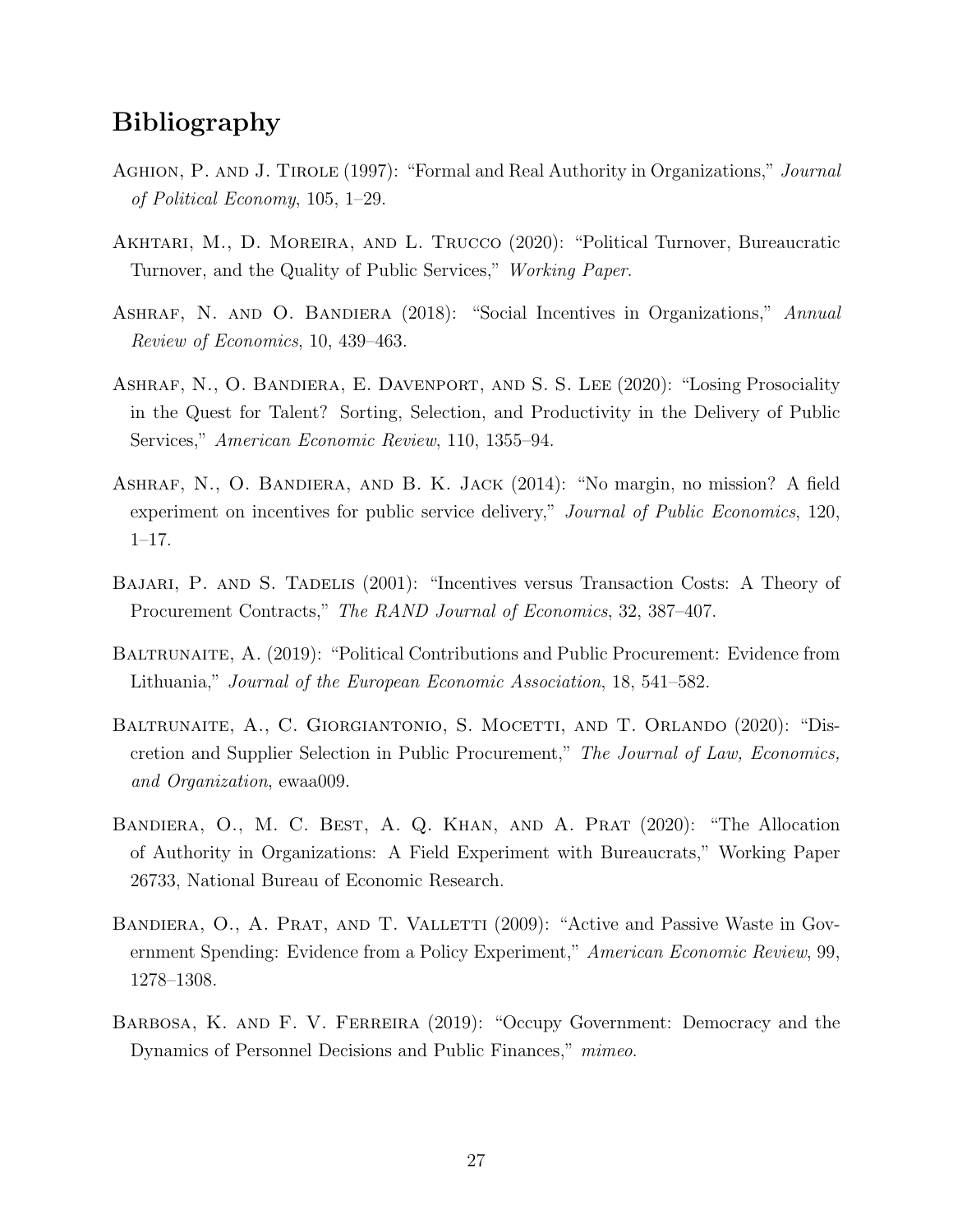## Bibliography

Aghion, P. and J. Tirole (1997): "Formal and Real Authority in Organizations," *Journal of Political Economy*, 105, 1–29.

Akhtari, M., D. Moreira, and L. Trucco (2020): "Political Turnover, Bureaucratic Turnover, and the Quality of Public Services," *Working Paper*.

Ashraf, N. and O. Bandiera (2018): "Social Incentives in Organizations," *Annual Review of Economics*, 10, 439–463.

Ashraf, N., O. Bandiera, E. Davenport, and S. S. Lee (2020): "Losing Prosociality in the Quest for Talent? Sorting, Selection, and Productivity in the Delivery of Public Services," *American Economic Review*, 110, 1355–94.

Ashraf, N., O. Bandiera, and B. K. Jack (2014): "No margin, no mission? A field experiment on incentives for public service delivery," *Journal of Public Economics*, 120, 1–17.

Bajari, P. and S. Tadelis (2001): "Incentives versus Transaction Costs: A Theory of Procurement Contracts," *The RAND Journal of Economics*, 32, 387–407.

Baltrunaite, A. (2019): "Political Contributions and Public Procurement: Evidence from Lithuania," *Journal of the European Economic Association*, 18, 541–582.

Baltrunaite, A., C. Giorgiantonio, S. Mocetti, and T. Orlando (2020): "Discretion and Supplier Selection in Public Procurement," *The Journal of Law, Economics, and Organization*, ewaa009.

Bandiera, O., M. C. Best, A. Q. Khan, and A. Prat (2020): "The Allocation of Authority in Organizations: A Field Experiment with Bureaucrats," Working Paper 26733, National Bureau of Economic Research.

Bandiera, O., A. Prat, and T. Valletti (2009): "Active and Passive Waste in Government Spending: Evidence from a Policy Experiment," *American Economic Review*, 99, 1278–1308.

Barbosa, K. and F. V. Ferreira (2019): "Occupy Government: Democracy and the Dynamics of Personnel Decisions and Public Finances," *mimeo*.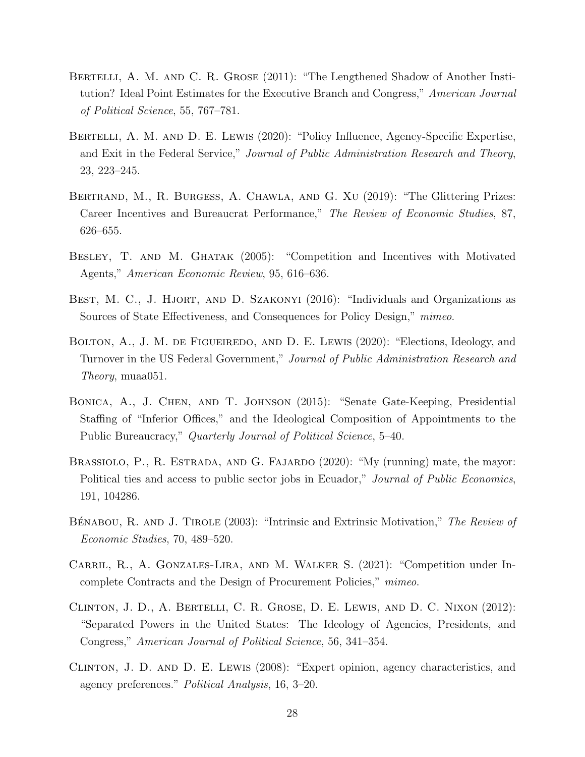Bertelli, A. M. and C. R. Grose (2011): "The Lengthened Shadow of Another Institution? Ideal Point Estimates for the Executive Branch and Congress," *American Journal of Political Science*, 55, 767–781.

Bertelli, A. M. and D. E. Lewis (2020): "Policy Influence, Agency-Specific Expertise, and Exit in the Federal Service," *Journal of Public Administration Research and Theory*, 23, 223–245.

Bertrand, M., R. Burgess, A. Chawla, and G. Xu (2019): "The Glittering Prizes: Career Incentives and Bureaucrat Performance," *The Review of Economic Studies*, 87, 626–655.

Besley, T. and M. Ghatak (2005): "Competition and Incentives with Motivated Agents," *American Economic Review*, 95, 616–636.

Best, M. C., J. Hjort, and D. Szakonyi (2016): "Individuals and Organizations as Sources of State Effectiveness, and Consequences for Policy Design," *mimeo*.

Bolton, A., J. M. de Figueiredo, and D. E. Lewis (2020): "Elections, Ideology, and Turnover in the US Federal Government," *Journal of Public Administration Research and Theory*, muaa051.

Bonica, A., J. Chen, and T. Johnson (2015): "Senate Gate-Keeping, Presidential Staffing of "Inferior Offices," and the Ideological Composition of Appointments to the Public Bureaucracy," *Quarterly Journal of Political Science*, 5–40.

Brassiolo, P., R. Estrada, and G. Fajardo (2020): "My (running) mate, the mayor: Political ties and access to public sector jobs in Ecuador," *Journal of Public Economics*, 191, 104286.

Bénabou, R. and J. Tirole (2003): "Intrinsic and Extrinsic Motivation," *The Review of Economic Studies*, 70, 489–520.

Carril, R., A. Gonzales-Lira, and M. Walker S. (2021): "Competition under Incomplete Contracts and the Design of Procurement Policies," *mimeo*.

Clinton, J. D., A. Bertelli, C. R. Grose, D. E. Lewis, and D. C. Nixon (2012): "Separated Powers in the United States: The Ideology of Agencies, Presidents, and Congress," *American Journal of Political Science*, 56, 341–354.

Clinton, J. D. and D. E. Lewis (2008): "Expert opinion, agency characteristics, and agency preferences." *Political Analysis*, 16, 3–20.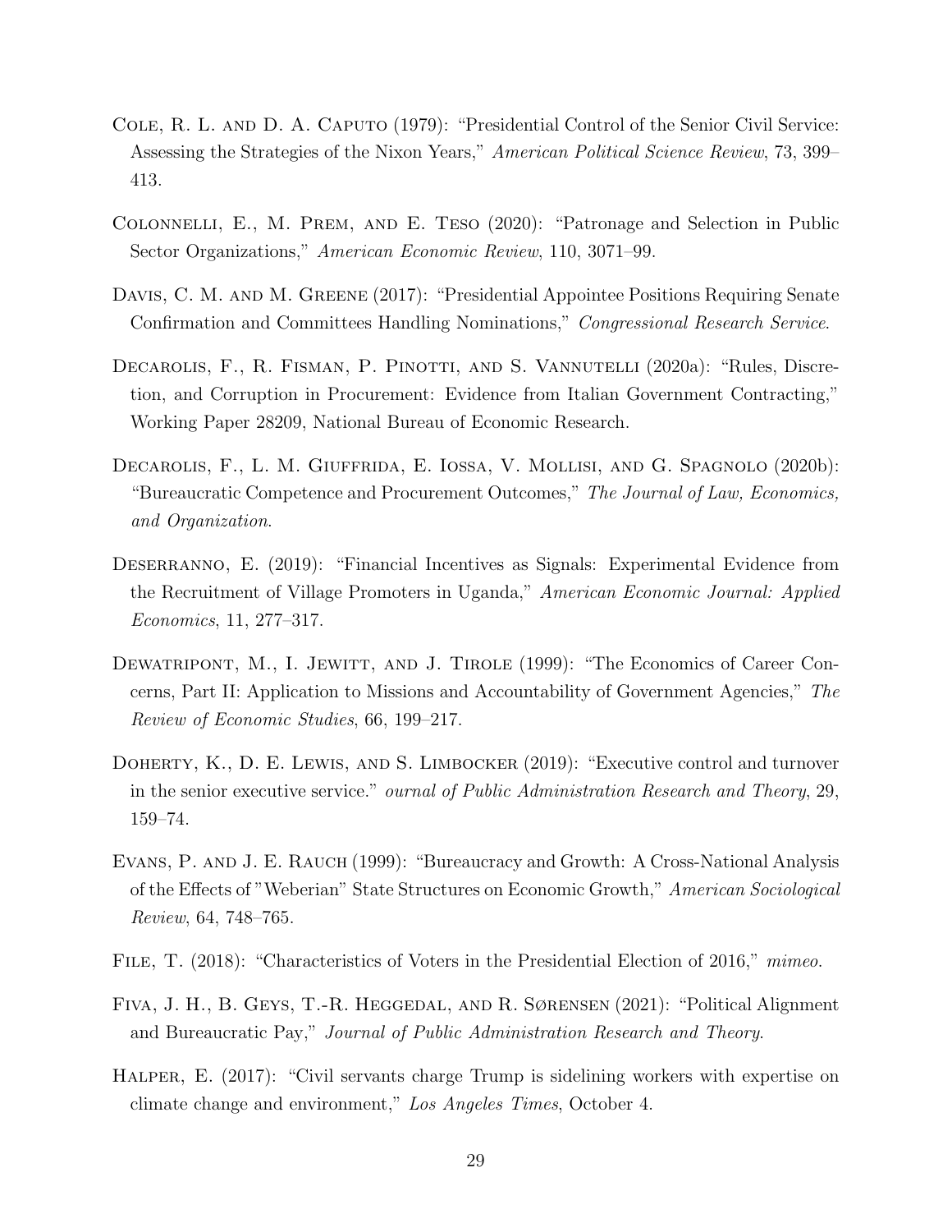Cole, R. L. and D. A. Caputo (1979): "Presidential Control of the Senior Civil Service: Assessing the Strategies of the Nixon Years," *American Political Science Review*, 73, 399–413.

Colonnelli, E., M. Prem, and E. Teso (2020): "Patronage and Selection in Public Sector Organizations," *American Economic Review*, 110, 3071–99.

Davis, C. M. and M. Greene (2017): "Presidential Appointee Positions Requiring Senate Confirmation and Committees Handling Nominations," *Congressional Research Service*.

Decarolis, F., R. Fisman, P. Pinotti, and S. Vannutelli (2020a): "Rules, Discretion, and Corruption in Procurement: Evidence from Italian Government Contracting," Working Paper 28209, National Bureau of Economic Research.

Decarolis, F., L. M. Giuffrida, E. Iossa, V. Mollisi, and G. Spagnolo (2020b): "Bureaucratic Competence and Procurement Outcomes," *The Journal of Law, Economics, and Organization*.

Deserranno, E. (2019): "Financial Incentives as Signals: Experimental Evidence from the Recruitment of Village Promoters in Uganda," *American Economic Journal: Applied Economics*, 11, 277–317.

Dewatripont, M., I. Jewitt, and J. Tirole (1999): "The Economics of Career Concerns, Part II: Application to Missions and Accountability of Government Agencies," *The Review of Economic Studies*, 66, 199–217.

Doherty, K., D. E. Lewis, and S. Limbocker (2019): "Executive control and turnover in the senior executive service." *ournal of Public Administration Research and Theory*, 29, 159–74.

Evans, P. and J. E. Rauch (1999): "Bureaucracy and Growth: A Cross-National Analysis of the Effects of "Weberian" State Structures on Economic Growth," *American Sociological Review*, 64, 748–765.

File, T. (2018): "Characteristics of Voters in the Presidential Election of 2016," *mimeo*.

Fiva, J. H., B. Geys, T.-R. Heggedal, and R. Sørensen (2021): "Political Alignment and Bureaucratic Pay," *Journal of Public Administration Research and Theory*.

Halper, E. (2017): "Civil servants charge Trump is sidelining workers with expertise on climate change and environment," *Los Angeles Times*, October 4.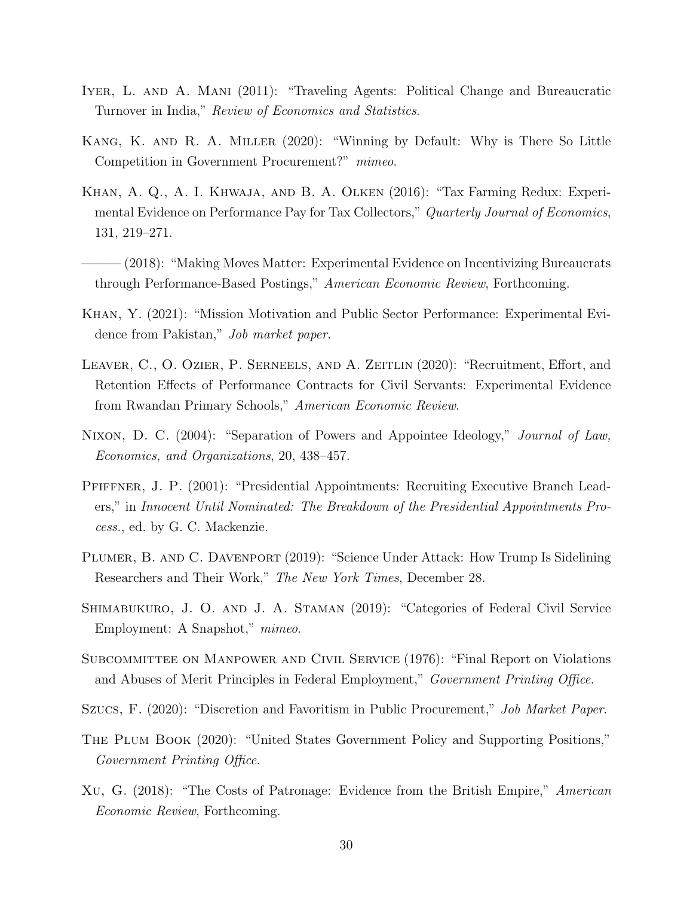Iyer, L. and A. Mani (2011): "Traveling Agents: Political Change and Bureaucratic Turnover in India," *Review of Economics and Statistics*.

Kang, K. and R. A. Miller (2020): "Winning by Default: Why is There So Little Competition in Government Procurement?" *mimeo*.

Khan, A. Q., A. I. Khwaja, and B. A. Olken (2016): "Tax Farming Redux: Experimental Evidence on Performance Pay for Tax Collectors," *Quarterly Journal of Economics*, 131, 219–271.

——— (2018): "Making Moves Matter: Experimental Evidence on Incentivizing Bureaucrats through Performance-Based Postings," *American Economic Review*, Forthcoming.

Khan, Y. (2021): "Mission Motivation and Public Sector Performance: Experimental Evidence from Pakistan," *Job market paper*.

Leaver, C., O. Ozier, P. Serneels, and A. Zeitlin (2020): "Recruitment, Effort, and Retention Effects of Performance Contracts for Civil Servants: Experimental Evidence from Rwandan Primary Schools," *American Economic Review*.

Nixon, D. C. (2004): "Separation of Powers and Appointee Ideology," *Journal of Law, Economics, and Organizations*, 20, 438–457.

Pfiffner, J. P. (2001): "Presidential Appointments: Recruiting Executive Branch Leaders," in *Innocent Until Nominated: The Breakdown of the Presidential Appointments Process.*, ed. by G. C. Mackenzie.

Plumer, B. and C. Davenport (2019): "Science Under Attack: How Trump Is Sidelining Researchers and Their Work," *The New York Times*, December 28.

Shimabukuro, J. O. and J. A. Staman (2019): "Categories of Federal Civil Service Employment: A Snapshot," *mimeo*.

Subcommittee on Manpower and Civil Service (1976): "Final Report on Violations and Abuses of Merit Principles in Federal Employment," *Government Printing Office*.

Szucs, F. (2020): "Discretion and Favoritism in Public Procurement," *Job Market Paper*.

The Plum Book (2020): "United States Government Policy and Supporting Positions," *Government Printing Office*.

Xu, G. (2018): "The Costs of Patronage: Evidence from the British Empire," *American Economic Review*, Forthcoming.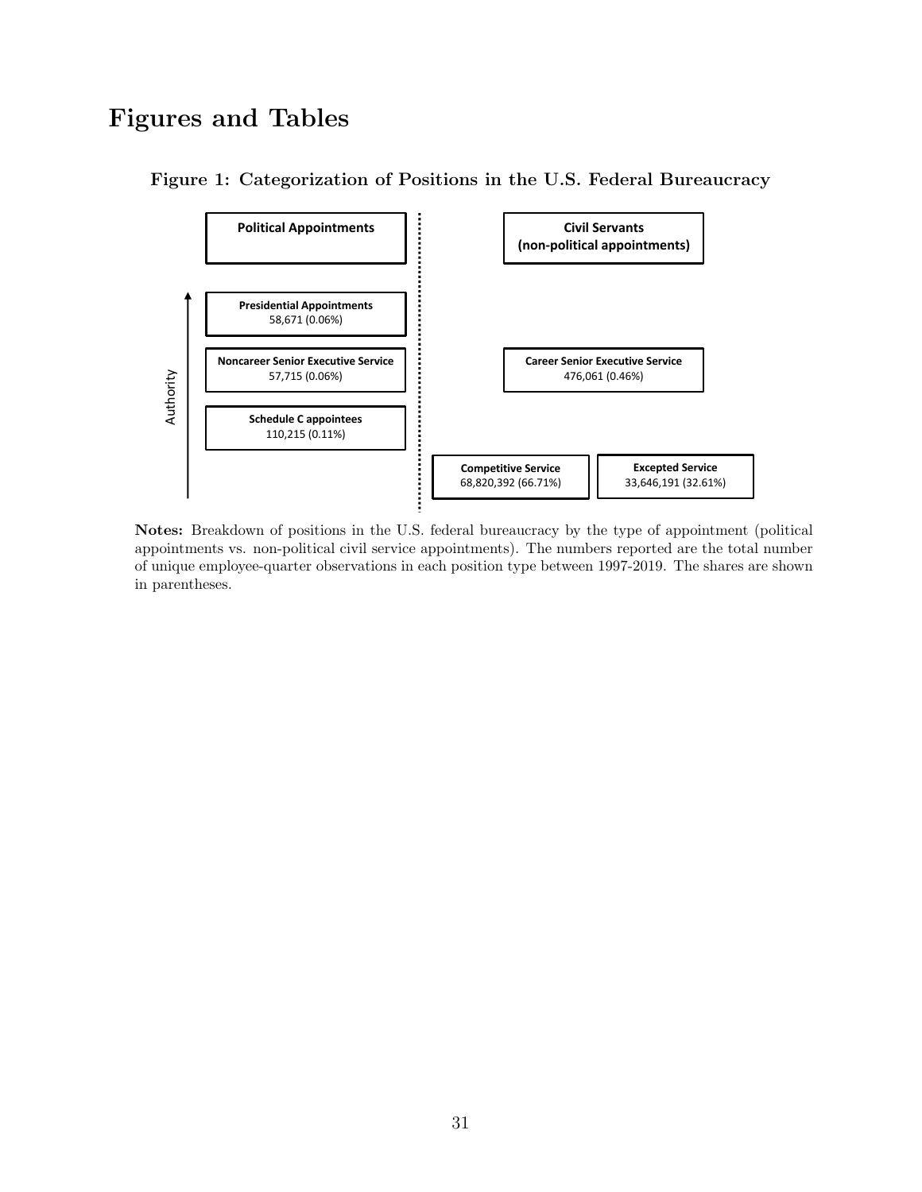# Figures and Tables

**Figure 1: Categorization of Positions in the U.S. Federal Bureaucracy**

| Political Appointments | Civil Servants (non-political appointments) | |
|---|---|---|
| **Presidential Appointments** 58,671 (0.06%) | | |
| **Noncareer Senior Executive Service** 57,715 (0.06%) | **Career Senior Executive Service** 476,061 (0.46%) | |
| **Schedule C appointees** 110,215 (0.11%) | | |
| | **Competitive Service** 68,820,392 (66.71%) | **Excepted Service** 33,646,191 (32.61%) |

Authority

**Notes:** Breakdown of positions in the U.S. federal bureaucracy by the type of appointment (political appointments vs. non-political civil service appointments). The numbers reported are the total number of unique employee-quarter observations in each position type between 1997-2019. The shares are shown in parentheses.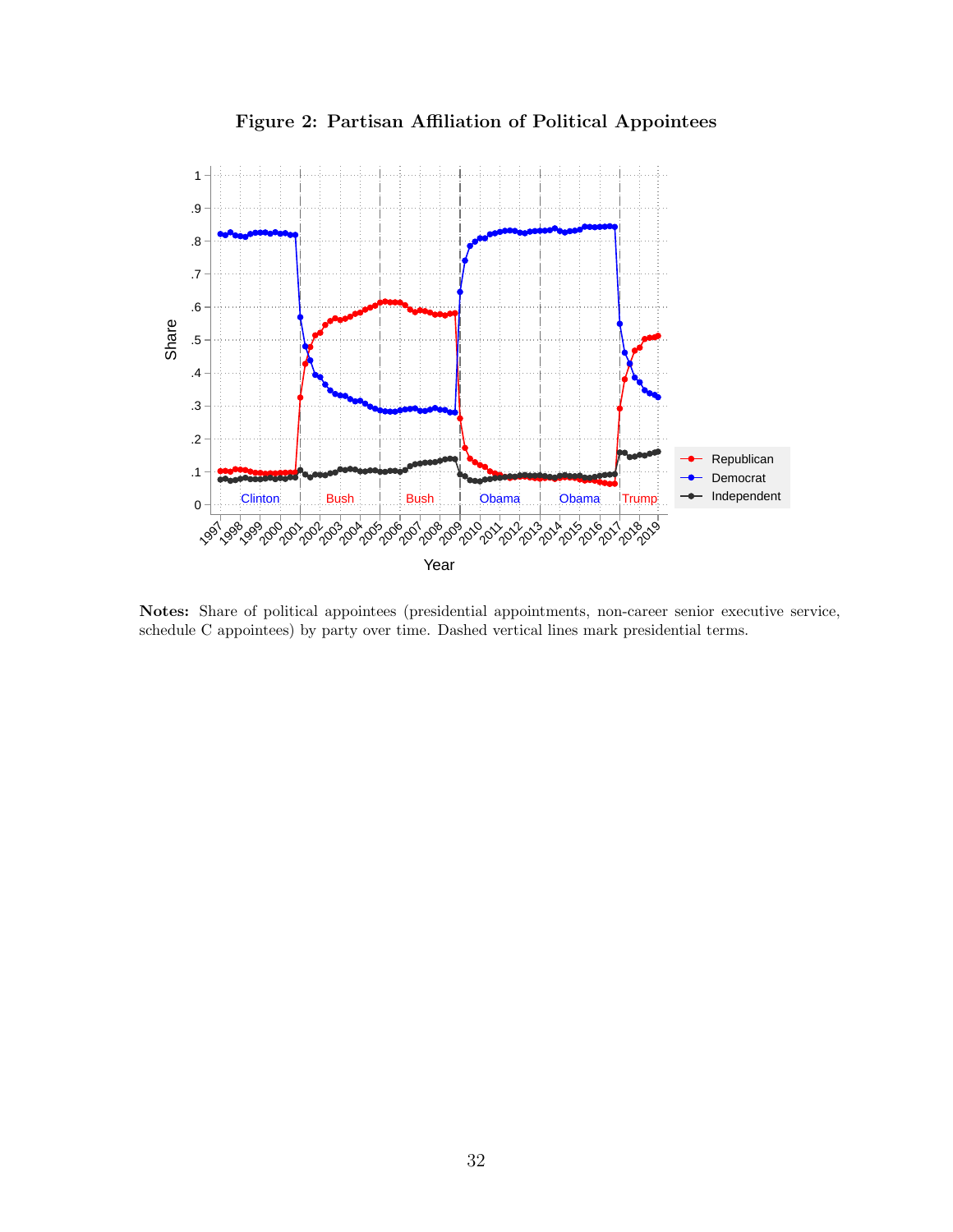**Figure 2: Partisan Affiliation of Political Appointees**

**Notes:** Share of political appointees (presidential appointments, non-career senior executive service, schedule C appointees) by party over time. Dashed vertical lines mark presidential terms.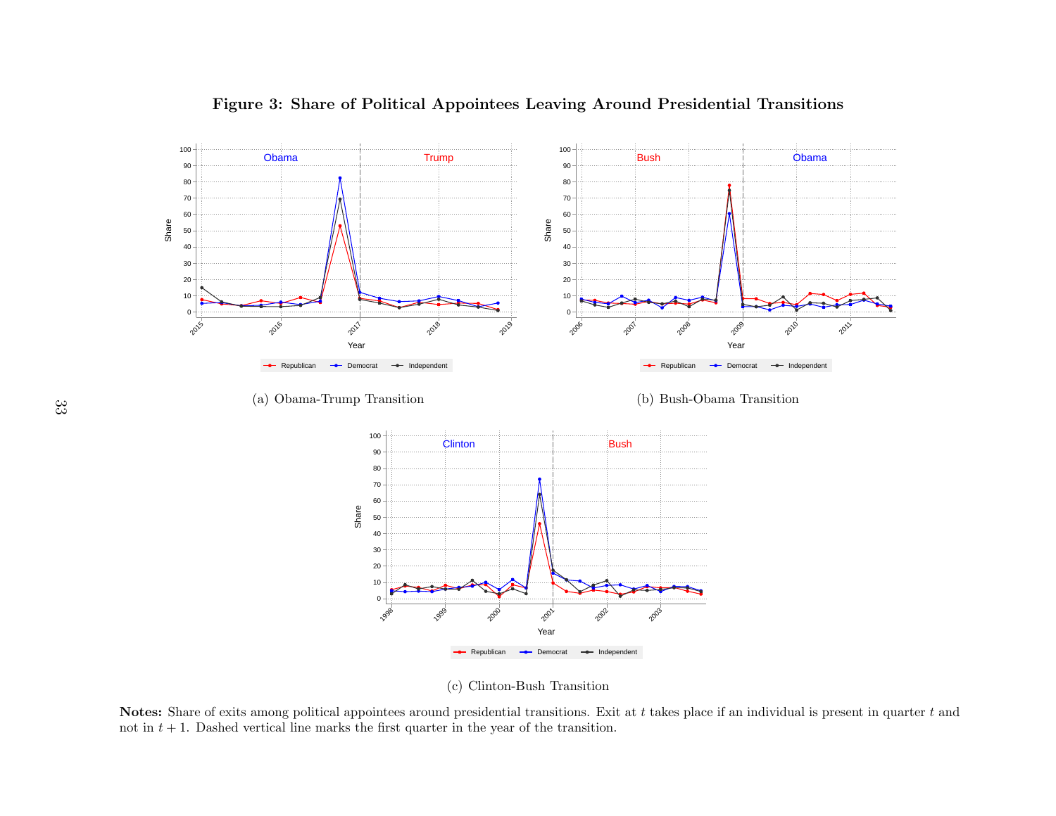# Figure 3: Share of Political Appointees Leaving Around Presidential Transitions

(a) Obama-Trump Transition

(b) Bush-Obama Transition

(c) Clinton-Bush Transition

**Notes:** Share of exits among political appointees around presidential transitions. Exit at $t$ takes place if an individual is present in quarter $t$ and not in $t+1$. Dashed vertical line marks the first quarter in the year of the transition.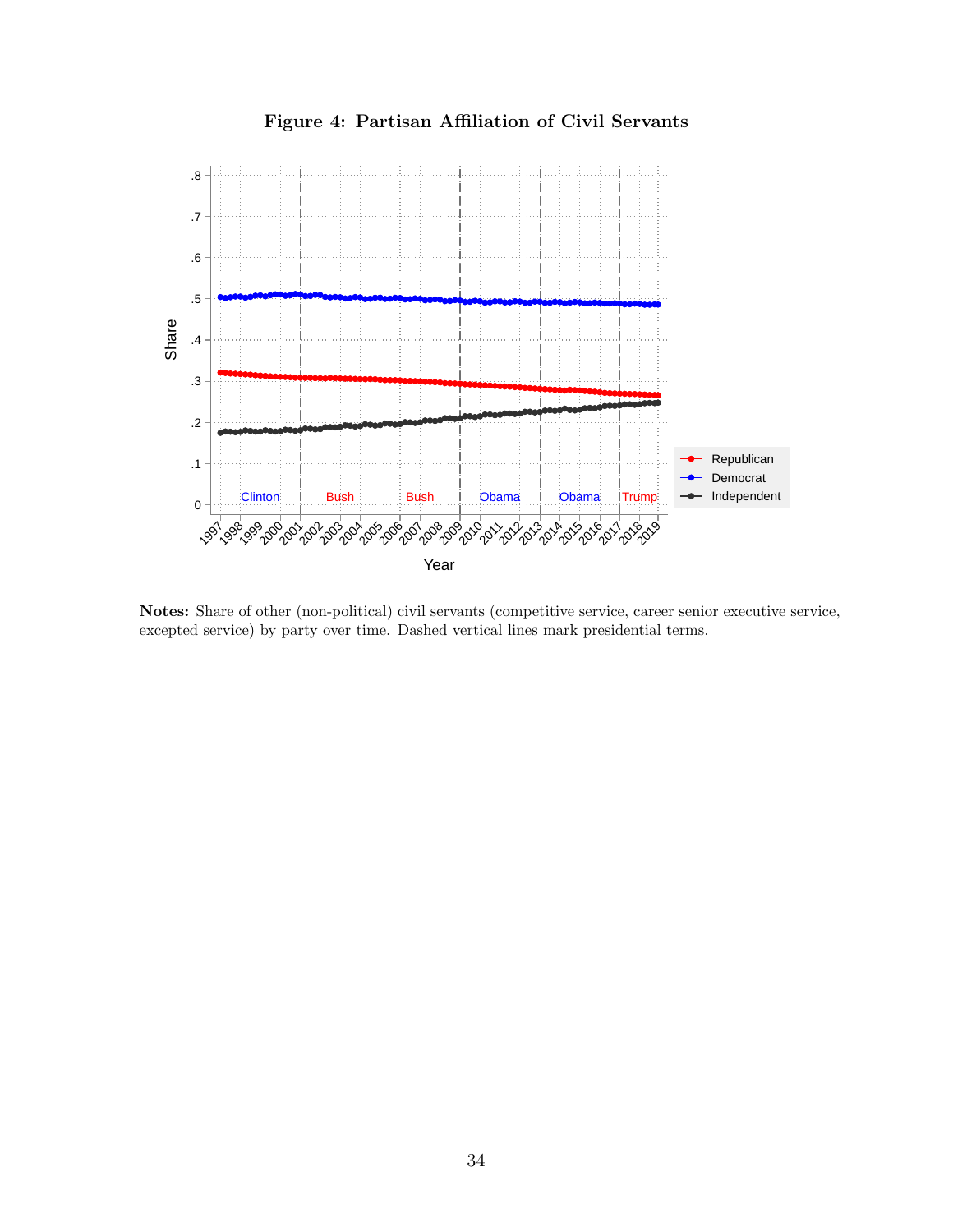**Figure 4: Partisan Affiliation of Civil Servants**

**Notes:** Share of other (non-political) civil servants (competitive service, career senior executive service, excepted service) by party over time. Dashed vertical lines mark presidential terms.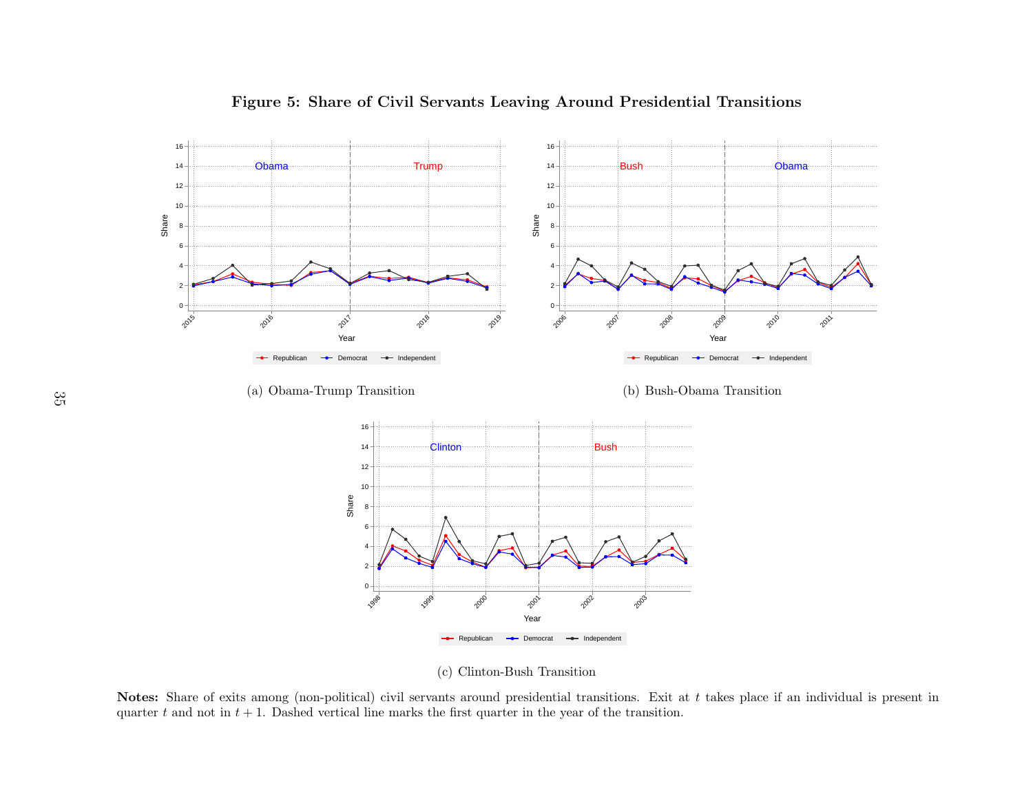# Figure 5: Share of Civil Servants Leaving Around Presidential Transitions

(a) Obama-Trump Transition

(b) Bush-Obama Transition

(c) Clinton-Bush Transition

**Notes:** Share of exits among (non-political) civil servants around presidential transitions. Exit at $t$ takes place if an individual is present in quarter $t$ and not in $t + 1$. Dashed vertical line marks the first quarter in the year of the transition.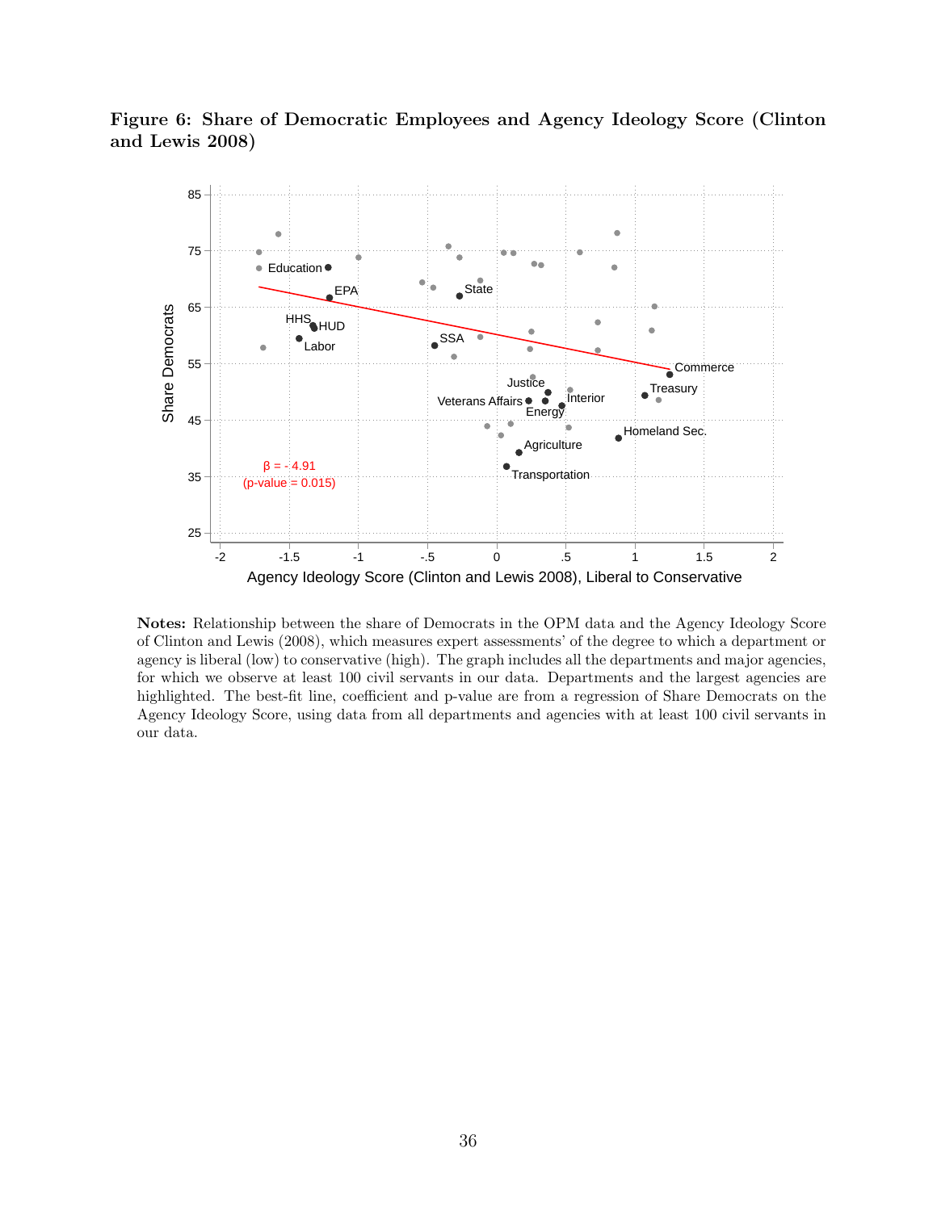**Figure 6: Share of Democratic Employees and Agency Ideology Score (Clinton and Lewis 2008)**

**Notes:** Relationship between the share of Democrats in the OPM data and the Agency Ideology Score of Clinton and Lewis (2008), which measures expert assessments' of the degree to which a department or agency is liberal (low) to conservative (high). The graph includes all the departments and major agencies, for which we observe at least 100 civil servants in our data. Departments and the largest agencies are highlighted. The best-fit line, coefficient and p-value are from a regression of Share Democrats on the Agency Ideology Score, using data from all departments and agencies with at least 100 civil servants in our data.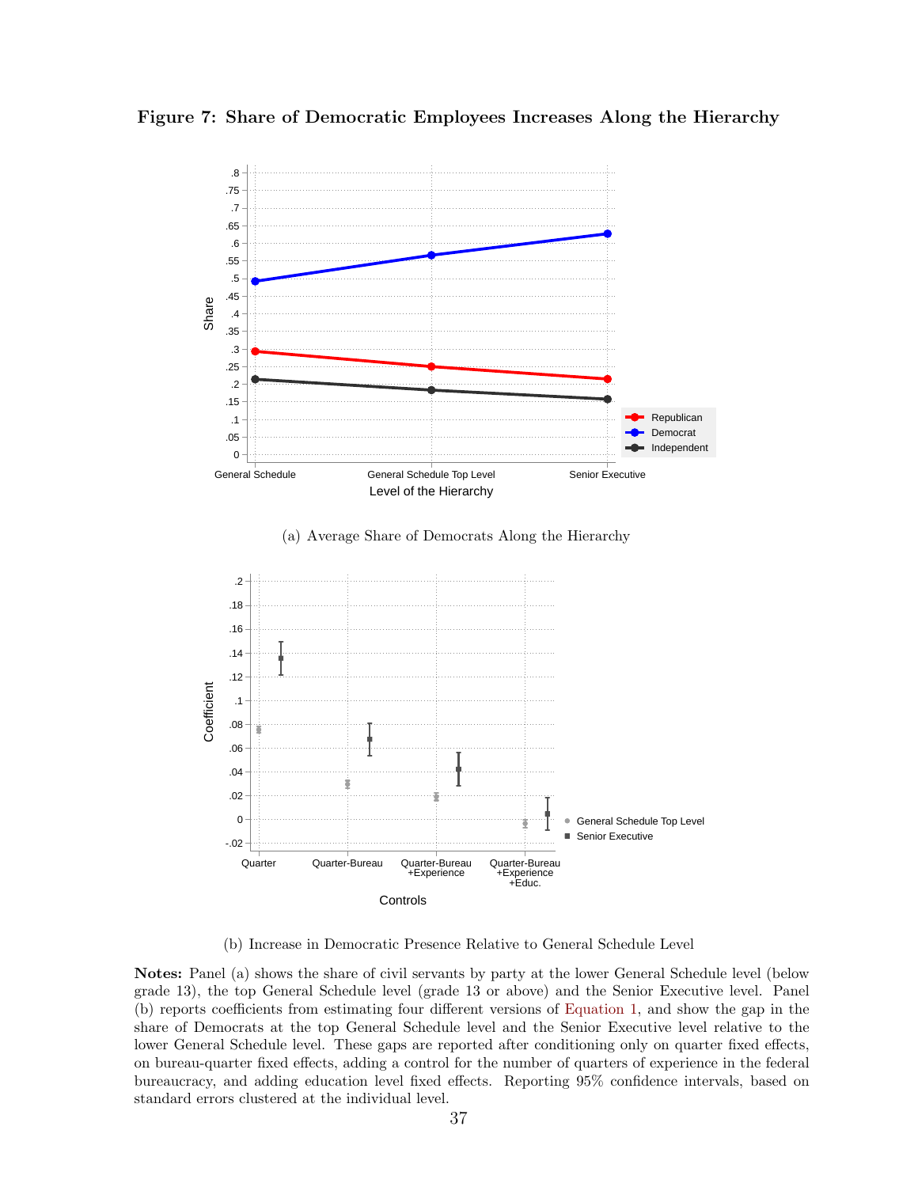**Figure 7: Share of Democratic Employees Increases Along the Hierarchy**

(a) Average Share of Democrats Along the Hierarchy

(b) Increase in Democratic Presence Relative to General Schedule Level

**Notes:** Panel (a) shows the share of civil servants by party at the lower General Schedule level (below grade 13), the top General Schedule level (grade 13 or above) and the Senior Executive level. Panel (b) reports coefficients from estimating four different versions of Equation 1, and show the gap in the share of Democrats at the top General Schedule level and the Senior Executive level relative to the lower General Schedule level. These gaps are reported after conditioning only on quarter fixed effects, on bureau-quarter fixed effects, adding a control for the number of quarters of experience in the federal bureaucracy, and adding education level fixed effects. Reporting 95% confidence intervals, based on standard errors clustered at the individual level.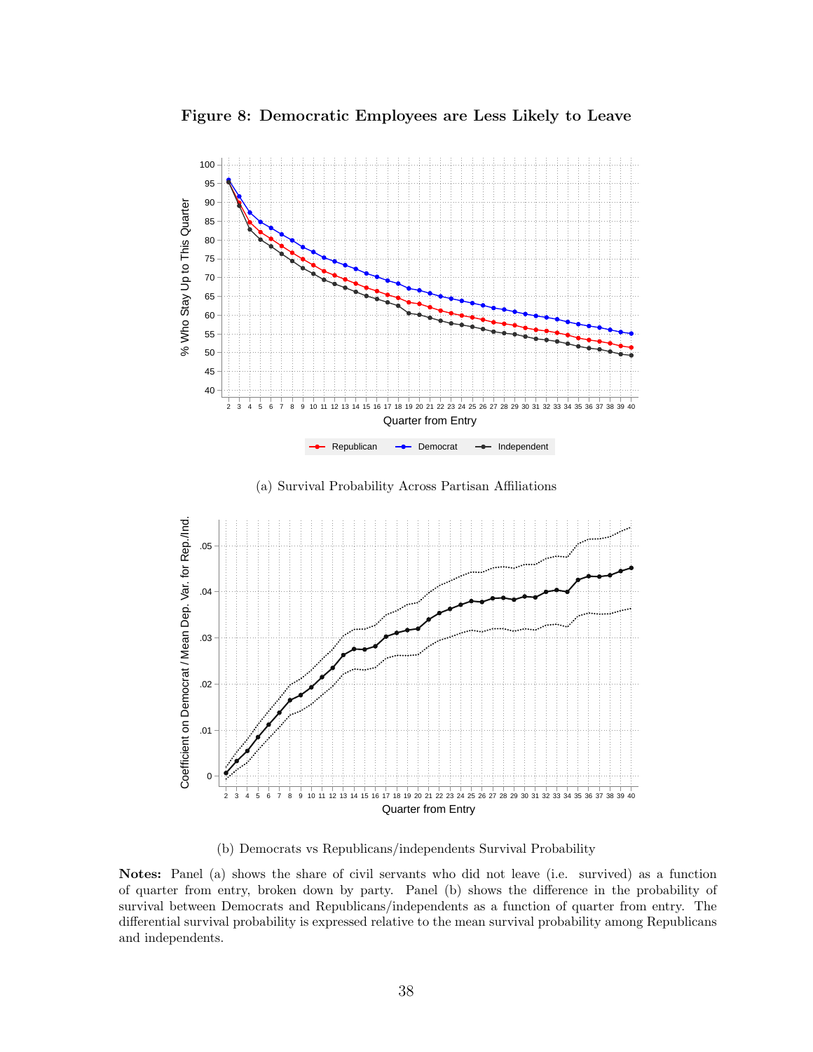**Figure 8: Democratic Employees are Less Likely to Leave**

(a) Survival Probability Across Partisan Affiliations

(b) Democrats vs Republicans/independents Survival Probability

**Notes:** Panel (a) shows the share of civil servants who did not leave (i.e. survived) as a function of quarter from entry, broken down by party. Panel (b) shows the difference in the probability of survival between Democrats and Republicans/independents as a function of quarter from entry. The differential survival probability is expressed relative to the mean survival probability among Republicans and independents.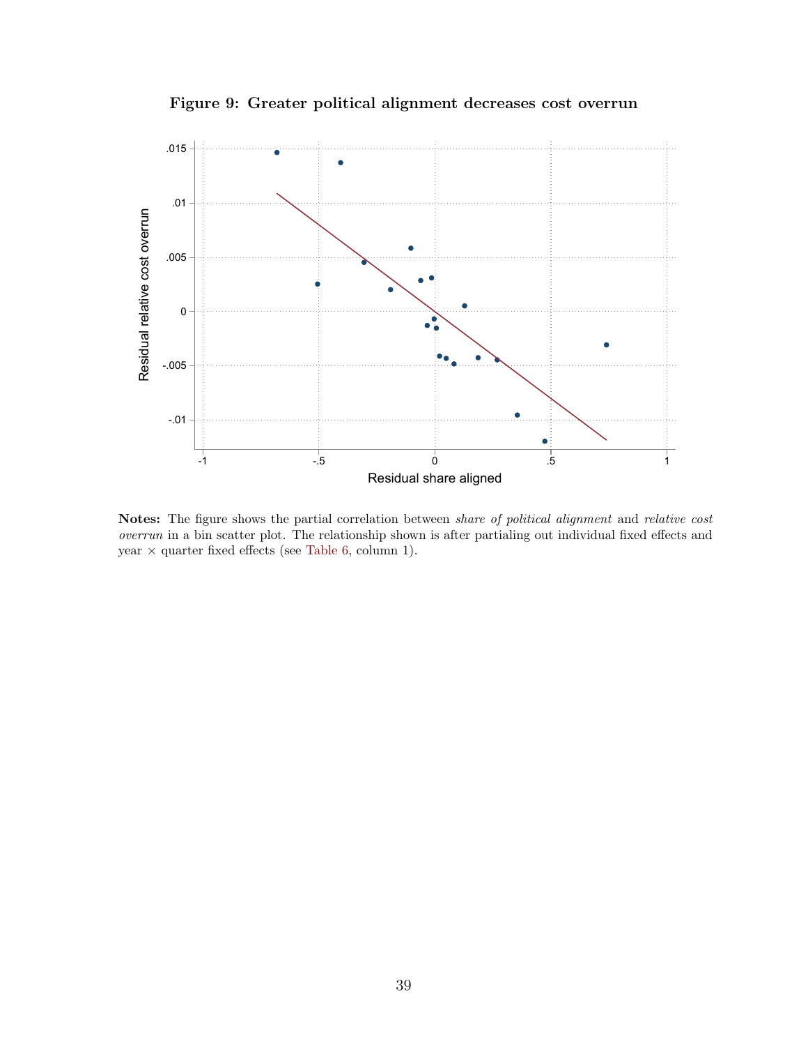**Figure 9: Greater political alignment decreases cost overrun**

**Notes:** The figure shows the partial correlation between *share of political alignment* and *relative cost overrun* in a bin scatter plot. The relationship shown is after partialing out individual fixed effects and year × quarter fixed effects (see Table 6, column 1).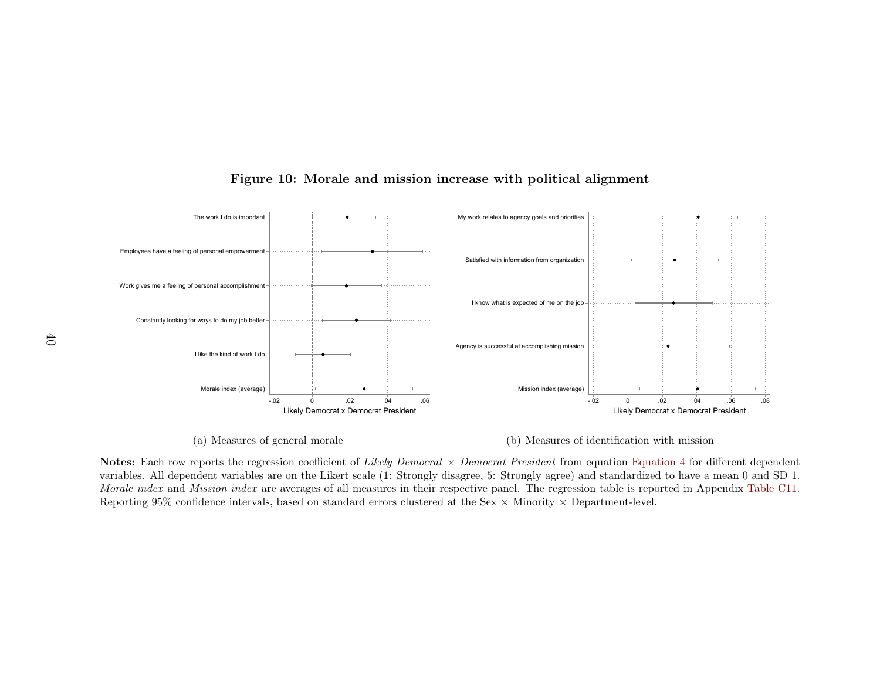**Figure 10: Morale and mission increase with political alignment**

(a) Measures of general morale

(b) Measures of identification with mission

**Notes:** Each row reports the regression coefficient of *Likely Democrat* × *Democrat President* from equation Equation 4 for different dependent variables. All dependent variables are on the Likert scale (1: Strongly disagree, 5: Strongly agree) and standardized to have a mean 0 and SD 1. *Morale index* and *Mission index* are averages of all measures in their respective panel. The regression table is reported in Appendix Table C11. Reporting 95% confidence intervals, based on standard errors clustered at the Sex × Minority × Department-level.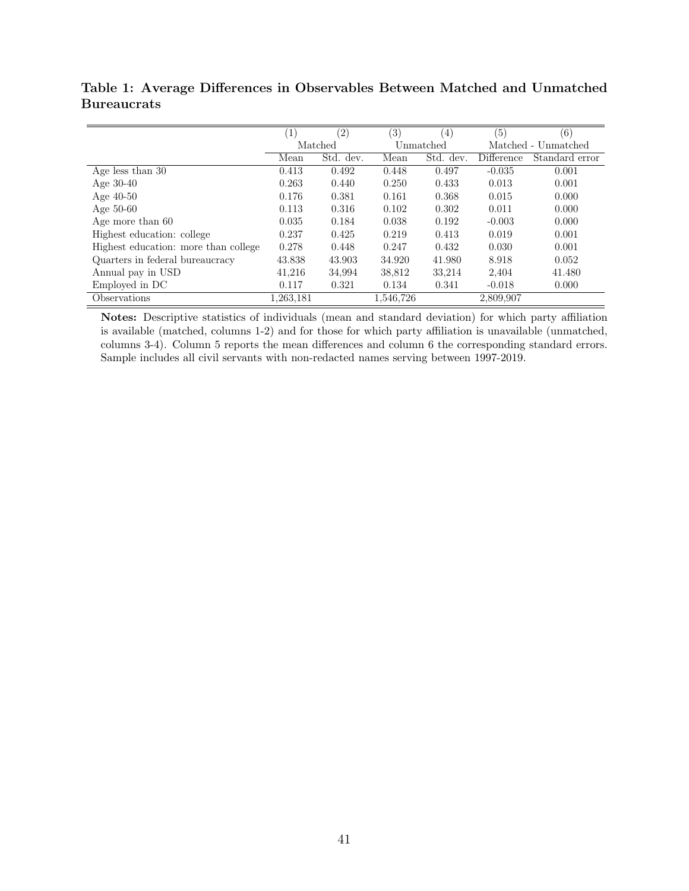**Table 1: Average Differences in Observables Between Matched and Unmatched Bureaucrats**

| | (1) | (2) | (3) | (4) | (5) | (6) |
|---|---|---|---|---|---|---|
| | Matched | | Unmatched | | Matched - Unmatched | |
| | Mean | Std. dev. | Mean | Std. dev. | Difference | Standard error |
| Age less than 30 | 0.413 | 0.492 | 0.448 | 0.497 | -0.035 | 0.001 |
| Age 30-40 | 0.263 | 0.440 | 0.250 | 0.433 | 0.013 | 0.001 |
| Age 40-50 | 0.176 | 0.381 | 0.161 | 0.368 | 0.015 | 0.000 |
| Age 50-60 | 0.113 | 0.316 | 0.102 | 0.302 | 0.011 | 0.000 |
| Age more than 60 | 0.035 | 0.184 | 0.038 | 0.192 | -0.003 | 0.000 |
| Highest education: college | 0.237 | 0.425 | 0.219 | 0.413 | 0.019 | 0.001 |
| Highest education: more than college | 0.278 | 0.448 | 0.247 | 0.432 | 0.030 | 0.001 |
| Quarters in federal bureaucracy | 43.838 | 43.903 | 34.920 | 41.980 | 8.918 | 0.052 |
| Annual pay in USD | 41,216 | 34,994 | 38,812 | 33,214 | 2,404 | 41.480 |
| Employed in DC | 0.117 | 0.321 | 0.134 | 0.341 | -0.018 | 0.000 |
| Observations | 1,263,181 | | 1,546,726 | | 2,809,907 | |

**Notes:** Descriptive statistics of individuals (mean and standard deviation) for which party affiliation is available (matched, columns 1-2) and for those for which party affiliation is unavailable (unmatched, columns 3-4). Column 5 reports the mean differences and column 6 the corresponding standard errors. Sample includes all civil servants with non-redacted names serving between 1997-2019.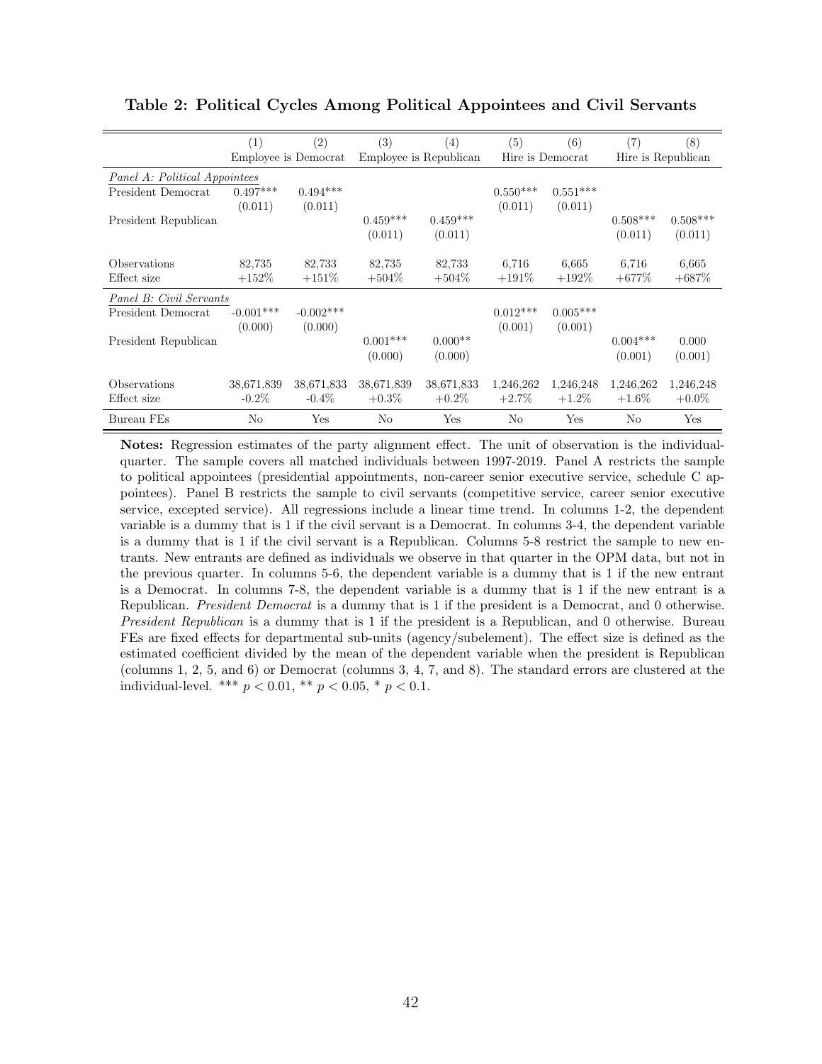**Table 2: Political Cycles Among Political Appointees and Civil Servants**

| | (1) | (2) | (3) | (4) | (5) | (6) | (7) | (8) |
|---|---|---|---|---|---|---|---|---|
| | Employee is Democrat | | Employee is Republican | | Hire is Democrat | | Hire is Republican | |
| *Panel A: Political Appointees* | | | | | | | | |
| President Democrat | 0.497*** | 0.494*** | | | 0.550*** | 0.551*** | | |
| | (0.011) | (0.011) | | | (0.011) | (0.011) | | |
| President Republican | | | 0.459*** | 0.459*** | | | 0.508*** | 0.508*** |
| | | | (0.011) | (0.011) | | | (0.011) | (0.011) |
| Observations | 82,735 | 82,733 | 82,735 | 82,733 | 6,716 | 6,665 | 6,716 | 6,665 |
| Effect size | +152% | +151% | +504% | +504% | +191% | +192% | +677% | +687% |
| *Panel B: Civil Servants* | | | | | | | | |
| President Democrat | -0.001*** | -0.002*** | | | 0.012*** | 0.005*** | | |
| | (0.000) | (0.000) | | | (0.001) | (0.001) | | |
| President Republican | | | 0.001*** | 0.000** | | | 0.004*** | 0.000 |
| | | | (0.000) | (0.000) | | | (0.001) | (0.001) |
| Observations | 38,671,839 | 38,671,833 | 38,671,839 | 38,671,833 | 1,246,262 | 1,246,248 | 1,246,262 | 1,246,248 |
| Effect size | -0.2% | -0.4% | +0.3% | +0.2% | +2.7% | +1.2% | +1.6% | +0.0% |
| Bureau FEs | No | Yes | No | Yes | No | Yes | No | Yes |

**Notes:** Regression estimates of the party alignment effect. The unit of observation is the individual-quarter. The sample covers all matched individuals between 1997-2019. Panel A restricts the sample to political appointees (presidential appointments, non-career senior executive service, schedule C appointees). Panel B restricts the sample to civil servants (competitive service, career senior executive service, excepted service). All regressions include a linear time trend. In columns 1-2, the dependent variable is a dummy that is 1 if the civil servant is a Democrat. In columns 3-4, the dependent variable is a dummy that is 1 if the civil servant is a Republican. Columns 5-8 restrict the sample to new entrants. New entrants are defined as individuals we observe in that quarter in the OPM data, but not in the previous quarter. In columns 5-6, the dependent variable is a dummy that is 1 if the new entrant is a Democrat. In columns 7-8, the dependent variable is a dummy that is 1 if the new entrant is a Republican. *President Democrat* is a dummy that is 1 if the president is a Democrat, and 0 otherwise. *President Republican* is a dummy that is 1 if the president is a Republican, and 0 otherwise. Bureau FEs are fixed effects for departmental sub-units (agency/subelement). The effect size is defined as the estimated coefficient divided by the mean of the dependent variable when the president is Republican (columns 1, 2, 5, and 6) or Democrat (columns 3, 4, 7, and 8). The standard errors are clustered at the individual-level. *** $p < 0.01$, ** $p < 0.05$, * $p < 0.1$.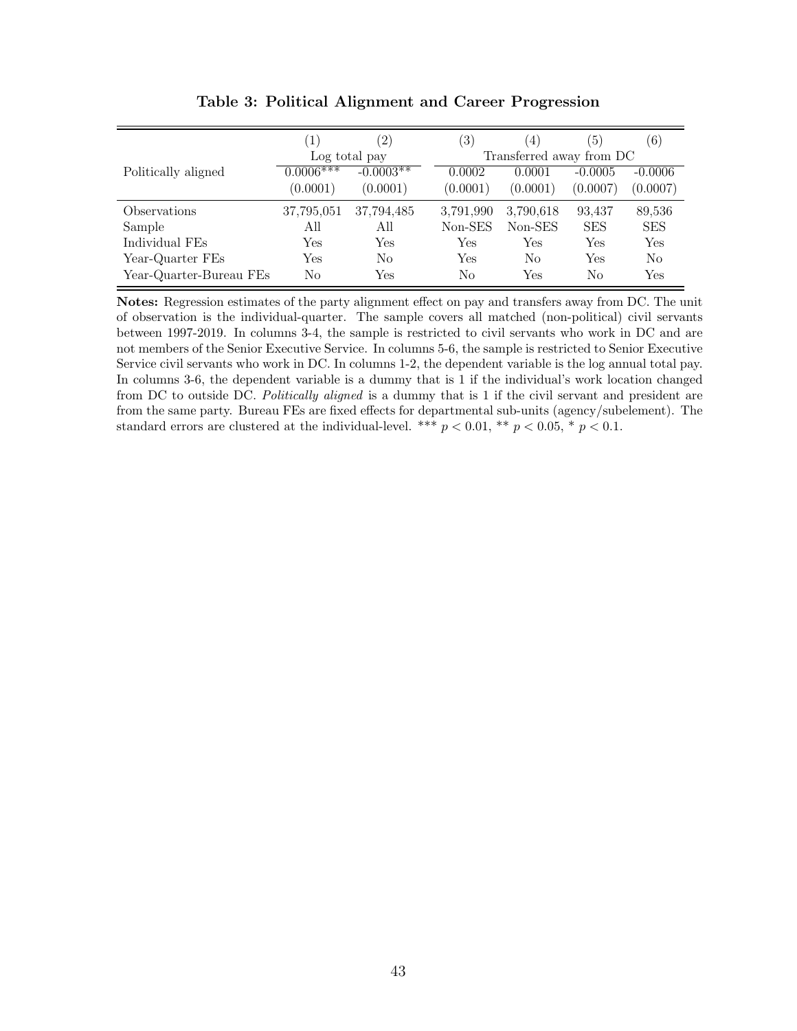**Table 3: Political Alignment and Career Progression**

| | (1) | (2) | (3) | (4) | (5) | (6) |
|---|---|---|---|---|---|---|
| | Log total pay | | Transferred away from DC | | | |
| Politically aligned | 0.0006*** | -0.0003** | 0.0002 | 0.0001 | -0.0005 | -0.0006 |
| | (0.0001) | (0.0001) | (0.0001) | (0.0001) | (0.0007) | (0.0007) |
| Observations | 37,795,051 | 37,794,485 | 3,791,990 | 3,790,618 | 93,437 | 89,536 |
| Sample | All | All | Non-SES | Non-SES | SES | SES |
| Individual FEs | Yes | Yes | Yes | Yes | Yes | Yes |
| Year-Quarter FEs | Yes | No | Yes | No | Yes | No |
| Year-Quarter-Bureau FEs | No | Yes | No | Yes | No | Yes |

**Notes:** Regression estimates of the party alignment effect on pay and transfers away from DC. The unit of observation is the individual-quarter. The sample covers all matched (non-political) civil servants between 1997-2019. In columns 3-4, the sample is restricted to civil servants who work in DC and are not members of the Senior Executive Service. In columns 5-6, the sample is restricted to Senior Executive Service civil servants who work in DC. In columns 1-2, the dependent variable is the log annual total pay. In columns 3-6, the dependent variable is a dummy that is 1 if the individual's work location changed from DC to outside DC. *Politically aligned* is a dummy that is 1 if the civil servant and president are from the same party. Bureau FEs are fixed effects for departmental sub-units (agency/subelement). The standard errors are clustered at the individual-level. *** $p < 0.01$, ** $p < 0.05$, * $p < 0.1$.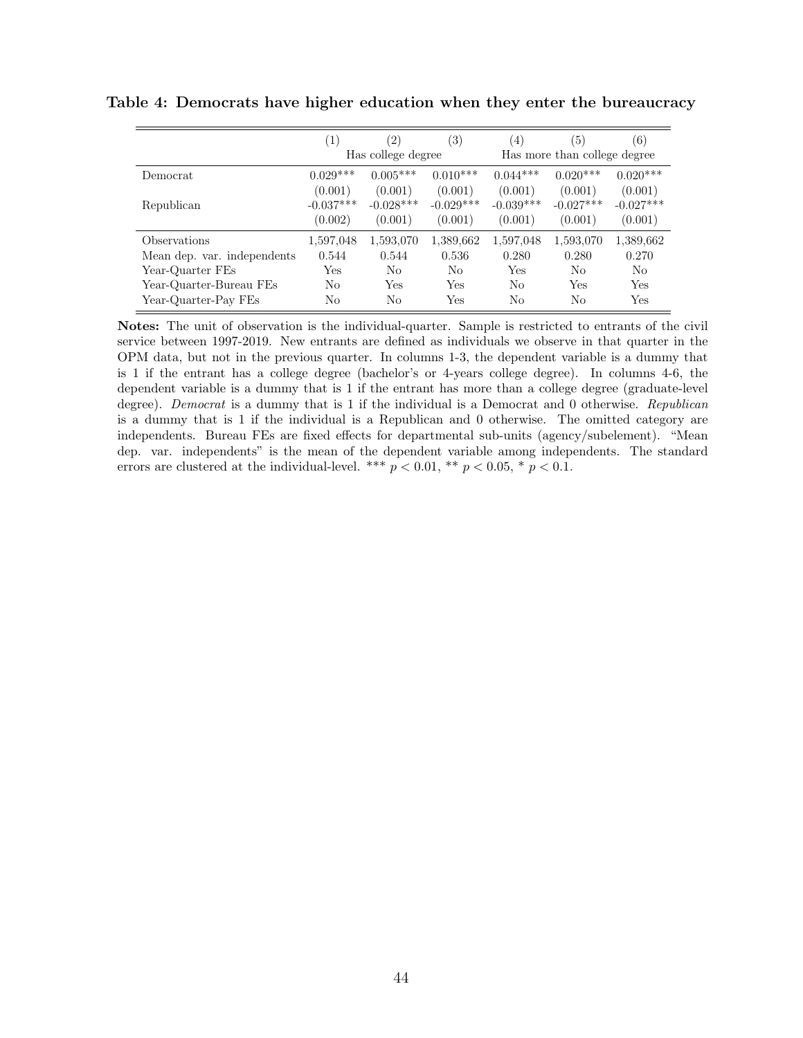**Table 4: Democrats have higher education when they enter the bureaucracy**

| | (1) | (2) | (3) | (4) | (5) | (6) |
|---|---|---|---|---|---|---|
| | Has college degree | | | Has more than college degree | | |
| Democrat | 0.029*** | 0.005*** | 0.010*** | 0.044*** | 0.020*** | 0.020*** |
| | (0.001) | (0.001) | (0.001) | (0.001) | (0.001) | (0.001) |
| Republican | -0.037*** | -0.028*** | -0.029*** | -0.039*** | -0.027*** | -0.027*** |
| | (0.002) | (0.001) | (0.001) | (0.001) | (0.001) | (0.001) |
| Observations | 1,597,048 | 1,593,070 | 1,389,662 | 1,597,048 | 1,593,070 | 1,389,662 |
| Mean dep. var. independents | 0.544 | 0.544 | 0.536 | 0.280 | 0.280 | 0.270 |
| Year-Quarter FEs | Yes | No | No | Yes | No | No |
| Year-Quarter-Bureau FEs | No | Yes | Yes | No | Yes | Yes |
| Year-Quarter-Pay FEs | No | No | Yes | No | No | Yes |

**Notes:** The unit of observation is the individual-quarter. Sample is restricted to entrants of the civil service between 1997-2019. New entrants are defined as individuals we observe in that quarter in the OPM data, but not in the previous quarter. In columns 1-3, the dependent variable is a dummy that is 1 if the entrant has a college degree (bachelor's or 4-years college degree). In columns 4-6, the dependent variable is a dummy that is 1 if the entrant has more than a college degree (graduate-level degree). *Democrat* is a dummy that is 1 if the individual is a Democrat and 0 otherwise. *Republican* is a dummy that is 1 if the individual is a Republican and 0 otherwise. The omitted category are independents. Bureau FEs are fixed effects for departmental sub-units (agency/subelement). "Mean dep. var. independents" is the mean of the dependent variable among independents. The standard errors are clustered at the individual-level. *** $p < 0.01$, ** $p < 0.05$, * $p < 0.1$.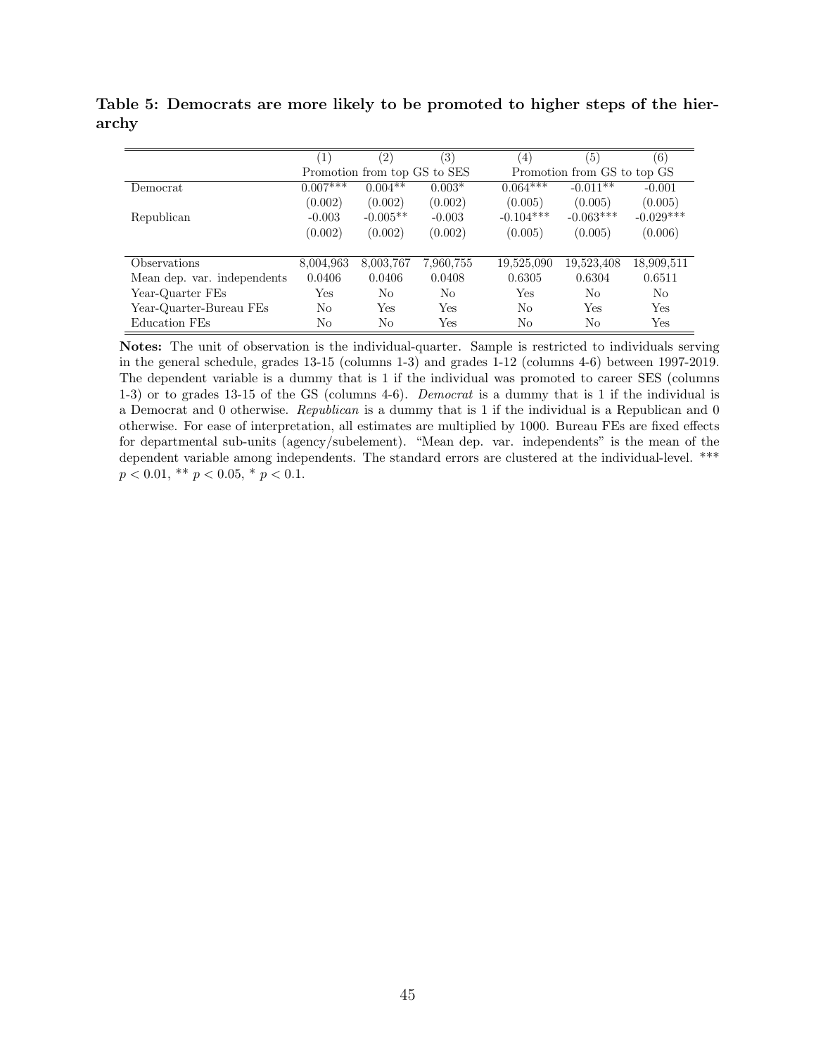**Table 5: Democrats are more likely to be promoted to higher steps of the hierarchy**

| | (1) | (2) | (3) | (4) | (5) | (6) |
|---|---|---|---|---|---|---|
| | Promotion from top GS to SES | | | Promotion from GS to top GS | | |
| Democrat | 0.007*** | 0.004** | 0.003* | 0.064*** | -0.011** | -0.001 |
| | (0.002) | (0.002) | (0.002) | (0.005) | (0.005) | (0.005) |
| Republican | -0.003 | -0.005** | -0.003 | -0.104*** | -0.063*** | -0.029*** |
| | (0.002) | (0.002) | (0.002) | (0.005) | (0.005) | (0.006) |
| Observations | 8,004,963 | 8,003,767 | 7,960,755 | 19,525,090 | 19,523,408 | 18,909,511 |
| Mean dep. var. independents | 0.0406 | 0.0406 | 0.0408 | 0.6305 | 0.6304 | 0.6511 |
| Year-Quarter FEs | Yes | No | No | Yes | No | No |
| Year-Quarter-Bureau FEs | No | Yes | Yes | No | Yes | Yes |
| Education FEs | No | No | Yes | No | No | Yes |

**Notes:** The unit of observation is the individual-quarter. Sample is restricted to individuals serving in the general schedule, grades 13-15 (columns 1-3) and grades 1-12 (columns 4-6) between 1997-2019. The dependent variable is a dummy that is 1 if the individual was promoted to career SES (columns 1-3) or to grades 13-15 of the GS (columns 4-6). *Democrat* is a dummy that is 1 if the individual is a Democrat and 0 otherwise. *Republican* is a dummy that is 1 if the individual is a Republican and 0 otherwise. For ease of interpretation, all estimates are multiplied by 1000. Bureau FEs are fixed effects for departmental sub-units (agency/subelement). "Mean dep. var. independents" is the mean of the dependent variable among independents. The standard errors are clustered at the individual-level. *** $p < 0.01$, ** $p < 0.05$, * $p < 0.1$.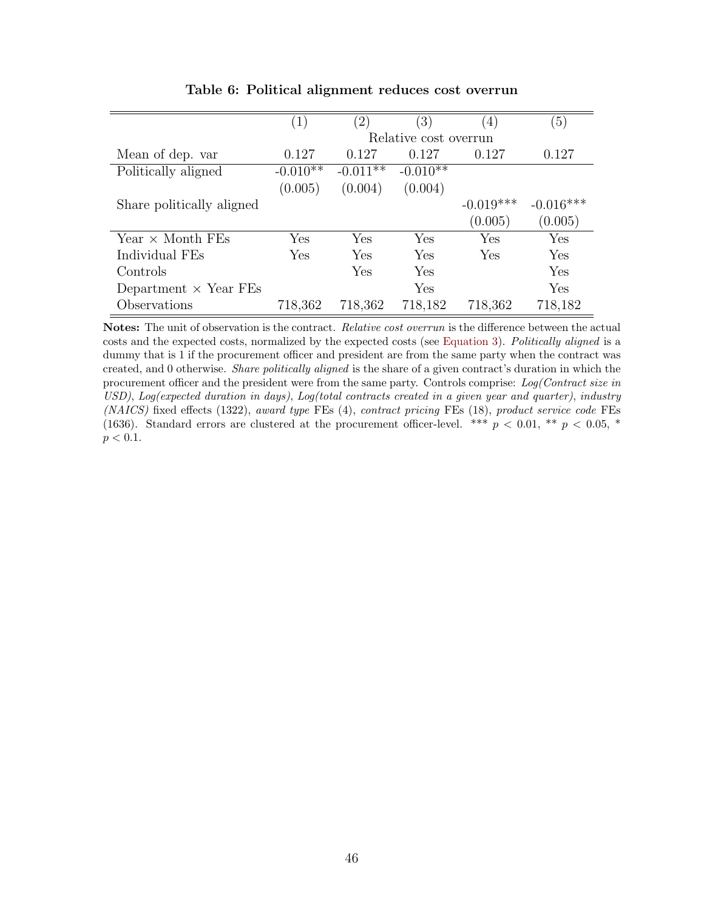**Table 6: Political alignment reduces cost overrun**

| | (1) | (2) | (3) | (4) | (5) |
|---|---|---|---|---|---|
| | Relative cost overrun | | | | |
| Mean of dep. var | 0.127 | 0.127 | 0.127 | 0.127 | 0.127 |
| Politically aligned | -0.010** | -0.011** | -0.010** | | |
| | (0.005) | (0.004) | (0.004) | | |
| Share politically aligned | | | | -0.019*** | -0.016*** |
| | | | | (0.005) | (0.005) |
| Year × Month FEs | Yes | Yes | Yes | Yes | Yes |
| Individual FEs | Yes | Yes | Yes | Yes | Yes |
| Controls | | Yes | Yes | | Yes |
| Department × Year FEs | | | Yes | | Yes |
| Observations | 718,362 | 718,362 | 718,182 | 718,362 | 718,182 |

**Notes:** The unit of observation is the contract. *Relative cost overrun* is the difference between the actual costs and the expected costs, normalized by the expected costs (see Equation 3). *Politically aligned* is a dummy that is 1 if the procurement officer and president are from the same party when the contract was created, and 0 otherwise. *Share politically aligned* is the share of a given contract's duration in which the procurement officer and the president were from the same party. Controls comprise: *Log(Contract size in USD)*, *Log(expected duration in days)*, *Log(total contracts created in a given year and quarter)*, *industry (NAICS)* fixed effects (1322), *award type* FEs (4), *contract pricing* FEs (18), *product service code* FEs (1636). Standard errors are clustered at the procurement officer-level. *** $p < 0.01$, ** $p < 0.05$, * $p < 0.1$.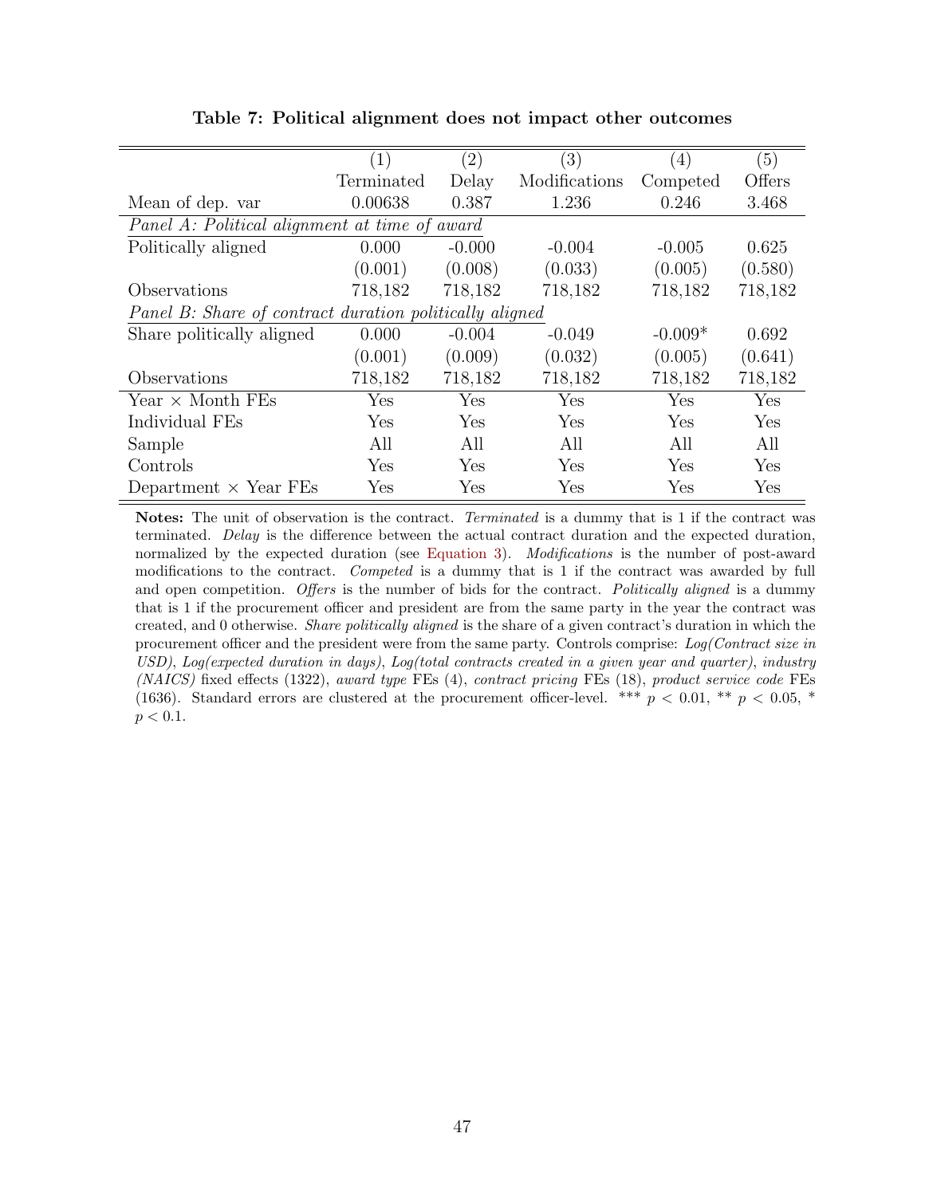**Table 7: Political alignment does not impact other outcomes**

| | (1) | (2) | (3) | (4) | (5) |
|---|---|---|---|---|---|
| | Terminated | Delay | Modifications | Competed | Offers |
| Mean of dep. var | 0.00638 | 0.387 | 1.236 | 0.246 | 3.468 |
| *Panel A: Political alignment at time of award* | | | | | |
| Politically aligned | 0.000 | -0.000 | -0.004 | -0.005 | 0.625 |
| | (0.001) | (0.008) | (0.033) | (0.005) | (0.580) |
| Observations | 718,182 | 718,182 | 718,182 | 718,182 | 718,182 |
| *Panel B: Share of contract duration politically aligned* | | | | | |
| Share politically aligned | 0.000 | -0.004 | -0.049 | -0.009* | 0.692 |
| | (0.001) | (0.009) | (0.032) | (0.005) | (0.641) |
| Observations | 718,182 | 718,182 | 718,182 | 718,182 | 718,182 |
| Year × Month FEs | Yes | Yes | Yes | Yes | Yes |
| Individual FEs | Yes | Yes | Yes | Yes | Yes |
| Sample | All | All | All | All | All |
| Controls | Yes | Yes | Yes | Yes | Yes |
| Department × Year FEs | Yes | Yes | Yes | Yes | Yes |

**Notes:** The unit of observation is the contract. *Terminated* is a dummy that is 1 if the contract was terminated. *Delay* is the difference between the actual contract duration and the expected duration, normalized by the expected duration (see Equation 3). *Modifications* is the number of post-award modifications to the contract. *Competed* is a dummy that is 1 if the contract was awarded by full and open competition. *Offers* is the number of bids for the contract. *Politically aligned* is a dummy that is 1 if the procurement officer and president are from the same party in the year the contract was created, and 0 otherwise. *Share politically aligned* is the share of a given contract's duration in which the procurement officer and the president were from the same party. Controls comprise: *Log(Contract size in USD)*, *Log(expected duration in days)*, *Log(total contracts created in a given year and quarter)*, *industry (NAICS)* fixed effects (1322), *award type* FEs (4), *contract pricing* FEs (18), *product service code* FEs (1636). Standard errors are clustered at the procurement officer-level. *** $p < 0.01$, ** $p < 0.05$, * $p < 0.1$.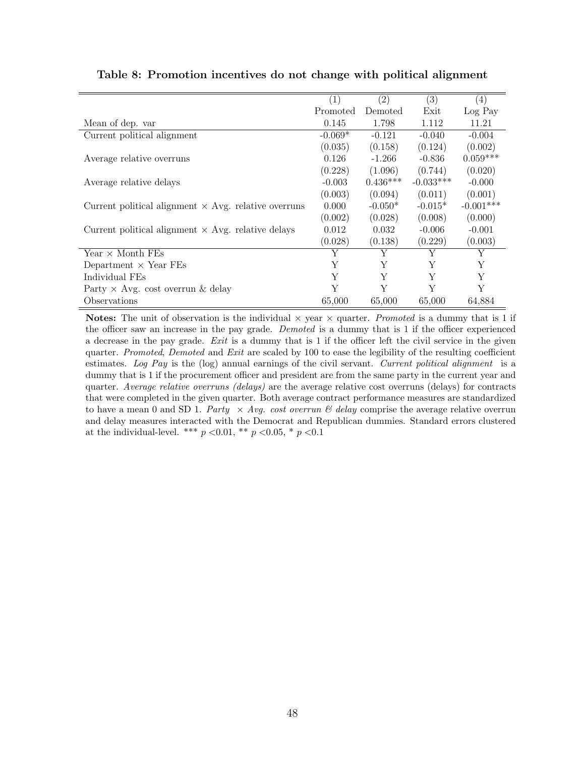**Table 8: Promotion incentives do not change with political alignment**

| | (1) | (2) | (3) | (4) |
|---|---|---|---|---|
| | Promoted | Demoted | Exit | Log Pay |
| Mean of dep. var | 0.145 | 1.798 | 1.112 | 11.21 |
| Current political alignment | -0.069* | -0.121 | -0.040 | -0.004 |
| | (0.035) | (0.158) | (0.124) | (0.002) |
| Average relative overruns | 0.126 | -1.266 | -0.836 | 0.059*** |
| | (0.228) | (1.096) | (0.744) | (0.020) |
| Average relative delays | -0.003 | 0.436*** | -0.033*** | -0.000 |
| | (0.003) | (0.094) | (0.011) | (0.001) |
| Current political alignment × Avg. relative overruns | 0.000 | -0.050* | -0.015* | -0.001*** |
| | (0.002) | (0.028) | (0.008) | (0.000) |
| Current political alignment × Avg. relative delays | 0.012 | 0.032 | -0.006 | -0.001 |
| | (0.028) | (0.138) | (0.229) | (0.003) |
| Year × Month FEs | Y | Y | Y | Y |
| Department × Year FEs | Y | Y | Y | Y |
| Individual FEs | Y | Y | Y | Y |
| Party × Avg. cost overrun & delay | Y | Y | Y | Y |
| Observations | 65,000 | 65,000 | 65,000 | 64,884 |

**Notes:** The unit of observation is the individual × year × quarter. *Promoted* is a dummy that is 1 if the officer saw an increase in the pay grade. *Demoted* is a dummy that is 1 if the officer experienced a decrease in the pay grade. *Exit* is a dummy that is 1 if the officer left the civil service in the given quarter. *Promoted*, *Demoted* and *Exit* are scaled by 100 to ease the legibility of the resulting coefficient estimates. *Log Pay* is the (log) annual earnings of the civil servant. *Current political alignment* is a dummy that is 1 if the procurement officer and president are from the same party in the current year and quarter. *Average relative overruns (delays)* are the average relative cost overruns (delays) for contracts that were completed in the given quarter. Both average contract performance measures are standardized to have a mean 0 and SD 1. *Party × Avg. cost overrun & delay* comprise the average relative overrun and delay measures interacted with the Democrat and Republican dummies. Standard errors clustered at the individual-level. *** $p < 0.01$, ** $p < 0.05$, * $p < 0.1$